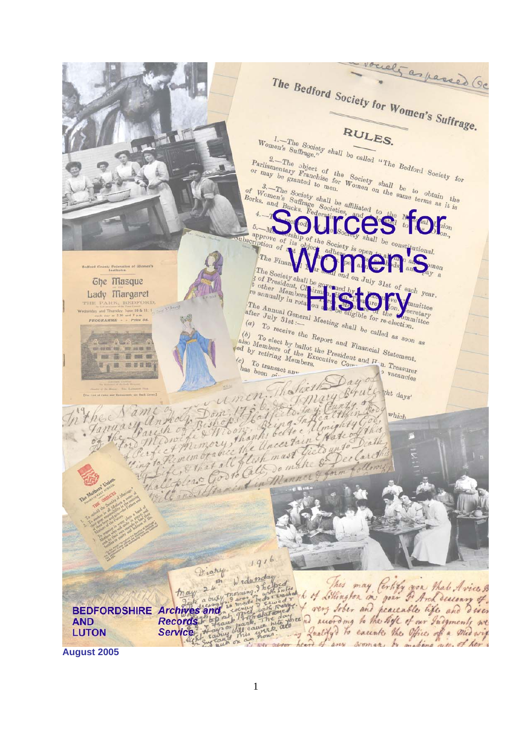# Sources for Women's History

**BEDFORDSHIRE AND LUTON** *Archives and Records Service*

**August 2005**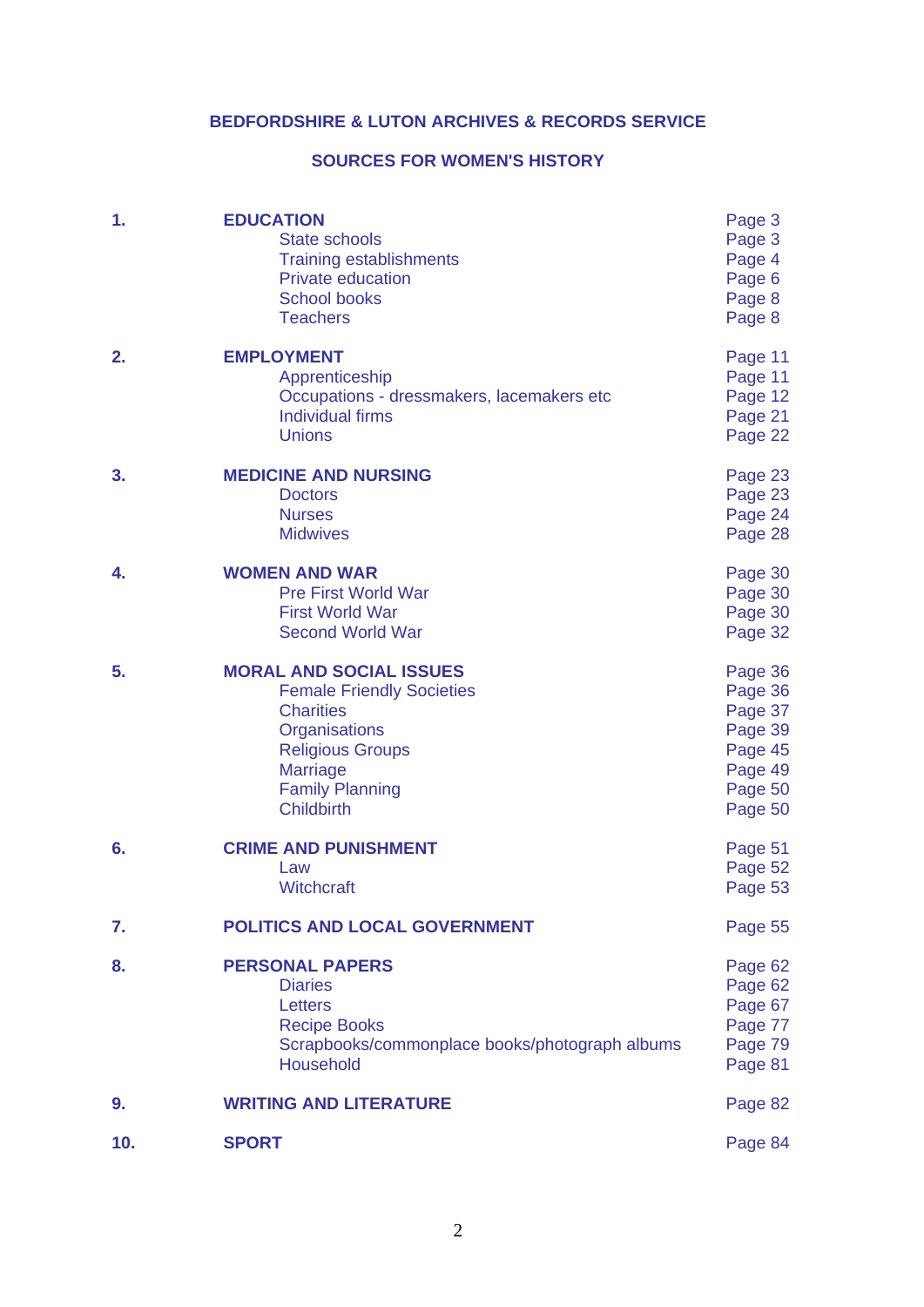**BEDFORDSHIRE & LUTON ARCHIVES & RECORDS SERVICE**

**SOURCES FOR WOMEN'S HISTORY**

| | | |
|---|---|---|
| **1.** | **EDUCATION** | Page 3 |
| | State schools | Page 3 |
| | Training establishments | Page 4 |
| | Private education | Page 6 |
| | School books | Page 8 |
| | Teachers | Page 8 |
| **2.** | **EMPLOYMENT** | Page 11 |
| | Apprenticeship | Page 11 |
| | Occupations - dressmakers, lacemakers etc | Page 12 |
| | Individual firms | Page 21 |
| | Unions | Page 22 |
| **3.** | **MEDICINE AND NURSING** | Page 23 |
| | Doctors | Page 23 |
| | Nurses | Page 24 |
| | Midwives | Page 28 |
| **4.** | **WOMEN AND WAR** | Page 30 |
| | Pre First World War | Page 30 |
| | First World War | Page 30 |
| | Second World War | Page 32 |
| **5.** | **MORAL AND SOCIAL ISSUES** | Page 36 |
| | Female Friendly Societies | Page 36 |
| | Charities | Page 37 |
| | Organisations | Page 39 |
| | Religious Groups | Page 45 |
| | Marriage | Page 49 |
| | Family Planning | Page 50 |
| | Childbirth | Page 50 |
| **6.** | **CRIME AND PUNISHMENT** | Page 51 |
| | Law | Page 52 |
| | Witchcraft | Page 53 |
| **7.** | **POLITICS AND LOCAL GOVERNMENT** | Page 55 |
| **8.** | **PERSONAL PAPERS** | Page 62 |
| | Diaries | Page 62 |
| | Letters | Page 67 |
| | Recipe Books | Page 77 |
| | Scrapbooks/commonplace books/photograph albums | Page 79 |
| | Household | Page 81 |
| **9.** | **WRITING AND LITERATURE** | Page 82 |
| **10.** | **SPORT** | Page 84 |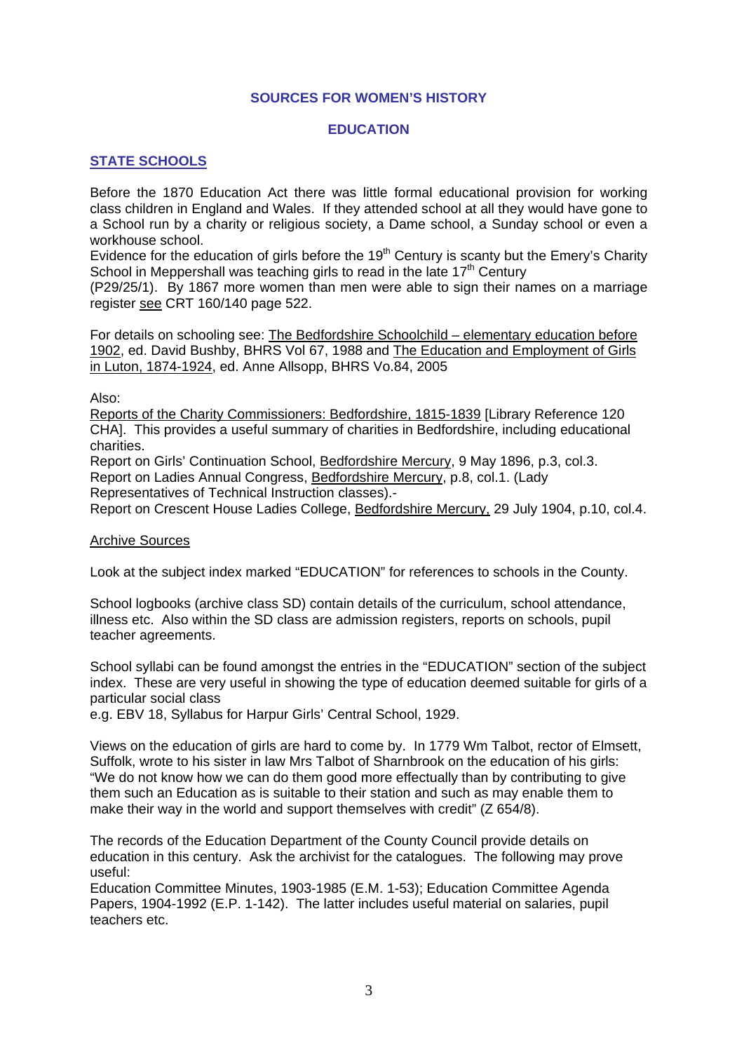## SOURCES FOR WOMEN'S HISTORY

### EDUCATION

### STATE SCHOOLS

Before the 1870 Education Act there was little formal educational provision for working class children in England and Wales. If they attended school at all they would have gone to a School run by a charity or religious society, a Dame school, a Sunday school or even a workhouse school.
Evidence for the education of girls before the 19th Century is scanty but the Emery's Charity School in Meppershall was teaching girls to read in the late 17th Century (P29/25/1). By 1867 more women than men were able to sign their names on a marriage register see CRT 160/140 page 522.

For details on schooling see: The Bedfordshire Schoolchild – elementary education before 1902, ed. David Bushby, BHRS Vol 67, 1988 and The Education and Employment of Girls in Luton, 1874-1924, ed. Anne Allsopp, BHRS Vo.84, 2005

Also:
Reports of the Charity Commissioners: Bedfordshire, 1815-1839 [Library Reference 120 CHA]. This provides a useful summary of charities in Bedfordshire, including educational charities.
Report on Girls' Continuation School, Bedfordshire Mercury, 9 May 1896, p.3, col.3.
Report on Ladies Annual Congress, Bedfordshire Mercury, p.8, col.1. (Lady Representatives of Technical Instruction classes).-
Report on Crescent House Ladies College, Bedfordshire Mercury, 29 July 1904, p.10, col.4.

Archive Sources

Look at the subject index marked "EDUCATION" for references to schools in the County.

School logbooks (archive class SD) contain details of the curriculum, school attendance, illness etc. Also within the SD class are admission registers, reports on schools, pupil teacher agreements.

School syllabi can be found amongst the entries in the "EDUCATION" section of the subject index. These are very useful in showing the type of education deemed suitable for girls of a particular social class
e.g. EBV 18, Syllabus for Harpur Girls' Central School, 1929.

Views on the education of girls are hard to come by. In 1779 Wm Talbot, rector of Elmsett, Suffolk, wrote to his sister in law Mrs Talbot of Sharnbrook on the education of his girls: "We do not know how we can do them good more effectually than by contributing to give them such an Education as is suitable to their station and such as may enable them to make their way in the world and support themselves with credit" (Z 654/8).

The records of the Education Department of the County Council provide details on education in this century. Ask the archivist for the catalogues. The following may prove useful:
Education Committee Minutes, 1903-1985 (E.M. 1-53); Education Committee Agenda Papers, 1904-1992 (E.P. 1-142). The latter includes useful material on salaries, pupil teachers etc.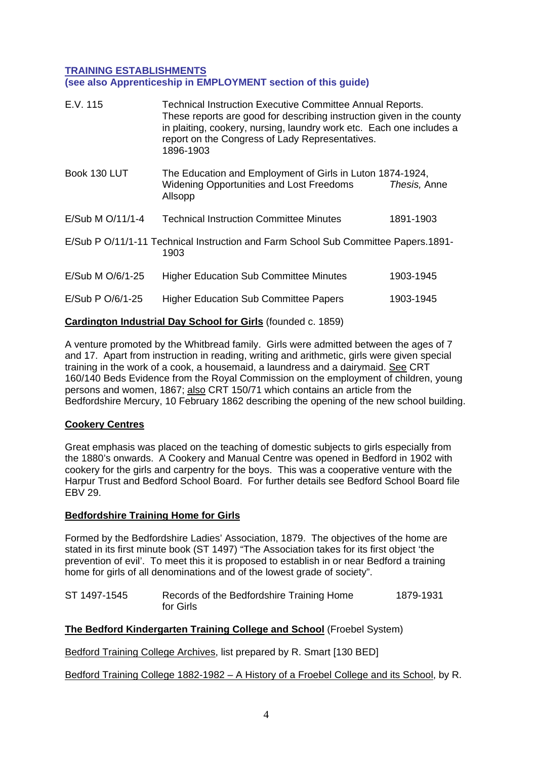## TRAINING ESTABLISHMENTS
**(see also Apprenticeship in EMPLOYMENT section of this guide)**

| | | |
|---|---|---|
| E.V. 115 | Technical Instruction Executive Committee Annual Reports. These reports are good for describing instruction given in the county in plaiting, cookery, nursing, laundry work etc. Each one includes a report on the Congress of Lady Representatives. 1896-1903 | |
| Book 130 LUT | The Education and Employment of Girls in Luton 1874-1924, Widening Opportunities and Lost Freedoms | *Thesis,* Anne Allsopp |
| E/Sub M O/11/1-4 | Technical Instruction Committee Minutes | 1891-1903 |
| E/Sub P O/11/1-11 | Technical Instruction and Farm School Sub Committee Papers. | 1891-1903 |
| E/Sub M O/6/1-25 | Higher Education Sub Committee Minutes | 1903-1945 |
| E/Sub P O/6/1-25 | Higher Education Sub Committee Papers | 1903-1945 |

**Cardington Industrial Day School for Girls** (founded c. 1859)

A venture promoted by the Whitbread family. Girls were admitted between the ages of 7 and 17. Apart from instruction in reading, writing and arithmetic, girls were given special training in the work of a cook, a housemaid, a laundress and a dairymaid. See CRT 160/140 Beds Evidence from the Royal Commission on the employment of children, young persons and women, 1867; also CRT 150/71 which contains an article from the Bedfordshire Mercury, 10 February 1862 describing the opening of the new school building.

**Cookery Centres**

Great emphasis was placed on the teaching of domestic subjects to girls especially from the 1880's onwards. A Cookery and Manual Centre was opened in Bedford in 1902 with cookery for the girls and carpentry for the boys. This was a cooperative venture with the Harpur Trust and Bedford School Board. For further details see Bedford School Board file EBV 29.

**Bedfordshire Training Home for Girls**

Formed by the Bedfordshire Ladies' Association, 1879. The objectives of the home are stated in its first minute book (ST 1497) "The Association takes for its first object 'the prevention of evil'. To meet this it is proposed to establish in or near Bedford a training home for girls of all denominations and of the lowest grade of society".

| | | |
|---|---|---|
| ST 1497-1545 | Records of the Bedfordshire Training Home for Girls | 1879-1931 |

**The Bedford Kindergarten Training College and School** (Froebel System)

Bedford Training College Archives, list prepared by R. Smart [130 BED]

Bedford Training College 1882-1982 – A History of a Froebel College and its School, by R.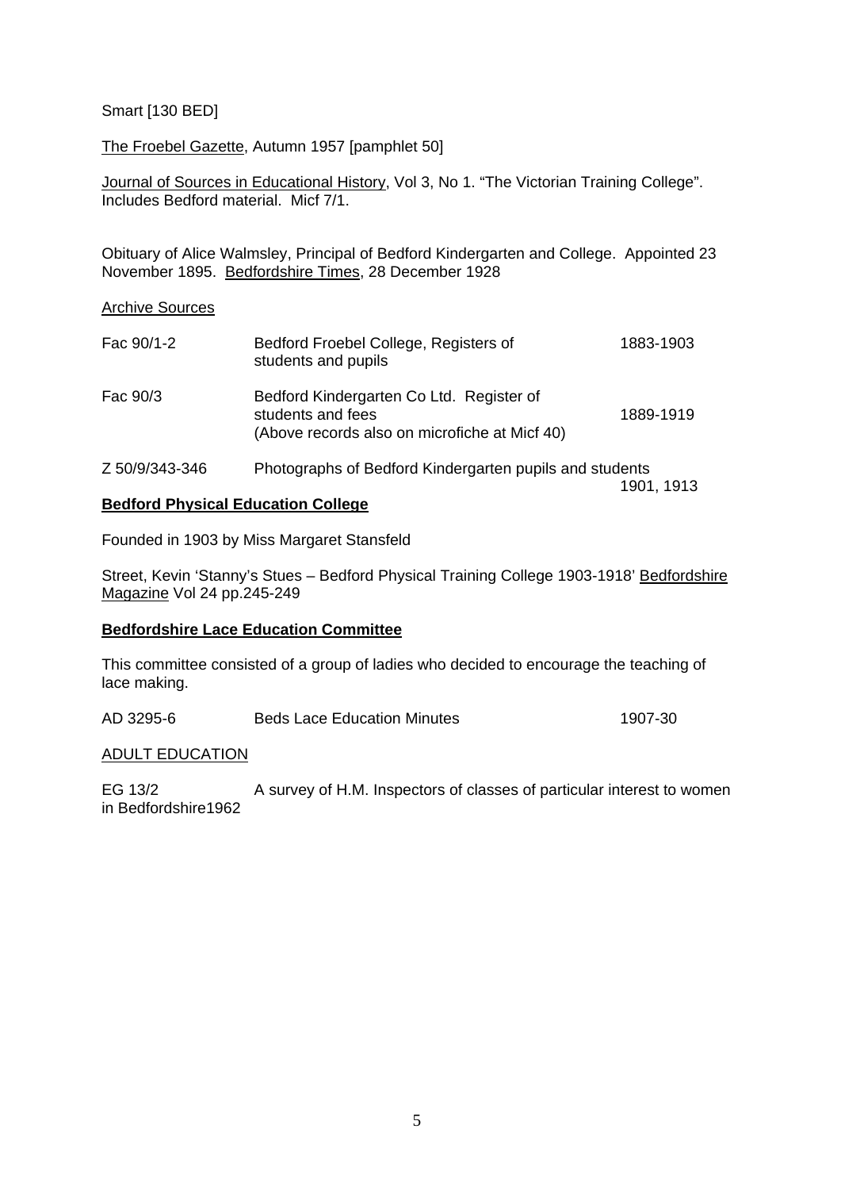Smart [130 BED]

The Froebel Gazette, Autumn 1957 [pamphlet 50]

Journal of Sources in Educational History, Vol 3, No 1. "The Victorian Training College". Includes Bedford material. Micf 7/1.

Obituary of Alice Walmsley, Principal of Bedford Kindergarten and College. Appointed 23 November 1895. Bedfordshire Times, 28 December 1928

Archive Sources

| | | |
|---|---|---|
| Fac 90/1-2 | Bedford Froebel College, Registers of students and pupils | 1883-1903 |
| Fac 90/3 | Bedford Kindergarten Co Ltd. Register of students and fees (Above records also on microfiche at Micf 40) | 1889-1919 |
| Z 50/9/343-346 | Photographs of Bedford Kindergarten pupils and students | 1901, 1913 |

**Bedford Physical Education College**

Founded in 1903 by Miss Margaret Stansfeld

Street, Kevin 'Stanny's Stues – Bedford Physical Training College 1903-1918' Bedfordshire Magazine Vol 24 pp.245-249

**Bedfordshire Lace Education Committee**

This committee consisted of a group of ladies who decided to encourage the teaching of lace making.

| | | |
|---|---|---|
| AD 3295-6 | Beds Lace Education Minutes | 1907-30 |

ADULT EDUCATION

EG 13/2 A survey of H.M. Inspectors of classes of particular interest to women in Bedfordshire1962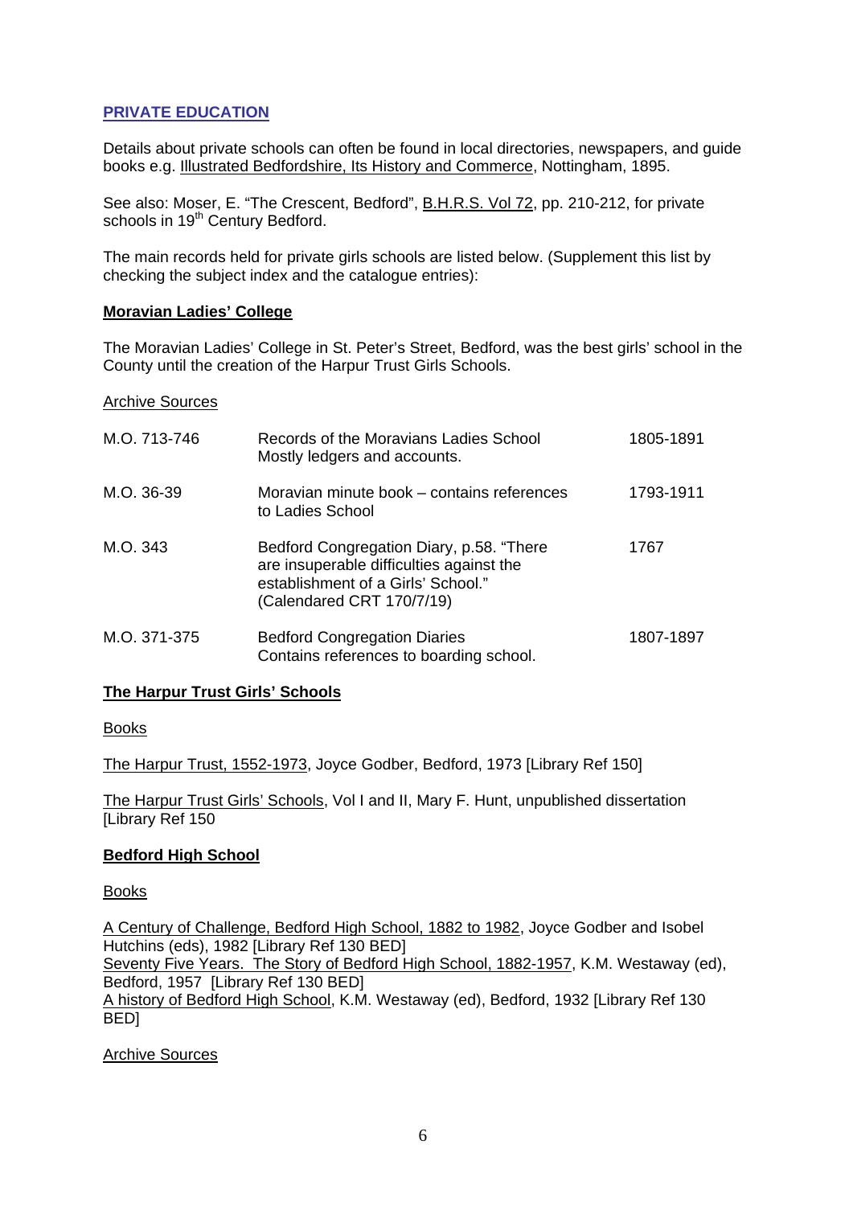## PRIVATE EDUCATION

Details about private schools can often be found in local directories, newspapers, and guide books e.g. Illustrated Bedfordshire, Its History and Commerce, Nottingham, 1895.

See also: Moser, E. "The Crescent, Bedford", B.H.R.S. Vol 72, pp. 210-212, for private schools in 19th Century Bedford.

The main records held for private girls schools are listed below. (Supplement this list by checking the subject index and the catalogue entries):

### Moravian Ladies' College

The Moravian Ladies' College in St. Peter's Street, Bedford, was the best girls' school in the County until the creation of the Harpur Trust Girls Schools.

Archive Sources

| | | |
|---|---|---|
| M.O. 713-746 | Records of the Moravians Ladies School Mostly ledgers and accounts. | 1805-1891 |
| M.O. 36-39 | Moravian minute book – contains references to Ladies School | 1793-1911 |
| M.O. 343 | Bedford Congregation Diary, p.58. "There are insuperable difficulties against the establishment of a Girls' School." (Calendared CRT 170/7/19) | 1767 |
| M.O. 371-375 | Bedford Congregation Diaries Contains references to boarding school. | 1807-1897 |

### The Harpur Trust Girls' Schools

Books

The Harpur Trust, 1552-1973, Joyce Godber, Bedford, 1973 [Library Ref 150]

The Harpur Trust Girls' Schools, Vol I and II, Mary F. Hunt, unpublished dissertation [Library Ref 150

### Bedford High School

Books

A Century of Challenge, Bedford High School, 1882 to 1982, Joyce Godber and Isobel Hutchins (eds), 1982 [Library Ref 130 BED]
Seventy Five Years. The Story of Bedford High School, 1882-1957, K.M. Westaway (ed), Bedford, 1957 [Library Ref 130 BED]
A history of Bedford High School, K.M. Westaway (ed), Bedford, 1932 [Library Ref 130 BED]

Archive Sources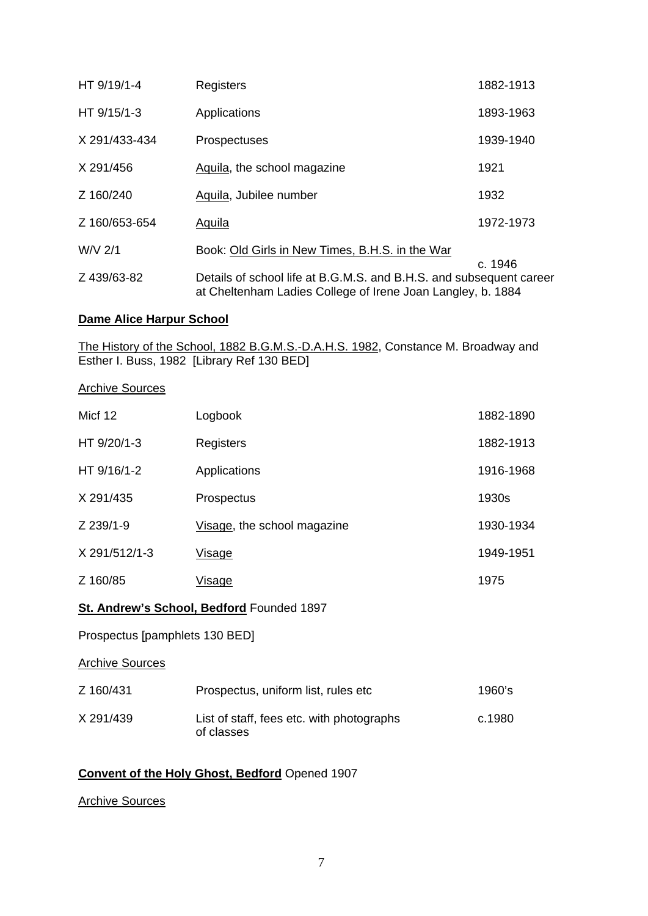| | | |
|---|---|---|
| HT 9/19/1-4 | Registers | 1882-1913 |
| HT 9/15/1-3 | Applications | 1893-1963 |
| X 291/433-434 | Prospectuses | 1939-1940 |
| X 291/456 | <u>Aquila</u>, the school magazine | 1921 |
| Z 160/240 | <u>Aquila</u>, Jubilee number | 1932 |
| Z 160/653-654 | <u>Aquila</u> | 1972-1973 |
| W/V 2/1 | Book: <u>Old Girls in New Times, B.H.S. in the War</u> | c. 1946 |
| Z 439/63-82 | Details of school life at B.G.M.S. and B.H.S. and subsequent career at Cheltenham Ladies College of Irene Joan Langley, b. 1884 | |

**<u>Dame Alice Harpur School</u>**

<u>The History of the School, 1882 B.G.M.S.-D.A.H.S. 1982</u>, Constance M. Broadway and Esther I. Buss, 1982 [Library Ref 130 BED]

<u>Archive Sources</u>

| | | |
|---|---|---|
| Micf 12 | Logbook | 1882-1890 |
| HT 9/20/1-3 | Registers | 1882-1913 |
| HT 9/16/1-2 | Applications | 1916-1968 |
| X 291/435 | Prospectus | 1930s |
| Z 239/1-9 | <u>Visage</u>, the school magazine | 1930-1934 |
| X 291/512/1-3 | <u>Visage</u> | 1949-1951 |
| Z 160/85 | <u>Visage</u> | 1975 |

**<u>St. Andrew's School, Bedford</u>** Founded 1897

Prospectus [pamphlets 130 BED]

<u>Archive Sources</u>

| | | |
|---|---|---|
| Z 160/431 | Prospectus, uniform list, rules etc | 1960's |
| X 291/439 | List of staff, fees etc. with photographs of classes | c.1980 |

**<u>Convent of the Holy Ghost, Bedford</u>** Opened 1907

<u>Archive Sources</u>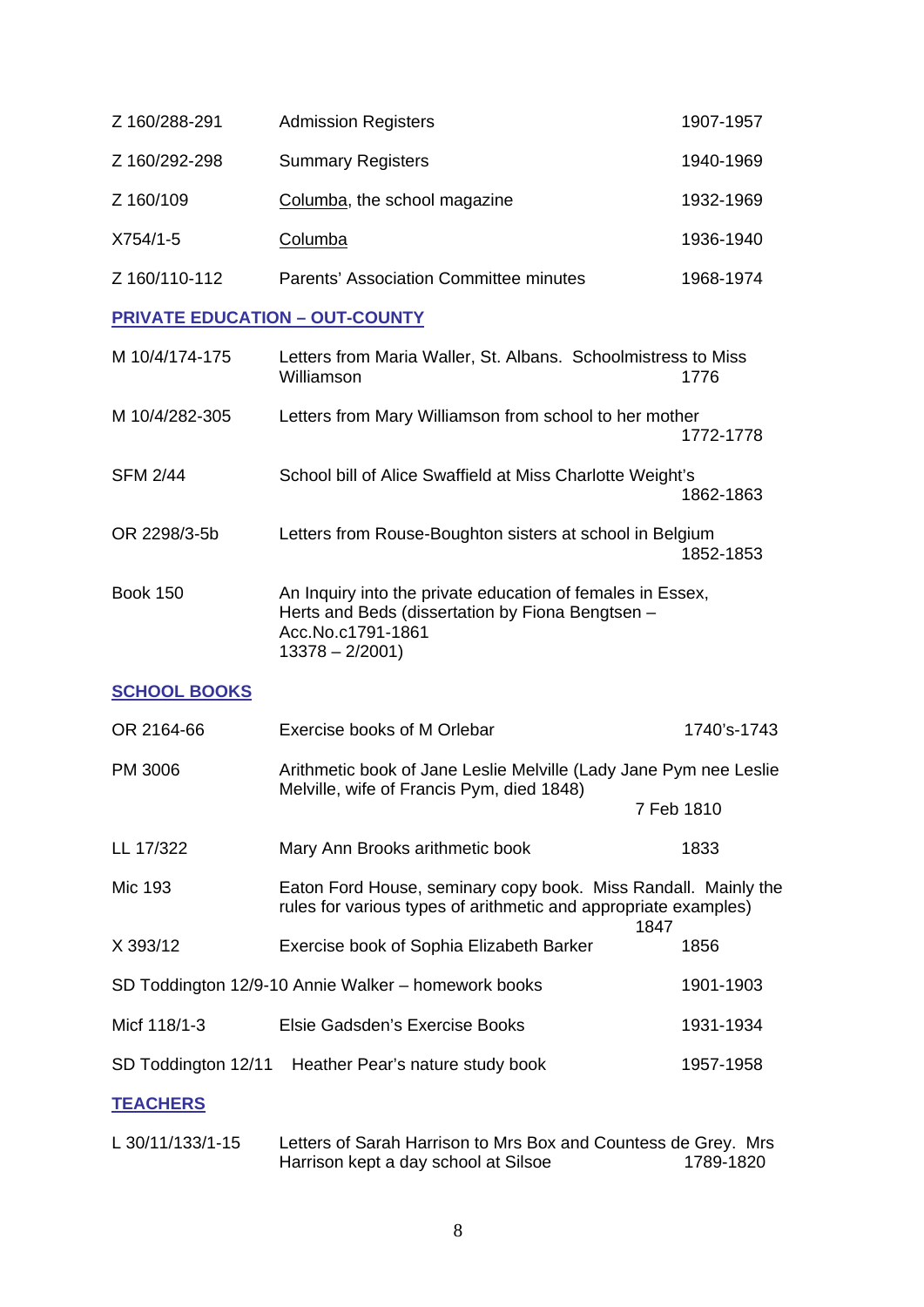| | | |
|---|---|---|
| Z 160/288-291 | Admission Registers | 1907-1957 |
| Z 160/292-298 | Summary Registers | 1940-1969 |
| Z 160/109 | Columba, the school magazine | 1932-1969 |
| X754/1-5 | Columba | 1936-1940 |
| Z 160/110-112 | Parents' Association Committee minutes | 1968-1974 |

## PRIVATE EDUCATION – OUT-COUNTY

| | | |
|---|---|---|
| M 10/4/174-175 | Letters from Maria Waller, St. Albans. Schoolmistress to Miss Williamson | 1776 |
| M 10/4/282-305 | Letters from Mary Williamson from school to her mother | 1772-1778 |
| SFM 2/44 | School bill of Alice Swaffield at Miss Charlotte Weight's | 1862-1863 |
| OR 2298/3-5b | Letters from Rouse-Boughton sisters at school in Belgium | 1852-1853 |
| Book 150 | An Inquiry into the private education of females in Essex, Herts and Beds (dissertation by Fiona Bengtsen – Acc.No. 13378 – 2/2001) | c1791-1861 |

## SCHOOL BOOKS

| | | |
|---|---|---|
| OR 2164-66 | Exercise books of M Orlebar | 1740's-1743 |
| PM 3006 | Arithmetic book of Jane Leslie Melville (Lady Jane Pym nee Leslie Melville, wife of Francis Pym, died 1848) | 7 Feb 1810 |
| LL 17/322 | Mary Ann Brooks arithmetic book | 1833 |
| Mic 193 | Eaton Ford House, seminary copy book. Miss Randall. Mainly the rules for various types of arithmetic and appropriate examples) | 1847 |
| X 393/12 | Exercise book of Sophia Elizabeth Barker | 1856 |
| SD Toddington 12/9-10 | Annie Walker – homework books | 1901-1903 |
| Micf 118/1-3 | Elsie Gadsden's Exercise Books | 1931-1934 |
| SD Toddington 12/11 | Heather Pear's nature study book | 1957-1958 |

## TEACHERS

| | | |
|---|---|---|
| L 30/11/133/1-15 | Letters of Sarah Harrison to Mrs Box and Countess de Grey. Mrs Harrison kept a day school at Silsoe | 1789-1820 |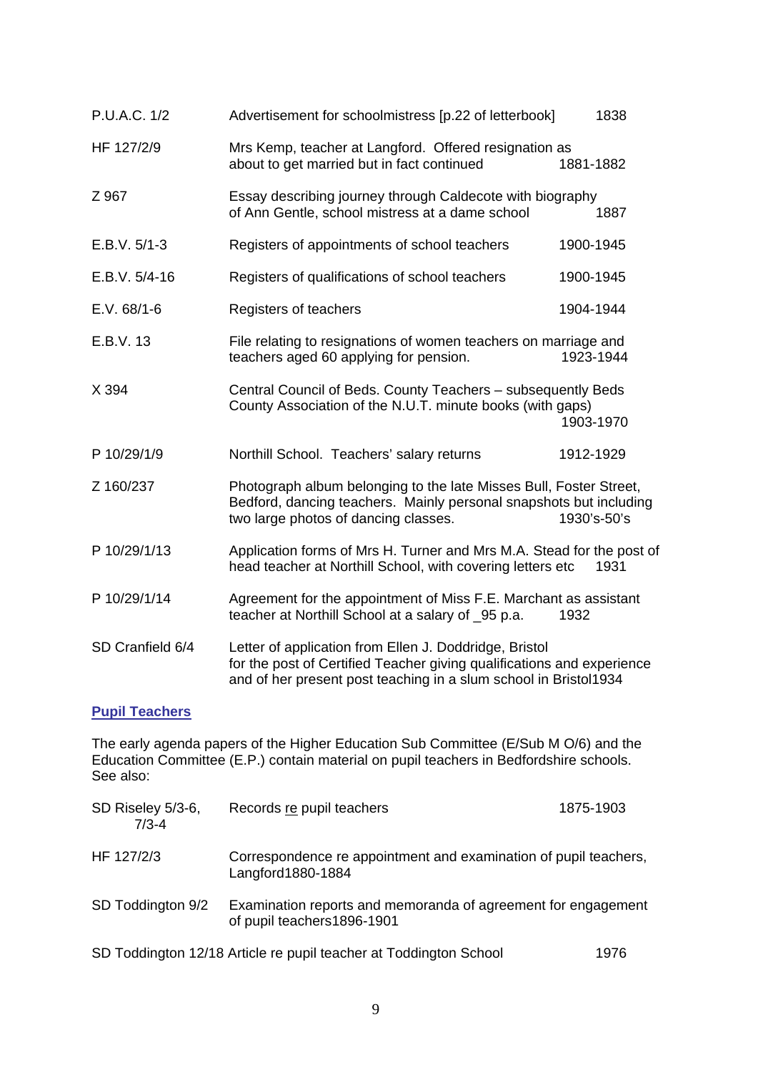| | | |
|---|---|---|
| P.U.A.C. 1/2 | Advertisement for schoolmistress [p.22 of letterbook] | 1838 |
| HF 127/2/9 | Mrs Kemp, teacher at Langford. Offered resignation as about to get married but in fact continued | 1881-1882 |
| Z 967 | Essay describing journey through Caldecote with biography of Ann Gentle, school mistress at a dame school | 1887 |
| E.B.V. 5/1-3 | Registers of appointments of school teachers | 1900-1945 |
| E.B.V. 5/4-16 | Registers of qualifications of school teachers | 1900-1945 |
| E.V. 68/1-6 | Registers of teachers | 1904-1944 |
| E.B.V. 13 | File relating to resignations of women teachers on marriage and teachers aged 60 applying for pension. | 1923-1944 |
| X 394 | Central Council of Beds. County Teachers – subsequently Beds County Association of the N.U.T. minute books (with gaps) | 1903-1970 |
| P 10/29/1/9 | Northill School. Teachers' salary returns | 1912-1929 |
| Z 160/237 | Photograph album belonging to the late Misses Bull, Foster Street, Bedford, dancing teachers. Mainly personal snapshots but including two large photos of dancing classes. | 1930's-50's |
| P 10/29/1/13 | Application forms of Mrs H. Turner and Mrs M.A. Stead for the post of head teacher at Northill School, with covering letters etc | 1931 |
| P 10/29/1/14 | Agreement for the appointment of Miss F.E. Marchant as assistant teacher at Northill School at a salary of _95 p.a. | 1932 |
| SD Cranfield 6/4 | Letter of application from Ellen J. Doddridge, Bristol for the post of Certified Teacher giving qualifications and experience and of her present post teaching in a slum school in Bristol | 1934 |

## Pupil Teachers

The early agenda papers of the Higher Education Sub Committee (E/Sub M O/6) and the Education Committee (E.P.) contain material on pupil teachers in Bedfordshire schools. See also:

| | | |
|---|---|---|
| SD Riseley 5/3-6, 7/3-4 | Records re pupil teachers | 1875-1903 |
| HF 127/2/3 | Correspondence re appointment and examination of pupil teachers, Langford | 1880-1884 |
| SD Toddington 9/2 | Examination reports and memoranda of agreement for engagement of pupil teachers | 1896-1901 |
| SD Toddington 12/18 | Article re pupil teacher at Toddington School | 1976 |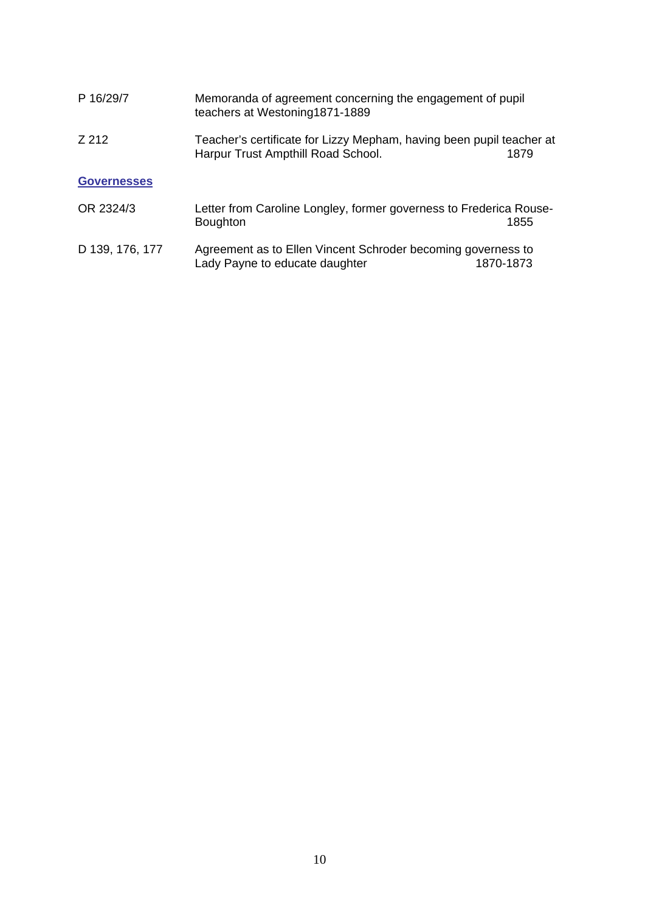| | | |
|---|---|---|
| P 16/29/7 | Memoranda of agreement concerning the engagement of pupil teachers at Westoning1871-1889 | |
| Z 212 | Teacher's certificate for Lizzy Mepham, having been pupil teacher at Harpur Trust Ampthill Road School. | 1879 |

### Governesses

| | | |
|---|---|---|
| OR 2324/3 | Letter from Caroline Longley, former governess to Frederica Rouse-Boughton | 1855 |
| D 139, 176, 177 | Agreement as to Ellen Vincent Schroder becoming governess to Lady Payne to educate daughter | 1870-1873 |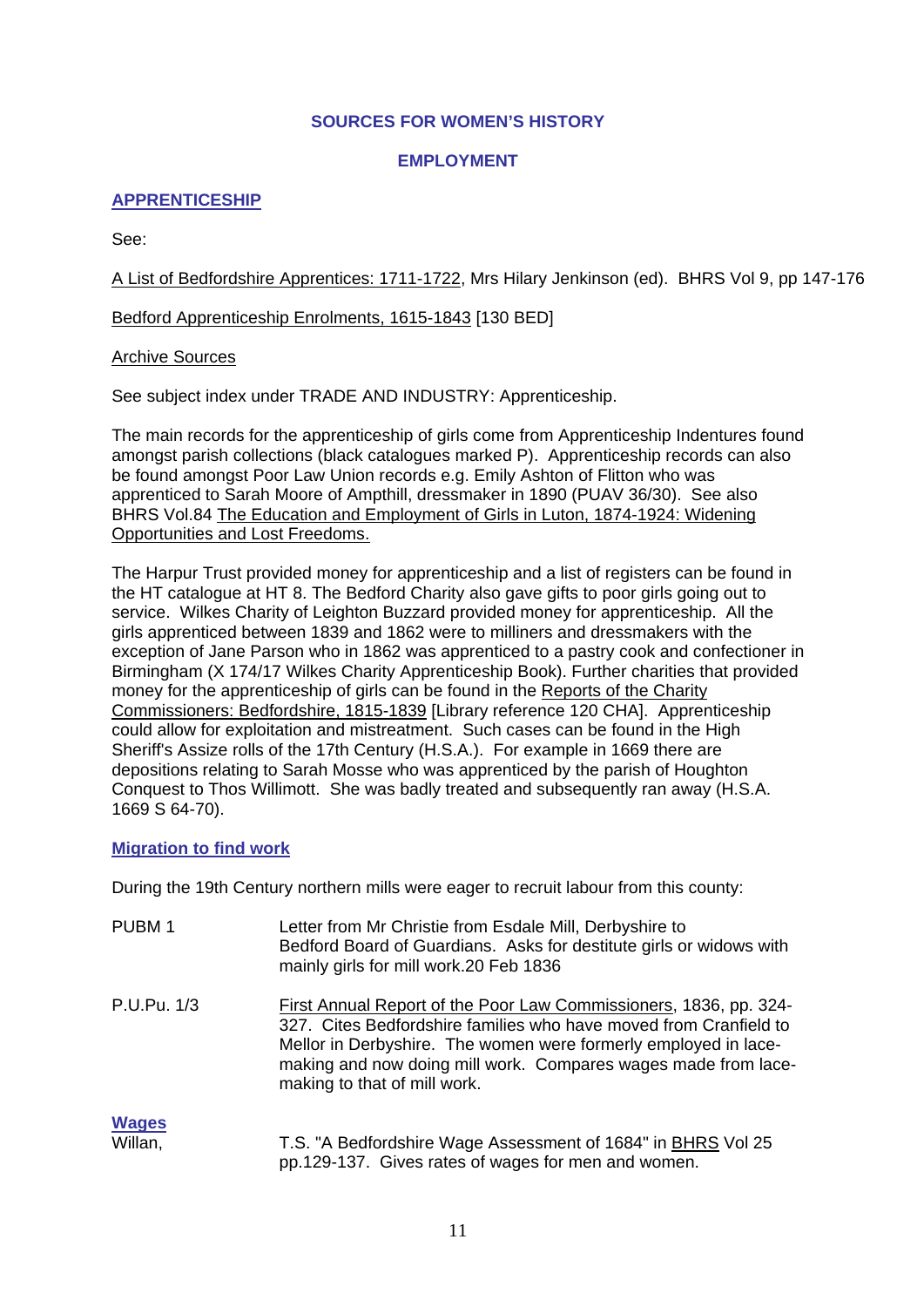# SOURCES FOR WOMEN'S HISTORY

## EMPLOYMENT

### APPRENTICESHIP

See:

A List of Bedfordshire Apprentices: 1711-1722, Mrs Hilary Jenkinson (ed). BHRS Vol 9, pp 147-176

Bedford Apprenticeship Enrolments, 1615-1843 [130 BED]

Archive Sources

See subject index under TRADE AND INDUSTRY: Apprenticeship.

The main records for the apprenticeship of girls come from Apprenticeship Indentures found amongst parish collections (black catalogues marked P). Apprenticeship records can also be found amongst Poor Law Union records e.g. Emily Ashton of Flitton who was apprenticed to Sarah Moore of Ampthill, dressmaker in 1890 (PUAV 36/30). See also BHRS Vol.84 The Education and Employment of Girls in Luton, 1874-1924: Widening Opportunities and Lost Freedoms.

The Harpur Trust provided money for apprenticeship and a list of registers can be found in the HT catalogue at HT 8. The Bedford Charity also gave gifts to poor girls going out to service. Wilkes Charity of Leighton Buzzard provided money for apprenticeship. All the girls apprenticed between 1839 and 1862 were to milliners and dressmakers with the exception of Jane Parson who in 1862 was apprenticed to a pastry cook and confectioner in Birmingham (X 174/17 Wilkes Charity Apprenticeship Book). Further charities that provided money for the apprenticeship of girls can be found in the Reports of the Charity Commissioners: Bedfordshire, 1815-1839 [Library reference 120 CHA]. Apprenticeship could allow for exploitation and mistreatment. Such cases can be found in the High Sheriff's Assize rolls of the 17th Century (H.S.A.). For example in 1669 there are depositions relating to Sarah Mosse who was apprenticed by the parish of Houghton Conquest to Thos Willimott. She was badly treated and subsequently ran away (H.S.A. 1669 S 64-70).

### Migration to find work

During the 19th Century northern mills were eager to recruit labour from this county:

| | |
|---|---|
| PUBM 1 | Letter from Mr Christie from Esdale Mill, Derbyshire to Bedford Board of Guardians. Asks for destitute girls or widows with mainly girls for mill work.20 Feb 1836 |
| P.U.Pu. 1/3 | First Annual Report of the Poor Law Commissioners, 1836, pp. 324-327. Cites Bedfordshire families who have moved from Cranfield to Mellor in Derbyshire. The women were formerly employed in lace-making and now doing mill work. Compares wages made from lace-making to that of mill work. |

### Wages

| | |
|---|---|
| Willan, | T.S. "A Bedfordshire Wage Assessment of 1684" in BHRS Vol 25 pp.129-137. Gives rates of wages for men and women. |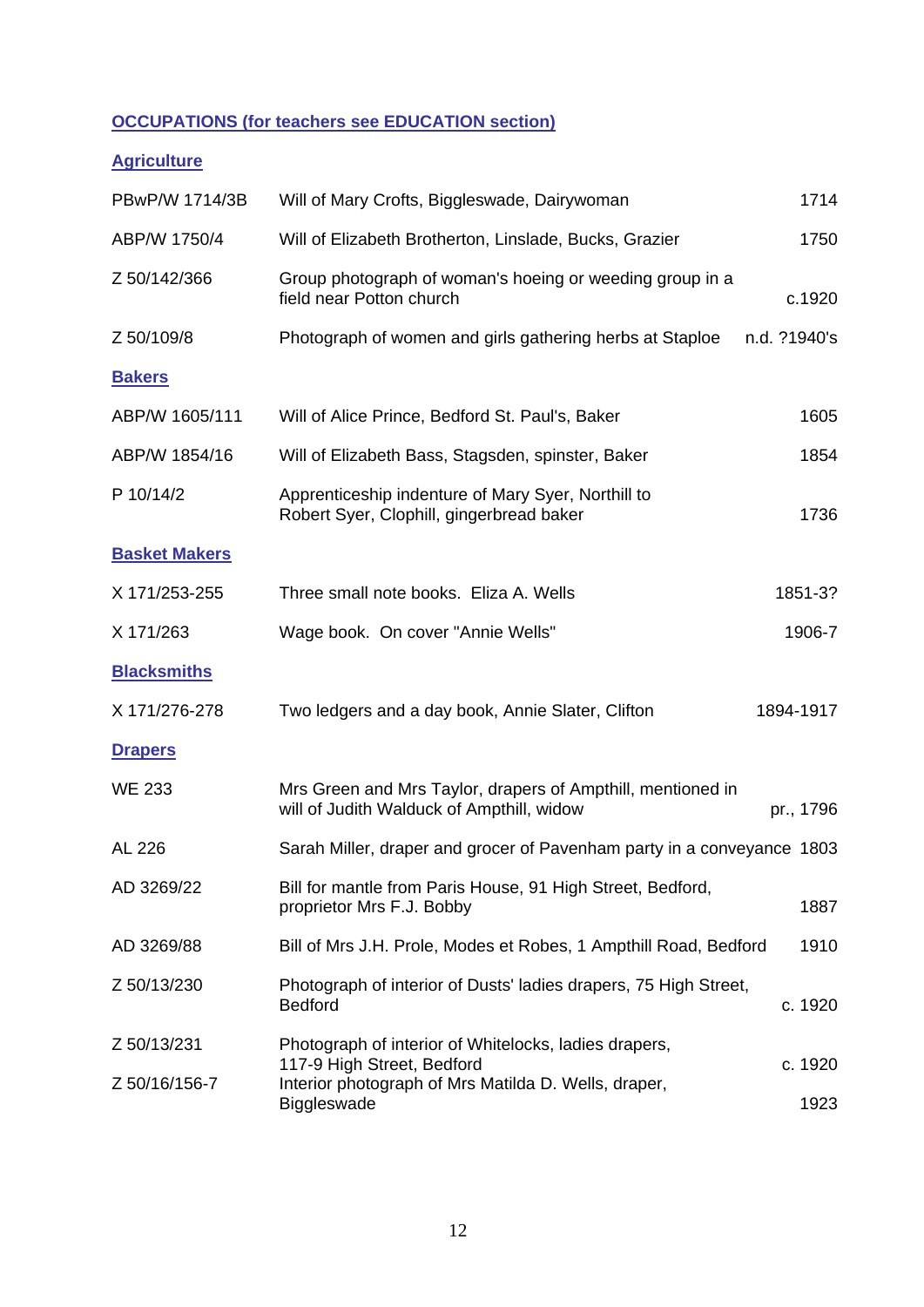## OCCUPATIONS (for teachers see EDUCATION section)

### Agriculture

| | | |
|---|---|---|
| PBwP/W 1714/3B | Will of Mary Crofts, Biggleswade, Dairywoman | 1714 |
| ABP/W 1750/4 | Will of Elizabeth Brotherton, Linslade, Bucks, Grazier | 1750 |
| Z 50/142/366 | Group photograph of woman's hoeing or weeding group in a field near Potton church | c.1920 |
| Z 50/109/8 | Photograph of women and girls gathering herbs at Staploe | n.d. ?1940's |

### Bakers

| | | |
|---|---|---|
| ABP/W 1605/111 | Will of Alice Prince, Bedford St. Paul's, Baker | 1605 |
| ABP/W 1854/16 | Will of Elizabeth Bass, Stagsden, spinster, Baker | 1854 |
| P 10/14/2 | Apprenticeship indenture of Mary Syer, Northill to Robert Syer, Clophill, gingerbread baker | 1736 |

### Basket Makers

| | | |
|---|---|---|
| X 171/253-255 | Three small note books. Eliza A. Wells | 1851-3? |
| X 171/263 | Wage book. On cover "Annie Wells" | 1906-7 |

### Blacksmiths

| | | |
|---|---|---|
| X 171/276-278 | Two ledgers and a day book, Annie Slater, Clifton | 1894-1917 |

### Drapers

| | | |
|---|---|---|
| WE 233 | Mrs Green and Mrs Taylor, drapers of Ampthill, mentioned in will of Judith Walduck of Ampthill, widow | pr., 1796 |
| AL 226 | Sarah Miller, draper and grocer of Pavenham party in a conveyance | 1803 |
| AD 3269/22 | Bill for mantle from Paris House, 91 High Street, Bedford, proprietor Mrs F.J. Bobby | 1887 |
| AD 3269/88 | Bill of Mrs J.H. Prole, Modes et Robes, 1 Ampthill Road, Bedford | 1910 |
| Z 50/13/230 | Photograph of interior of Dusts' ladies drapers, 75 High Street, Bedford | c. 1920 |
| Z 50/13/231 | Photograph of interior of Whitelocks, ladies drapers, 117-9 High Street, Bedford | c. 1920 |
| Z 50/16/156-7 | Interior photograph of Mrs Matilda D. Wells, draper, Biggleswade | 1923 |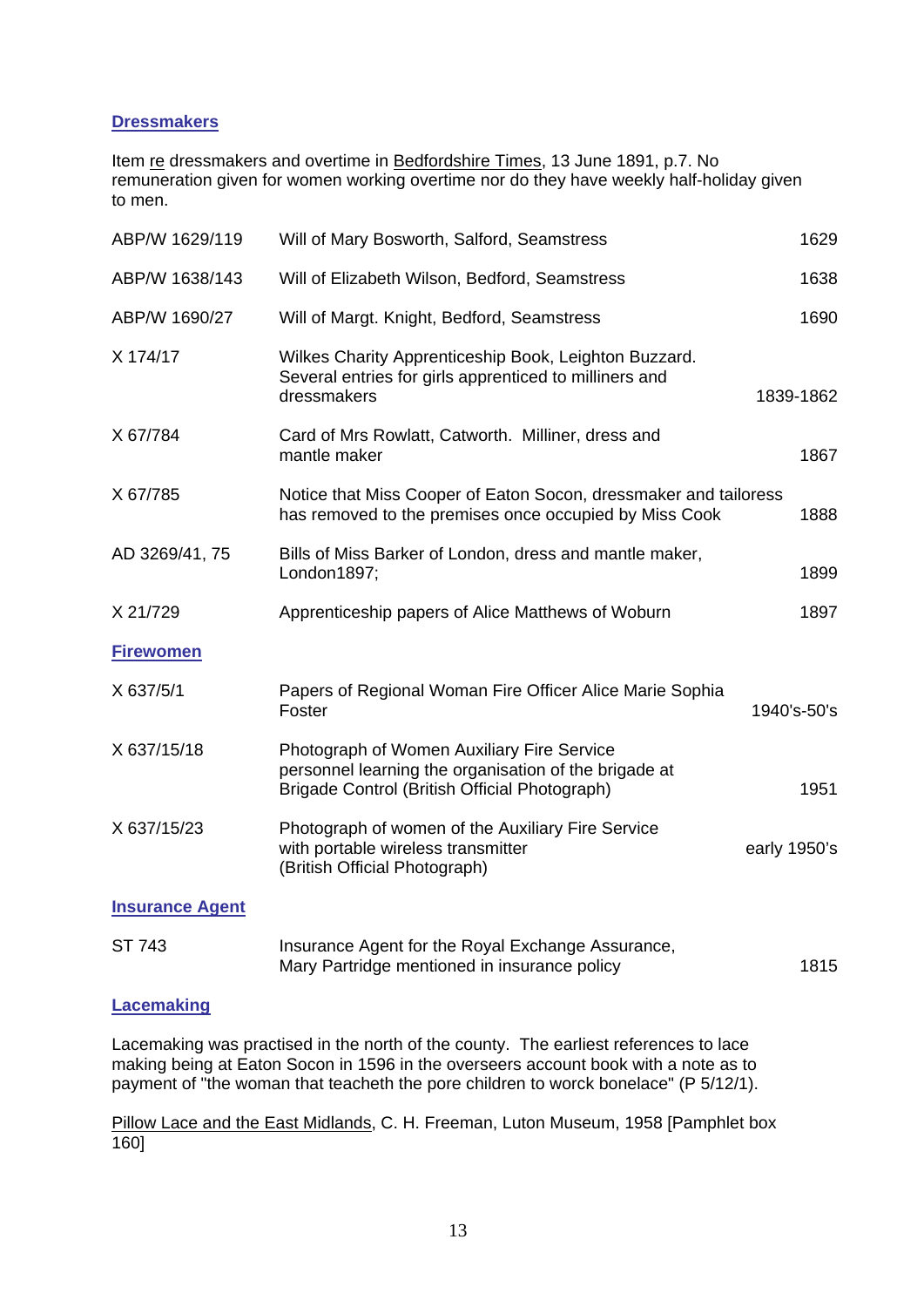## Dressmakers

Item re dressmakers and overtime in Bedfordshire Times, 13 June 1891, p.7. No remuneration given for women working overtime nor do they have weekly half-holiday given to men.

| | | |
|---|---|---|
| ABP/W 1629/119 | Will of Mary Bosworth, Salford, Seamstress | 1629 |
| ABP/W 1638/143 | Will of Elizabeth Wilson, Bedford, Seamstress | 1638 |
| ABP/W 1690/27 | Will of Margt. Knight, Bedford, Seamstress | 1690 |
| X 174/17 | Wilkes Charity Apprenticeship Book, Leighton Buzzard. Several entries for girls apprenticed to milliners and dressmakers | 1839-1862 |
| X 67/784 | Card of Mrs Rowlatt, Catworth. Milliner, dress and mantle maker | 1867 |
| X 67/785 | Notice that Miss Cooper of Eaton Socon, dressmaker and tailoress has removed to the premises once occupied by Miss Cook | 1888 |
| AD 3269/41, 75 | Bills of Miss Barker of London, dress and mantle maker, London1897; | 1899 |
| X 21/729 | Apprenticeship papers of Alice Matthews of Woburn | 1897 |

## Firewomen

| | | |
|---|---|---|
| X 637/5/1 | Papers of Regional Woman Fire Officer Alice Marie Sophia Foster | 1940's-50's |
| X 637/15/18 | Photograph of Women Auxiliary Fire Service personnel learning the organisation of the brigade at Brigade Control (British Official Photograph) | 1951 |
| X 637/15/23 | Photograph of women of the Auxiliary Fire Service with portable wireless transmitter (British Official Photograph) | early 1950's |

## Insurance Agent

| | | |
|---|---|---|
| ST 743 | Insurance Agent for the Royal Exchange Assurance, Mary Partridge mentioned in insurance policy | 1815 |

## Lacemaking

Lacemaking was practised in the north of the county. The earliest references to lace making being at Eaton Socon in 1596 in the overseers account book with a note as to payment of "the woman that teacheth the pore children to worck bonelace" (P 5/12/1).

Pillow Lace and the East Midlands, C. H. Freeman, Luton Museum, 1958 [Pamphlet box 160]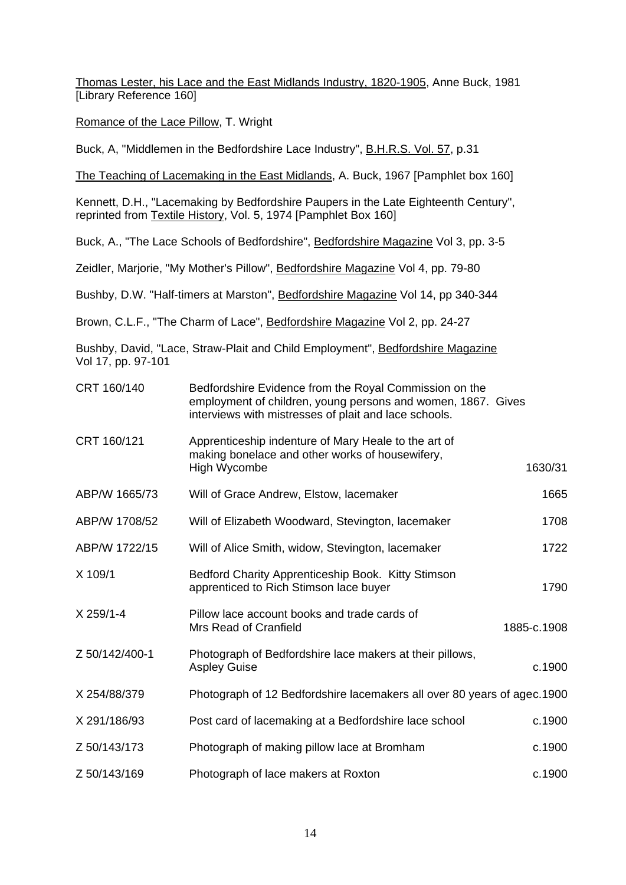<u>Thomas Lester, his Lace and the East Midlands Industry, 1820-1905</u>, Anne Buck, 1981 [Library Reference 160]

<u>Romance of the Lace Pillow</u>, T. Wright

Buck, A, "Middlemen in the Bedfordshire Lace Industry", <u>B.H.R.S. Vol. 57</u>, p.31

<u>The Teaching of Lacemaking in the East Midlands</u>, A. Buck, 1967 [Pamphlet box 160]

Kennett, D.H., "Lacemaking by Bedfordshire Paupers in the Late Eighteenth Century", reprinted from <u>Textile History</u>, Vol. 5, 1974 [Pamphlet Box 160]

Buck, A., "The Lace Schools of Bedfordshire", <u>Bedfordshire Magazine</u> Vol 3, pp. 3-5

Zeidler, Marjorie, "My Mother's Pillow", <u>Bedfordshire Magazine</u> Vol 4, pp. 79-80

Bushby, D.W. "Half-timers at Marston", <u>Bedfordshire Magazine</u> Vol 14, pp 340-344

Brown, C.L.F., "The Charm of Lace", <u>Bedfordshire Magazine</u> Vol 2, pp. 24-27

Bushby, David, "Lace, Straw-Plait and Child Employment", <u>Bedfordshire Magazine</u> Vol 17, pp. 97-101

| | | |
|---|---|---|
| CRT 160/140 | Bedfordshire Evidence from the Royal Commission on the employment of children, young persons and women, 1867. Gives interviews with mistresses of plait and lace schools. | |
| CRT 160/121 | Apprenticeship indenture of Mary Heale to the art of making bonelace and other works of housewifery, High Wycombe | 1630/31 |
| ABP/W 1665/73 | Will of Grace Andrew, Elstow, lacemaker | 1665 |
| ABP/W 1708/52 | Will of Elizabeth Woodward, Stevington, lacemaker | 1708 |
| ABP/W 1722/15 | Will of Alice Smith, widow, Stevington, lacemaker | 1722 |
| X 109/1 | Bedford Charity Apprenticeship Book. Kitty Stimson apprenticed to Rich Stimson lace buyer | 1790 |
| X 259/1-4 | Pillow lace account books and trade cards of Mrs Read of Cranfield | 1885-c.1908 |
| Z 50/142/400-1 | Photograph of Bedfordshire lace makers at their pillows, Aspley Guise | c.1900 |
| X 254/88/379 | Photograph of 12 Bedfordshire lacemakers all over 80 years of age | c.1900 |
| X 291/186/93 | Post card of lacemaking at a Bedfordshire lace school | c.1900 |
| Z 50/143/173 | Photograph of making pillow lace at Bromham | c.1900 |
| Z 50/143/169 | Photograph of lace makers at Roxton | c.1900 |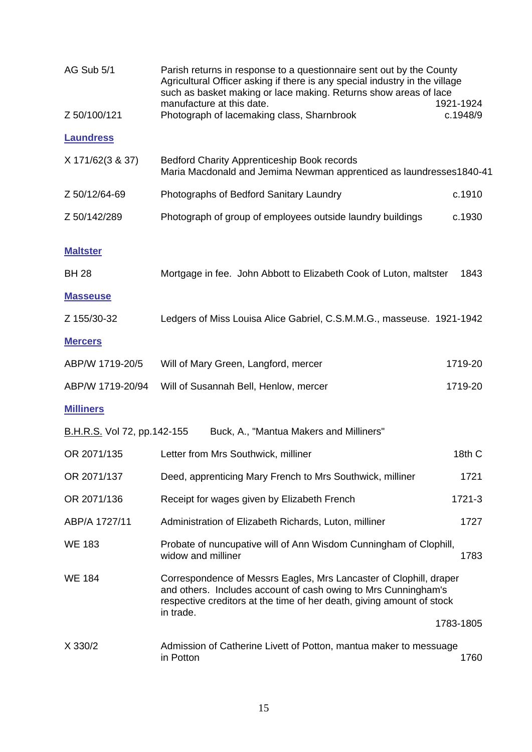| | | |
|---|---|---|
| AG Sub 5/1 | Parish returns in response to a questionnaire sent out by the County Agricultural Officer asking if there is any special industry in the village such as basket making or lace making. Returns show areas of lace manufacture at this date. | 1921-1924 |
| Z 50/100/121 | Photograph of lacemaking class, Sharnbrook | c.1948/9 |

**Laundress**

| | | |
|---|---|---|
| X 171/62(3 & 37) | Bedford Charity Apprenticeship Book records Maria Macdonald and Jemima Newman apprenticed as laundresses | 1840-41 |
| Z 50/12/64-69 | Photographs of Bedford Sanitary Laundry | c.1910 |
| Z 50/142/289 | Photograph of group of employees outside laundry buildings | c.1930 |

**Maltster**

| | | |
|---|---|---|
| BH 28 | Mortgage in fee. John Abbott to Elizabeth Cook of Luton, maltster | 1843 |

**Masseuse**

| | | |
|---|---|---|
| Z 155/30-32 | Ledgers of Miss Louisa Alice Gabriel, C.S.M.M.G., masseuse. | 1921-1942 |

**Mercers**

| | | |
|---|---|---|
| ABP/W 1719-20/5 | Will of Mary Green, Langford, mercer | 1719-20 |
| ABP/W 1719-20/94 | Will of Susannah Bell, Henlow, mercer | 1719-20 |

**Milliners**

| | | |
|---|---|---|
| B.H.R.S. Vol 72, pp.142-155 | Buck, A., "Mantua Makers and Milliners" | |
| OR 2071/135 | Letter from Mrs Southwick, milliner | 18th C |
| OR 2071/137 | Deed, apprenticing Mary French to Mrs Southwick, milliner | 1721 |
| OR 2071/136 | Receipt for wages given by Elizabeth French | 1721-3 |
| ABP/A 1727/11 | Administration of Elizabeth Richards, Luton, milliner | 1727 |
| WE 183 | Probate of nuncupative will of Ann Wisdom Cunningham of Clophill, widow and milliner | 1783 |
| WE 184 | Correspondence of Messrs Eagles, Mrs Lancaster of Clophill, draper and others. Includes account of cash owing to Mrs Cunningham's respective creditors at the time of her death, giving amount of stock in trade. | 1783-1805 |
| X 330/2 | Admission of Catherine Livett of Potton, mantua maker to messuage in Potton | 1760 |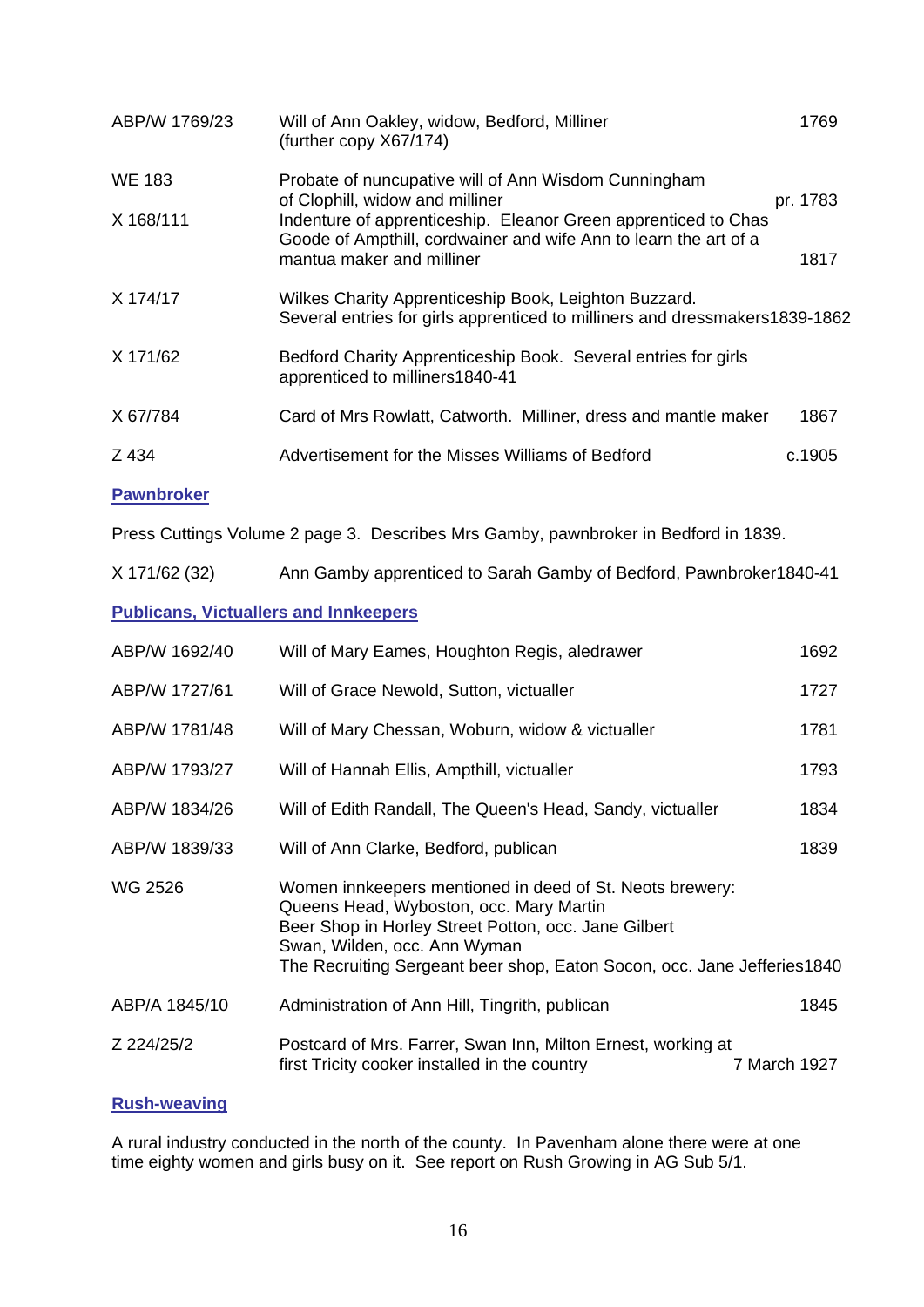| | | |
|---|---|---|
| ABP/W 1769/23 | Will of Ann Oakley, widow, Bedford, Milliner (further copy X67/174) | 1769 |
| WE 183 | Probate of nuncupative will of Ann Wisdom Cunningham of Clophill, widow and milliner | pr. 1783 |
| X 168/111 | Indenture of apprenticeship. Eleanor Green apprenticed to Chas Goode of Ampthill, cordwainer and wife Ann to learn the art of a mantua maker and milliner | 1817 |
| X 174/17 | Wilkes Charity Apprenticeship Book, Leighton Buzzard. Several entries for girls apprenticed to milliners and dressmakers | 1839-1862 |
| X 171/62 | Bedford Charity Apprenticeship Book. Several entries for girls apprenticed to milliners | 1840-41 |
| X 67/784 | Card of Mrs Rowlatt, Catworth. Milliner, dress and mantle maker | 1867 |
| Z 434 | Advertisement for the Misses Williams of Bedford | c.1905 |

## Pawnbroker

Press Cuttings Volume 2 page 3. Describes Mrs Gamby, pawnbroker in Bedford in 1839.

| | | |
|---|---|---|
| X 171/62 (32) | Ann Gamby apprenticed to Sarah Gamby of Bedford, Pawnbroker | 1840-41 |

## Publicans, Victuallers and Innkeepers

| | | |
|---|---|---|
| ABP/W 1692/40 | Will of Mary Eames, Houghton Regis, aledrawer | 1692 |
| ABP/W 1727/61 | Will of Grace Newold, Sutton, victualler | 1727 |
| ABP/W 1781/48 | Will of Mary Chessan, Woburn, widow & victualler | 1781 |
| ABP/W 1793/27 | Will of Hannah Ellis, Ampthill, victualler | 1793 |
| ABP/W 1834/26 | Will of Edith Randall, The Queen's Head, Sandy, victualler | 1834 |
| ABP/W 1839/33 | Will of Ann Clarke, Bedford, publican | 1839 |
| WG 2526 | Women innkeepers mentioned in deed of St. Neots brewery: Queens Head, Wyboston, occ. Mary Martin<br>Beer Shop in Horley Street Potton, occ. Jane Gilbert<br>Swan, Wilden, occ. Ann Wyman<br>The Recruiting Sergeant beer shop, Eaton Socon, occ. Jane Jefferies | 1840 |
| ABP/A 1845/10 | Administration of Ann Hill, Tingrith, publican | 1845 |
| Z 224/25/2 | Postcard of Mrs. Farrer, Swan Inn, Milton Ernest, working at first Tricity cooker installed in the country | 7 March 1927 |

## Rush-weaving

A rural industry conducted in the north of the county. In Pavenham alone there were at one time eighty women and girls busy on it. See report on Rush Growing in AG Sub 5/1.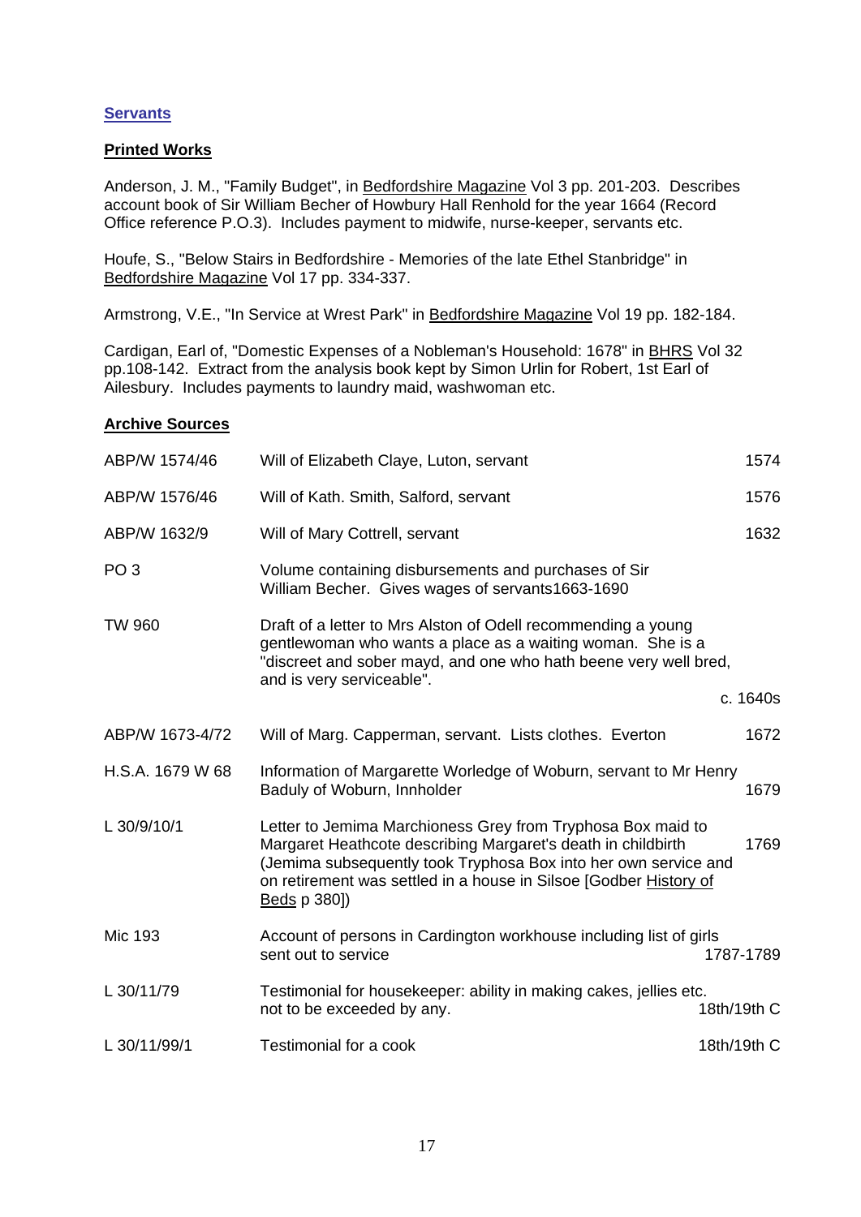## Servants

### Printed Works

Anderson, J. M., "Family Budget", in Bedfordshire Magazine Vol 3 pp. 201-203. Describes account book of Sir William Becher of Howbury Hall Renhold for the year 1664 (Record Office reference P.O.3). Includes payment to midwife, nurse-keeper, servants etc.

Houfe, S., "Below Stairs in Bedfordshire - Memories of the late Ethel Stanbridge" in Bedfordshire Magazine Vol 17 pp. 334-337.

Armstrong, V.E., "In Service at Wrest Park" in Bedfordshire Magazine Vol 19 pp. 182-184.

Cardigan, Earl of, "Domestic Expenses of a Nobleman's Household: 1678" in BHRS Vol 32 pp.108-142. Extract from the analysis book kept by Simon Urlin for Robert, 1st Earl of Ailesbury. Includes payments to laundry maid, washwoman etc.

### Archive Sources

| Reference | Description | Date |
|---|---|---|
| ABP/W 1574/46 | Will of Elizabeth Claye, Luton, servant | 1574 |
| ABP/W 1576/46 | Will of Kath. Smith, Salford, servant | 1576 |
| ABP/W 1632/9 | Will of Mary Cottrell, servant | 1632 |
| PO 3 | Volume containing disbursements and purchases of Sir William Becher. Gives wages of servants | 1663-1690 |
| TW 960 | Draft of a letter to Mrs Alston of Odell recommending a young gentlewoman who wants a place as a waiting woman. She is a "discreet and sober mayd, and one who hath beene very well bred, and is very serviceable". | c. 1640s |
| ABP/W 1673-4/72 | Will of Marg. Capperman, servant. Lists clothes. Everton | 1672 |
| H.S.A. 1679 W 68 | Information of Margarette Worledge of Woburn, servant to Mr Henry Baduly of Woburn, Innholder | 1679 |
| L 30/9/10/1 | Letter to Jemima Marchioness Grey from Tryphosa Box maid to Margaret Heathcote describing Margaret's death in childbirth (Jemima subsequently took Tryphosa Box into her own service and on retirement was settled in a house in Silsoe [Godber History of Beds p 380]) | 1769 |
| Mic 193 | Account of persons in Cardington workhouse including list of girls sent out to service | 1787-1789 |
| L 30/11/79 | Testimonial for housekeeper: ability in making cakes, jellies etc. not to be exceeded by any. | 18th/19th C |
| L 30/11/99/1 | Testimonial for a cook | 18th/19th C |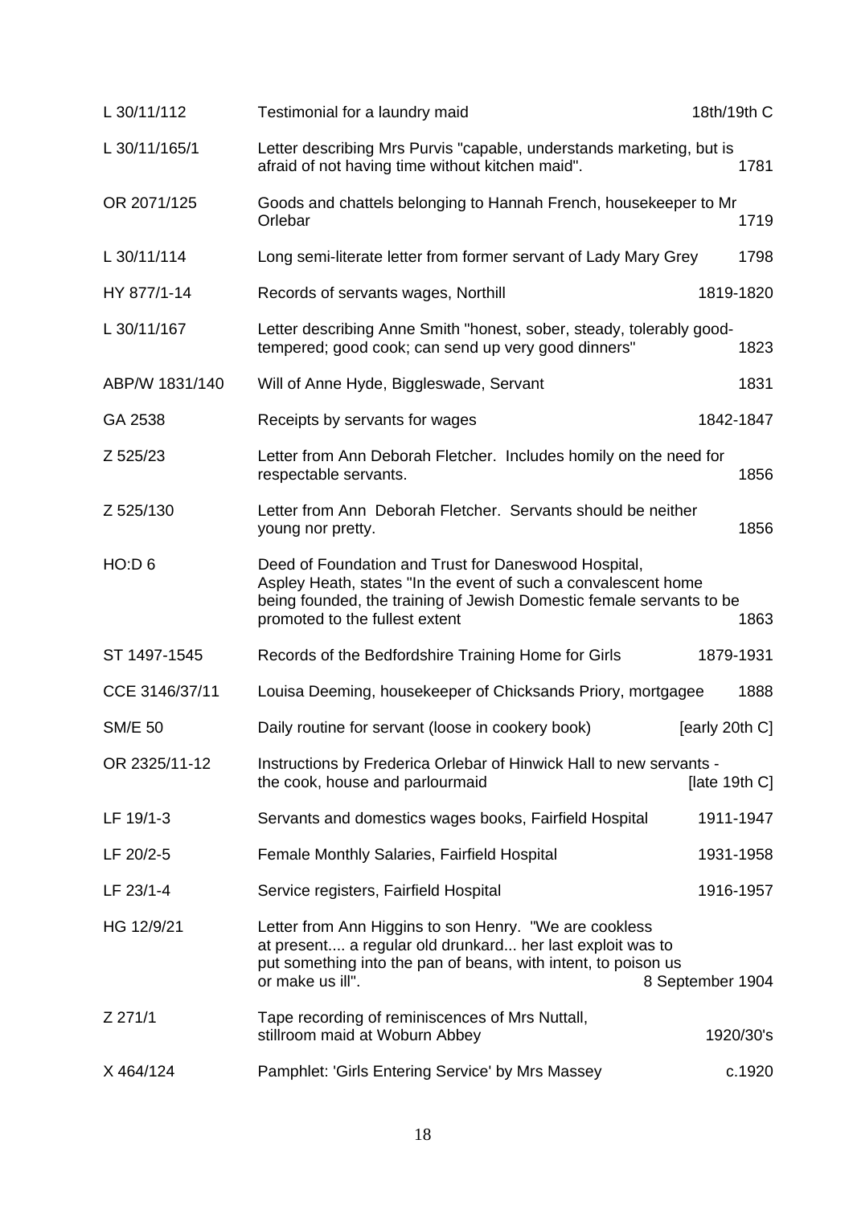| | | |
|---|---|---|
| L 30/11/112 | Testimonial for a laundry maid | 18th/19th C |
| L 30/11/165/1 | Letter describing Mrs Purvis "capable, understands marketing, but is afraid of not having time without kitchen maid". | 1781 |
| OR 2071/125 | Goods and chattels belonging to Hannah French, housekeeper to Mr Orlebar | 1719 |
| L 30/11/114 | Long semi-literate letter from former servant of Lady Mary Grey | 1798 |
| HY 877/1-14 | Records of servants wages, Northill | 1819-1820 |
| L 30/11/167 | Letter describing Anne Smith "honest, sober, steady, tolerably good-tempered; good cook; can send up very good dinners" | 1823 |
| ABP/W 1831/140 | Will of Anne Hyde, Biggleswade, Servant | 1831 |
| GA 2538 | Receipts by servants for wages | 1842-1847 |
| Z 525/23 | Letter from Ann Deborah Fletcher. Includes homily on the need for respectable servants. | 1856 |
| Z 525/130 | Letter from Ann Deborah Fletcher. Servants should be neither young nor pretty. | 1856 |
| HO:D 6 | Deed of Foundation and Trust for Daneswood Hospital, Aspley Heath, states "In the event of such a convalescent home being founded, the training of Jewish Domestic female servants to be promoted to the fullest extent | 1863 |
| ST 1497-1545 | Records of the Bedfordshire Training Home for Girls | 1879-1931 |
| CCE 3146/37/11 | Louisa Deeming, housekeeper of Chicksands Priory, mortgagee | 1888 |
| SM/E 50 | Daily routine for servant (loose in cookery book) | [early 20th C] |
| OR 2325/11-12 | Instructions by Frederica Orlebar of Hinwick Hall to new servants - the cook, house and parlourmaid | [late 19th C] |
| LF 19/1-3 | Servants and domestics wages books, Fairfield Hospital | 1911-1947 |
| LF 20/2-5 | Female Monthly Salaries, Fairfield Hospital | 1931-1958 |
| LF 23/1-4 | Service registers, Fairfield Hospital | 1916-1957 |
| HG 12/9/21 | Letter from Ann Higgins to son Henry. "We are cookless at present.... a regular old drunkard... her last exploit was to put something into the pan of beans, with intent, to poison us or make us ill". | 8 September 1904 |
| Z 271/1 | Tape recording of reminiscences of Mrs Nuttall, stillroom maid at Woburn Abbey | 1920/30's |
| X 464/124 | Pamphlet: 'Girls Entering Service' by Mrs Massey | c.1920 |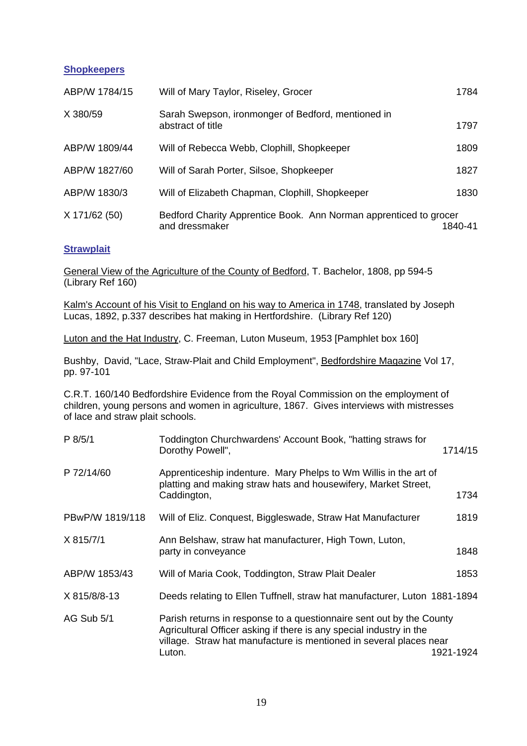## Shopkeepers

| | | |
|---|---|---|
| ABP/W 1784/15 | Will of Mary Taylor, Riseley, Grocer | 1784 |
| X 380/59 | Sarah Swepson, ironmonger of Bedford, mentioned in abstract of title | 1797 |
| ABP/W 1809/44 | Will of Rebecca Webb, Clophill, Shopkeeper | 1809 |
| ABP/W 1827/60 | Will of Sarah Porter, Silsoe, Shopkeeper | 1827 |
| ABP/W 1830/3 | Will of Elizabeth Chapman, Clophill, Shopkeeper | 1830 |
| X 171/62 (50) | Bedford Charity Apprentice Book. Ann Norman apprenticed to grocer and dressmaker | 1840-41 |

## Strawplait

General View of the Agriculture of the County of Bedford, T. Bachelor, 1808, pp 594-5 (Library Ref 160)

Kalm's Account of his Visit to England on his way to America in 1748, translated by Joseph Lucas, 1892, p.337 describes hat making in Hertfordshire. (Library Ref 120)

Luton and the Hat Industry, C. Freeman, Luton Museum, 1953 [Pamphlet box 160]

Bushby, David, "Lace, Straw-Plait and Child Employment", Bedfordshire Magazine Vol 17, pp. 97-101

C.R.T. 160/140 Bedfordshire Evidence from the Royal Commission on the employment of children, young persons and women in agriculture, 1867. Gives interviews with mistresses of lace and straw plait schools.

| | | |
|---|---|---|
| P 8/5/1 | Toddington Churchwardens' Account Book, "hatting straws for Dorothy Powell", | 1714/15 |
| P 72/14/60 | Apprenticeship indenture. Mary Phelps to Wm Willis in the art of platting and making straw hats and housewifery, Market Street, Caddington, | 1734 |
| PBwP/W 1819/118 | Will of Eliz. Conquest, Biggleswade, Straw Hat Manufacturer | 1819 |
| X 815/7/1 | Ann Belshaw, straw hat manufacturer, High Town, Luton, party in conveyance | 1848 |
| ABP/W 1853/43 | Will of Maria Cook, Toddington, Straw Plait Dealer | 1853 |
| X 815/8/8-13 | Deeds relating to Ellen Tuffnell, straw hat manufacturer, Luton | 1881-1894 |
| AG Sub 5/1 | Parish returns in response to a questionnaire sent out by the County Agricultural Officer asking if there is any special industry in the village. Straw hat manufacture is mentioned in several places near Luton. | 1921-1924 |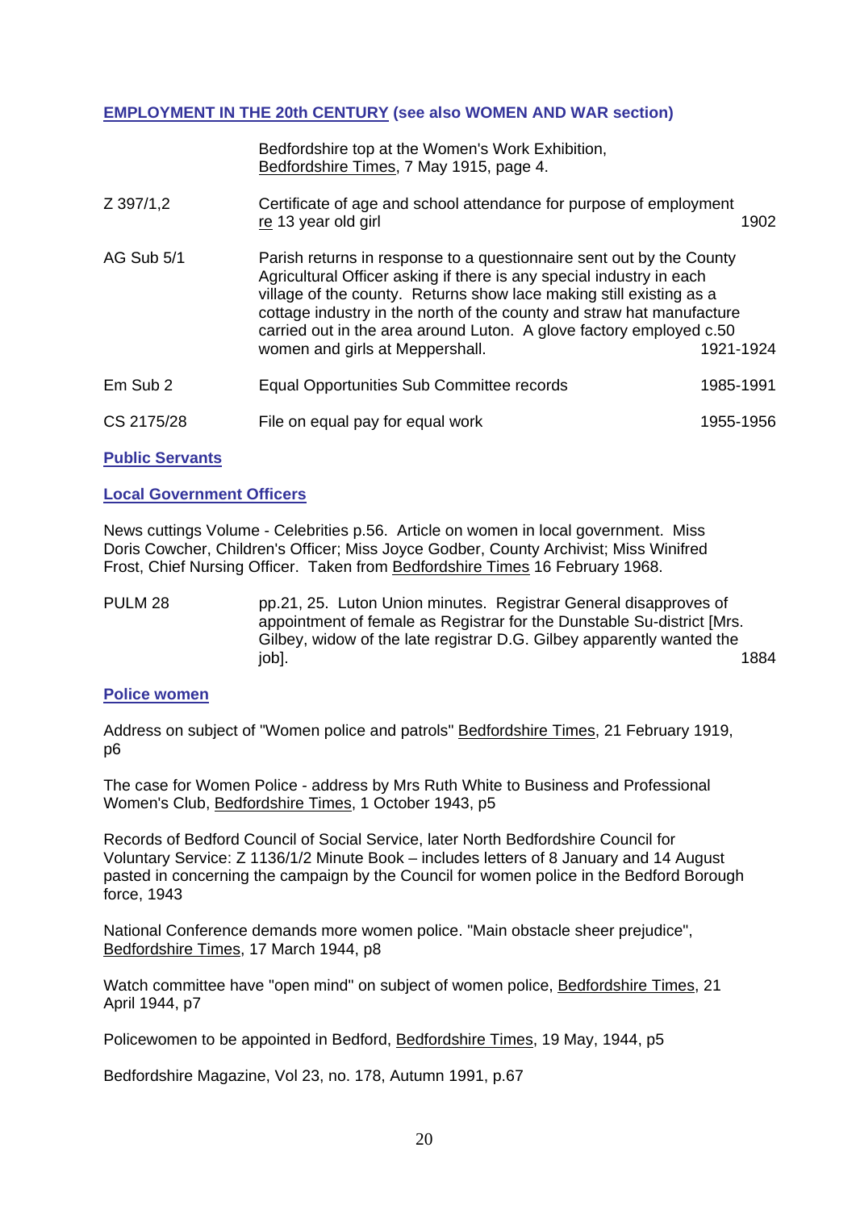## EMPLOYMENT IN THE 20th CENTURY (see also WOMEN AND WAR section)

| | | |
|---|---|---|
| | Bedfordshire top at the Women's Work Exhibition, Bedfordshire Times, 7 May 1915, page 4. | |
| Z 397/1,2 | Certificate of age and school attendance for purpose of employment re 13 year old girl | 1902 |
| AG Sub 5/1 | Parish returns in response to a questionnaire sent out by the County Agricultural Officer asking if there is any special industry in each village of the county. Returns show lace making still existing as a cottage industry in the north of the county and straw hat manufacture carried out in the area around Luton. A glove factory employed c.50 women and girls at Meppershall. | 1921-1924 |
| Em Sub 2 | Equal Opportunities Sub Committee records | 1985-1991 |
| CS 2175/28 | File on equal pay for equal work | 1955-1956 |

### Public Servants

### Local Government Officers

News cuttings Volume - Celebrities p.56. Article on women in local government. Miss Doris Cowcher, Children's Officer; Miss Joyce Godber, County Archivist; Miss Winifred Frost, Chief Nursing Officer. Taken from Bedfordshire Times 16 February 1968.

| | | |
|---|---|---|
| PULM 28 | pp.21, 25. Luton Union minutes. Registrar General disapproves of appointment of female as Registrar for the Dunstable Su-district [Mrs. Gilbey, widow of the late registrar D.G. Gilbey apparently wanted the job]. | 1884 |

### Police women

Address on subject of "Women police and patrols" Bedfordshire Times, 21 February 1919, p6

The case for Women Police - address by Mrs Ruth White to Business and Professional Women's Club, Bedfordshire Times, 1 October 1943, p5

Records of Bedford Council of Social Service, later North Bedfordshire Council for Voluntary Service: Z 1136/1/2 Minute Book – includes letters of 8 January and 14 August pasted in concerning the campaign by the Council for women police in the Bedford Borough force, 1943

National Conference demands more women police. "Main obstacle sheer prejudice", Bedfordshire Times, 17 March 1944, p8

Watch committee have "open mind" on subject of women police, Bedfordshire Times, 21 April 1944, p7

Policewomen to be appointed in Bedford, Bedfordshire Times, 19 May, 1944, p5

Bedfordshire Magazine, Vol 23, no. 178, Autumn 1991, p.67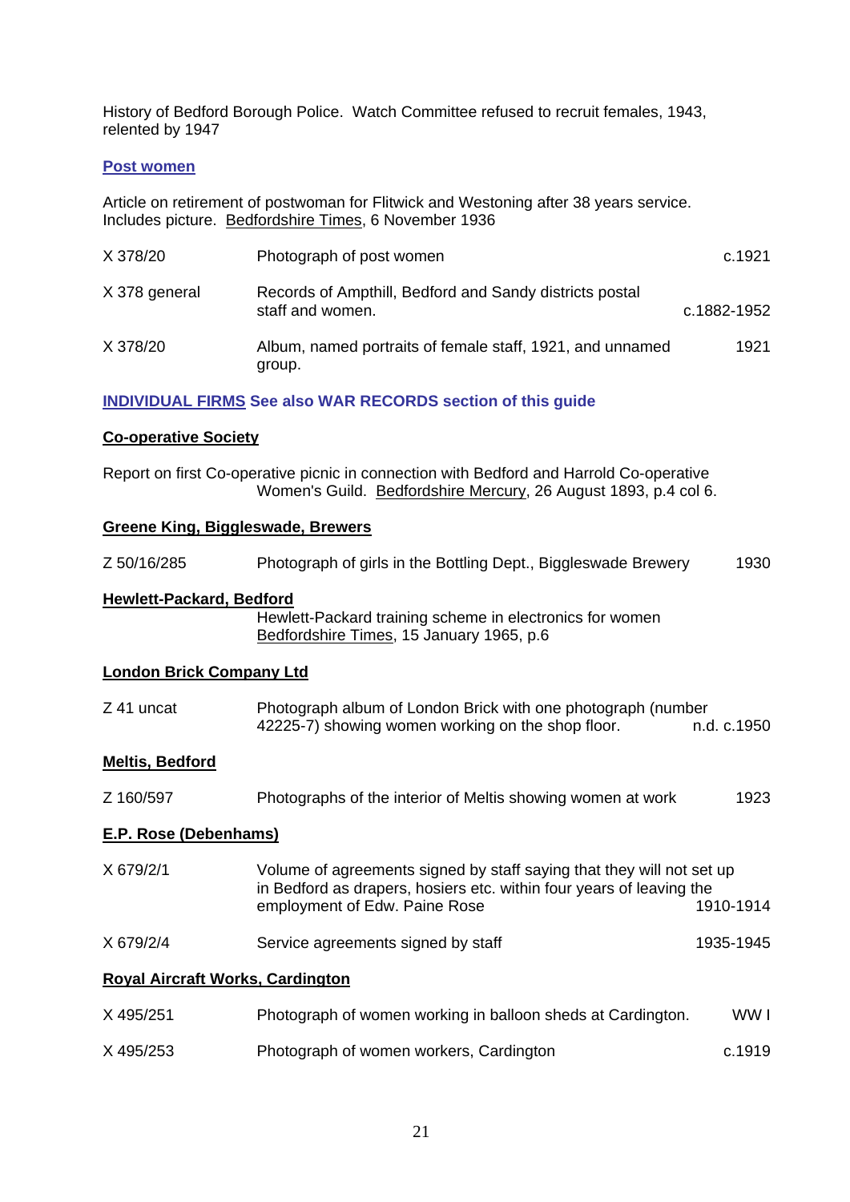History of Bedford Borough Police. Watch Committee refused to recruit females, 1943, relented by 1947

### Post women

Article on retirement of postwoman for Flitwick and Westoning after 38 years service. Includes picture. Bedfordshire Times, 6 November 1936

| | | |
|---|---|---|
| X 378/20 | Photograph of post women | c.1921 |
| X 378 general | Records of Ampthill, Bedford and Sandy districts postal staff and women. | c.1882-1952 |
| X 378/20 | Album, named portraits of female staff, 1921, and unnamed group. | 1921 |

### INDIVIDUAL FIRMS See also WAR RECORDS section of this guide

**Co-operative Society**

Report on first Co-operative picnic in connection with Bedford and Harrold Co-operative Women's Guild. Bedfordshire Mercury, 26 August 1893, p.4 col 6.

**Greene King, Biggleswade, Brewers**

| | | |
|---|---|---|
| Z 50/16/285 | Photograph of girls in the Bottling Dept., Biggleswade Brewery | 1930 |

**Hewlett-Packard, Bedford**

Hewlett-Packard training scheme in electronics for women Bedfordshire Times, 15 January 1965, p.6

**London Brick Company Ltd**

| | | |
|---|---|---|
| Z 41 uncat | Photograph album of London Brick with one photograph (number 42225-7) showing women working on the shop floor. | n.d. c.1950 |

**Meltis, Bedford**

| | | |
|---|---|---|
| Z 160/597 | Photographs of the interior of Meltis showing women at work | 1923 |

**E.P. Rose (Debenhams)**

| | | |
|---|---|---|
| X 679/2/1 | Volume of agreements signed by staff saying that they will not set up in Bedford as drapers, hosiers etc. within four years of leaving the employment of Edw. Paine Rose | 1910-1914 |
| X 679/2/4 | Service agreements signed by staff | 1935-1945 |

**Royal Aircraft Works, Cardington**

| | | |
|---|---|---|
| X 495/251 | Photograph of women working in balloon sheds at Cardington. | WW I |
| X 495/253 | Photograph of women workers, Cardington | c.1919 |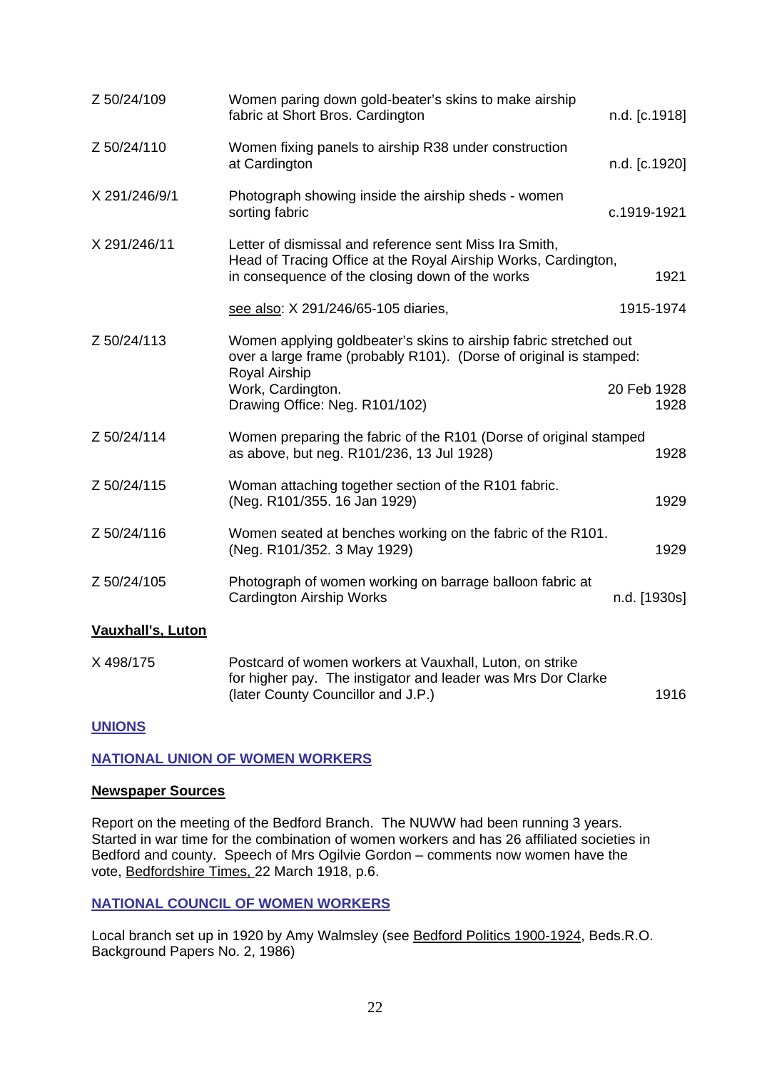| | | |
|---|---|---|
| Z 50/24/109 | Women paring down gold-beater's skins to make airship fabric at Short Bros. Cardington | n.d. [c.1918] |
| Z 50/24/110 | Women fixing panels to airship R38 under construction at Cardington | n.d. [c.1920] |
| X 291/246/9/1 | Photograph showing inside the airship sheds - women sorting fabric | c.1919-1921 |
| X 291/246/11 | Letter of dismissal and reference sent Miss Ira Smith, Head of Tracing Office at the Royal Airship Works, Cardington, in consequence of the closing down of the works | 1921 |
| | see also: X 291/246/65-105 diaries, | 1915-1974 |
| Z 50/24/113 | Women applying goldbeater's skins to airship fabric stretched out over a large frame (probably R101). (Dorse of original is stamped: Royal Airship Work, Cardington. Drawing Office: Neg. R101/102) | 20 Feb 1928 1928 |
| Z 50/24/114 | Women preparing the fabric of the R101 (Dorse of original stamped as above, but neg. R101/236, 13 Jul 1928) | 1928 |
| Z 50/24/115 | Woman attaching together section of the R101 fabric. (Neg. R101/355. 16 Jan 1929) | 1929 |
| Z 50/24/116 | Women seated at benches working on the fabric of the R101. (Neg. R101/352. 3 May 1929) | 1929 |
| Z 50/24/105 | Photograph of women working on barrage balloon fabric at Cardington Airship Works | n.d. [1930s] |

**Vauxhall's, Luton**

| | | |
|---|---|---|
| X 498/175 | Postcard of women workers at Vauxhall, Luton, on strike for higher pay. The instigator and leader was Mrs Dor Clarke (later County Councillor and J.P.) | 1916 |

## UNIONS

### NATIONAL UNION OF WOMEN WORKERS

**Newspaper Sources**

Report on the meeting of the Bedford Branch. The NUWW had been running 3 years. Started in war time for the combination of women workers and has 26 affiliated societies in Bedford and county. Speech of Mrs Ogilvie Gordon – comments now women have the vote, Bedfordshire Times, 22 March 1918, p.6.

### NATIONAL COUNCIL OF WOMEN WORKERS

Local branch set up in 1920 by Amy Walmsley (see Bedford Politics 1900-1924, Beds.R.O. Background Papers No. 2, 1986)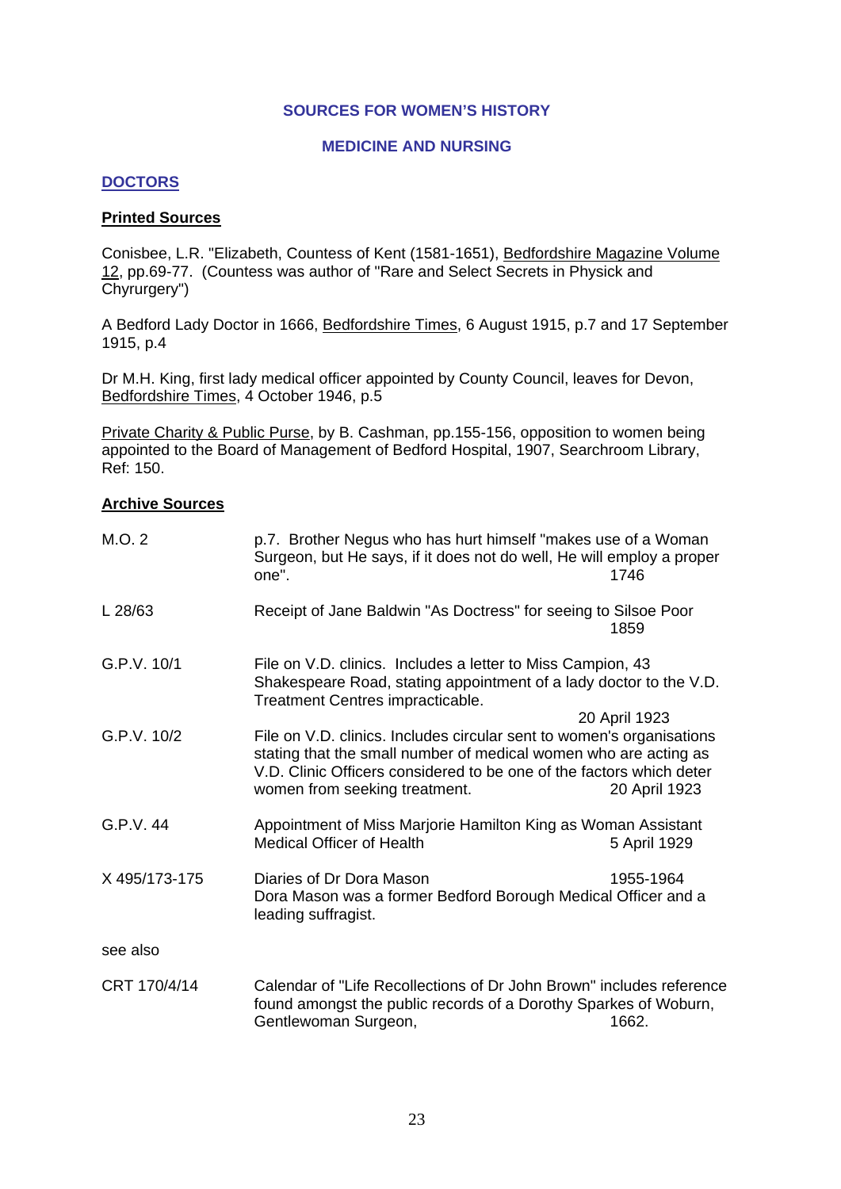# SOURCES FOR WOMEN'S HISTORY

## MEDICINE AND NURSING

### DOCTORS

#### Printed Sources

Conisbee, L.R. "Elizabeth, Countess of Kent (1581-1651), Bedfordshire Magazine Volume 12, pp.69-77. (Countess was author of "Rare and Select Secrets in Physick and Chyrurgery")

A Bedford Lady Doctor in 1666, Bedfordshire Times, 6 August 1915, p.7 and 17 September 1915, p.4

Dr M.H. King, first lady medical officer appointed by County Council, leaves for Devon, Bedfordshire Times, 4 October 1946, p.5

Private Charity & Public Purse, by B. Cashman, pp.155-156, opposition to women being appointed to the Board of Management of Bedford Hospital, 1907, Searchroom Library, Ref: 150.

#### Archive Sources

| Reference | Description | Date |
|---|---|---|
| M.O. 2 | p.7. Brother Negus who has hurt himself "makes use of a Woman Surgeon, but He says, if it does not do well, He will employ a proper one". | 1746 |
| L 28/63 | Receipt of Jane Baldwin "As Doctress" for seeing to Silsoe Poor | 1859 |
| G.P.V. 10/1 | File on V.D. clinics. Includes a letter to Miss Campion, 43 Shakespeare Road, stating appointment of a lady doctor to the V.D. Treatment Centres impracticable. | 20 April 1923 |
| G.P.V. 10/2 | File on V.D. clinics. Includes circular sent to women's organisations stating that the small number of medical women who are acting as V.D. Clinic Officers considered to be one of the factors which deter women from seeking treatment. | 20 April 1923 |
| G.P.V. 44 | Appointment of Miss Marjorie Hamilton King as Woman Assistant Medical Officer of Health | 5 April 1929 |
| X 495/173-175 | Diaries of Dr Dora Mason<br>Dora Mason was a former Bedford Borough Medical Officer and a leading suffragist. | 1955-1964 |
| see also | | |
| CRT 170/4/14 | Calendar of "Life Recollections of Dr John Brown" includes reference found amongst the public records of a Dorothy Sparkes of Woburn, Gentlewoman Surgeon, | 1662. |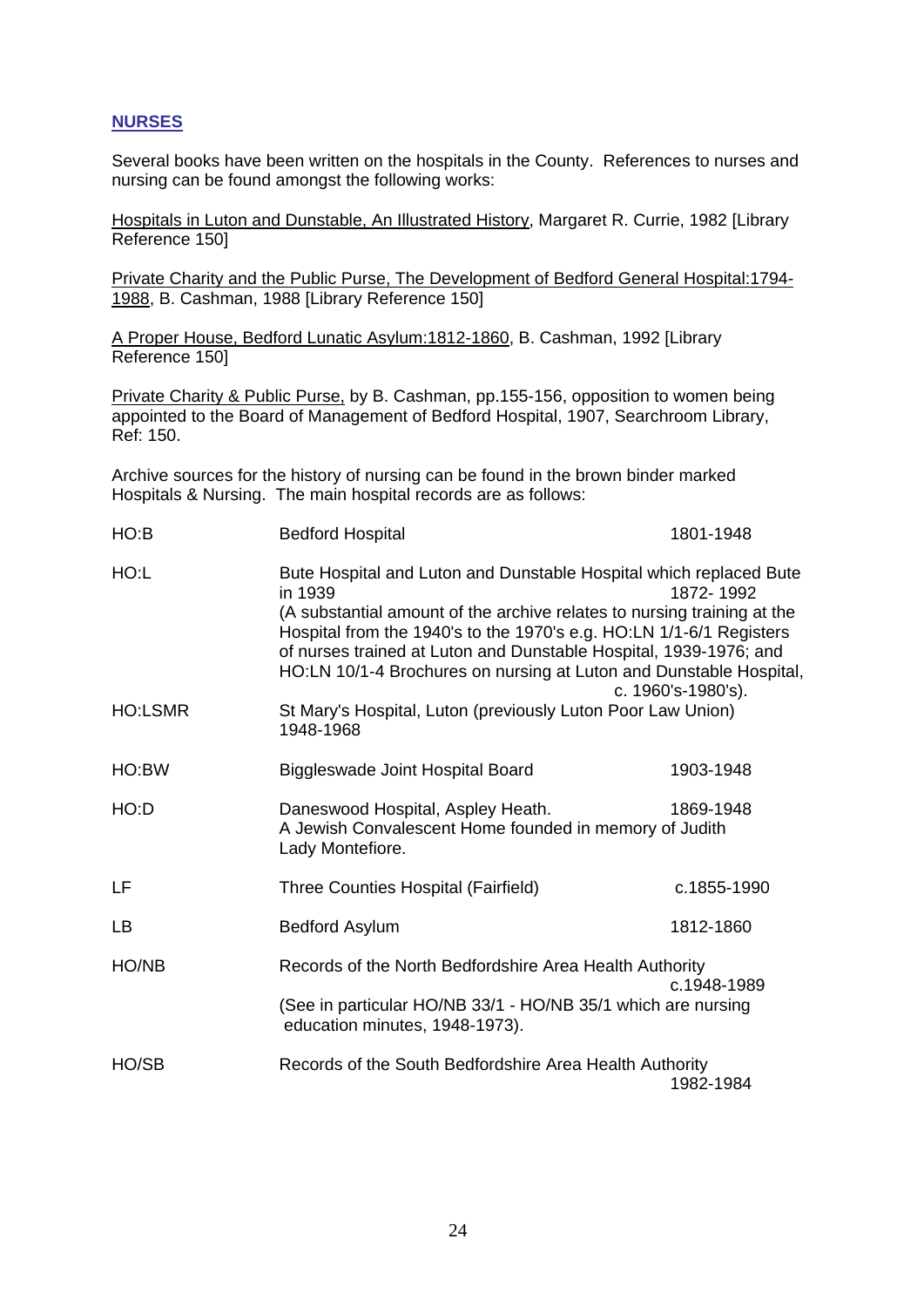## NURSES

Several books have been written on the hospitals in the County. References to nurses and nursing can be found amongst the following works:

Hospitals in Luton and Dunstable, An Illustrated History, Margaret R. Currie, 1982 [Library Reference 150]

Private Charity and the Public Purse, The Development of Bedford General Hospital:1794-1988, B. Cashman, 1988 [Library Reference 150]

A Proper House, Bedford Lunatic Asylum:1812-1860, B. Cashman, 1992 [Library Reference 150]

Private Charity & Public Purse, by B. Cashman, pp.155-156, opposition to women being appointed to the Board of Management of Bedford Hospital, 1907, Searchroom Library, Ref: 150.

Archive sources for the history of nursing can be found in the brown binder marked Hospitals & Nursing. The main hospital records are as follows:

| | | |
|---|---|---|
| HO:B | Bedford Hospital | 1801-1948 |
| HO:L | Bute Hospital and Luton and Dunstable Hospital which replaced Bute in 1939 (A substantial amount of the archive relates to nursing training at the Hospital from the 1940's to the 1970's e.g. HO:LN 1/1-6/1 Registers of nurses trained at Luton and Dunstable Hospital, 1939-1976; and HO:LN 10/1-4 Brochures on nursing at Luton and Dunstable Hospital, c. 1960's-1980's). | 1872- 1992 |
| HO:LSMR | St Mary's Hospital, Luton (previously Luton Poor Law Union) | 1948-1968 |
| HO:BW | Biggleswade Joint Hospital Board | 1903-1948 |
| HO:D | Daneswood Hospital, Aspley Heath. A Jewish Convalescent Home founded in memory of Judith Lady Montefiore. | 1869-1948 |
| LF | Three Counties Hospital (Fairfield) | c.1855-1990 |
| LB | Bedford Asylum | 1812-1860 |
| HO/NB | Records of the North Bedfordshire Area Health Authority (See in particular HO/NB 33/1 - HO/NB 35/1 which are nursing education minutes, 1948-1973). | c.1948-1989 |
| HO/SB | Records of the South Bedfordshire Area Health Authority | 1982-1984 |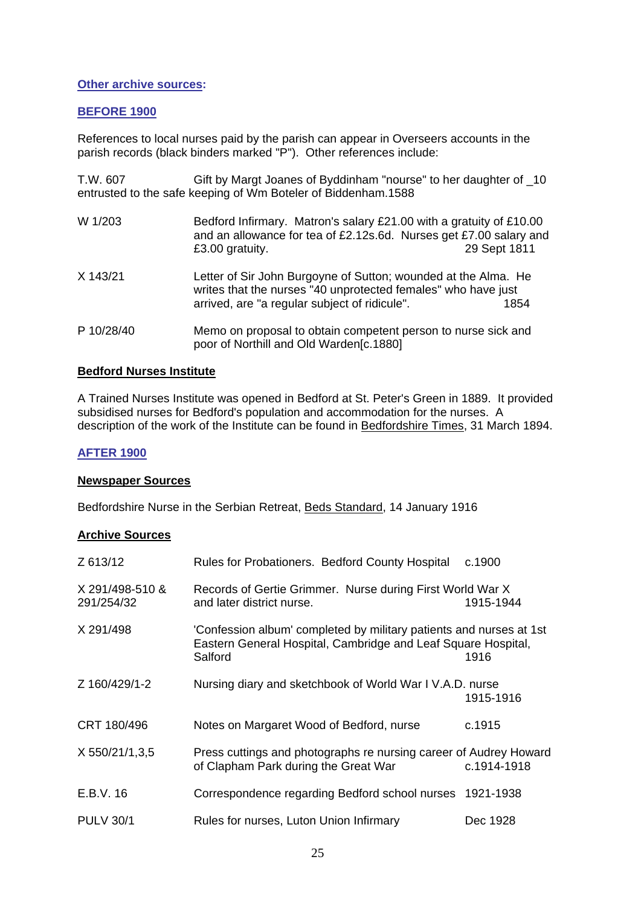**Other archive sources:**

**BEFORE 1900**

References to local nurses paid by the parish can appear in Overseers accounts in the parish records (black binders marked "P"). Other references include:

T.W. 607 Gift by Margt Joanes of Byddinham "nourse" to her daughter of _10 entrusted to the safe keeping of Wm Boteler of Biddenham.1588

| | | |
|---|---|---|
| W 1/203 | Bedford Infirmary. Matron's salary £21.00 with a gratuity of £10.00 and an allowance for tea of £2.12s.6d. Nurses get £7.00 salary and £3.00 gratuity. | 29 Sept 1811 |
| X 143/21 | Letter of Sir John Burgoyne of Sutton; wounded at the Alma. He writes that the nurses "40 unprotected females" who have just arrived, are "a regular subject of ridicule". | 1854 |
| P 10/28/40 | Memo on proposal to obtain competent person to nurse sick and poor of Northill and Old Warden[c.1880] | |

**Bedford Nurses Institute**

A Trained Nurses Institute was opened in Bedford at St. Peter's Green in 1889. It provided subsidised nurses for Bedford's population and accommodation for the nurses. A description of the work of the Institute can be found in Bedfordshire Times, 31 March 1894.

**AFTER 1900**

**Newspaper Sources**

Bedfordshire Nurse in the Serbian Retreat, Beds Standard, 14 January 1916

**Archive Sources**

| | | |
|---|---|---|
| Z 613/12 | Rules for Probationers. Bedford County Hospital | c.1900 |
| X 291/498-510 & 291/254/32 | Records of Gertie Grimmer. Nurse during First World War X and later district nurse. | 1915-1944 |
| X 291/498 | 'Confession album' completed by military patients and nurses at 1st Eastern General Hospital, Cambridge and Leaf Square Hospital, Salford | 1916 |
| Z 160/429/1-2 | Nursing diary and sketchbook of World War I V.A.D. nurse | 1915-1916 |
| CRT 180/496 | Notes on Margaret Wood of Bedford, nurse | c.1915 |
| X 550/21/1,3,5 | Press cuttings and photographs re nursing career of Audrey Howard of Clapham Park during the Great War | c.1914-1918 |
| E.B.V. 16 | Correspondence regarding Bedford school nurses | 1921-1938 |
| PULV 30/1 | Rules for nurses, Luton Union Infirmary | Dec 1928 |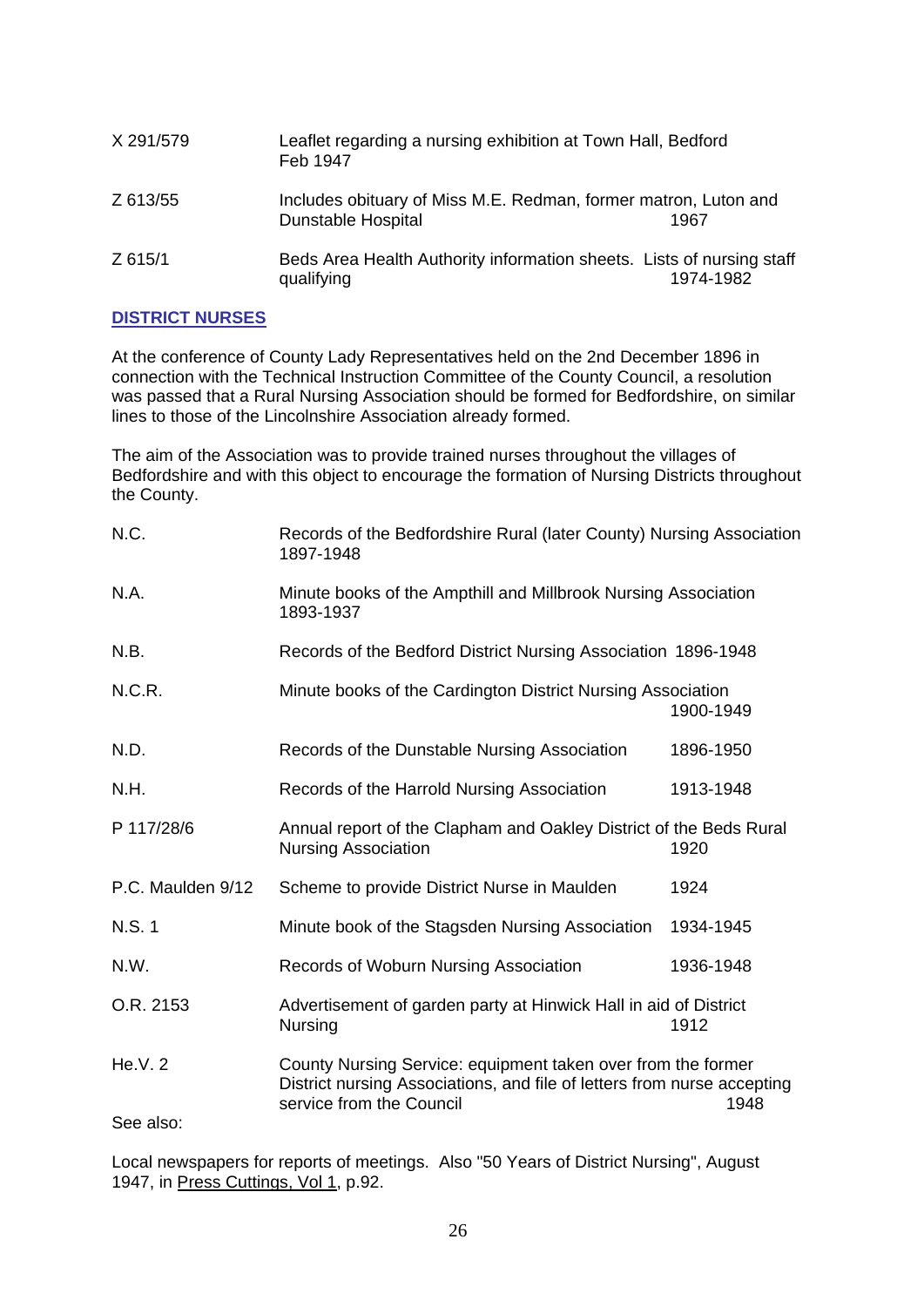| | | |
|---|---|---|
| X 291/579 | Leaflet regarding a nursing exhibition at Town Hall, Bedford Feb 1947 | |
| Z 613/55 | Includes obituary of Miss M.E. Redman, former matron, Luton and Dunstable Hospital | 1967 |
| Z 615/1 | Beds Area Health Authority information sheets. Lists of nursing staff qualifying | 1974-1982 |

## DISTRICT NURSES

At the conference of County Lady Representatives held on the 2nd December 1896 in connection with the Technical Instruction Committee of the County Council, a resolution was passed that a Rural Nursing Association should be formed for Bedfordshire, on similar lines to those of the Lincolnshire Association already formed.

The aim of the Association was to provide trained nurses throughout the villages of Bedfordshire and with this object to encourage the formation of Nursing Districts throughout the County.

| | | |
|---|---|---|
| N.C. | Records of the Bedfordshire Rural (later County) Nursing Association 1897-1948 | |
| N.A. | Minute books of the Ampthill and Millbrook Nursing Association 1893-1937 | |
| N.B. | Records of the Bedford District Nursing Association 1896-1948 | |
| N.C.R. | Minute books of the Cardington District Nursing Association | 1900-1949 |
| N.D. | Records of the Dunstable Nursing Association | 1896-1950 |
| N.H. | Records of the Harrold Nursing Association | 1913-1948 |
| P 117/28/6 | Annual report of the Clapham and Oakley District of the Beds Rural Nursing Association | 1920 |
| P.C. Maulden 9/12 | Scheme to provide District Nurse in Maulden | 1924 |
| N.S. 1 | Minute book of the Stagsden Nursing Association | 1934-1945 |
| N.W. | Records of Woburn Nursing Association | 1936-1948 |
| O.R. 2153 | Advertisement of garden party at Hinwick Hall in aid of District Nursing | 1912 |
| He.V. 2 | County Nursing Service: equipment taken over from the former District nursing Associations, and file of letters from nurse accepting service from the Council | 1948 |

See also:

Local newspapers for reports of meetings. Also "50 Years of District Nursing", August 1947, in Press Cuttings, Vol 1, p.92.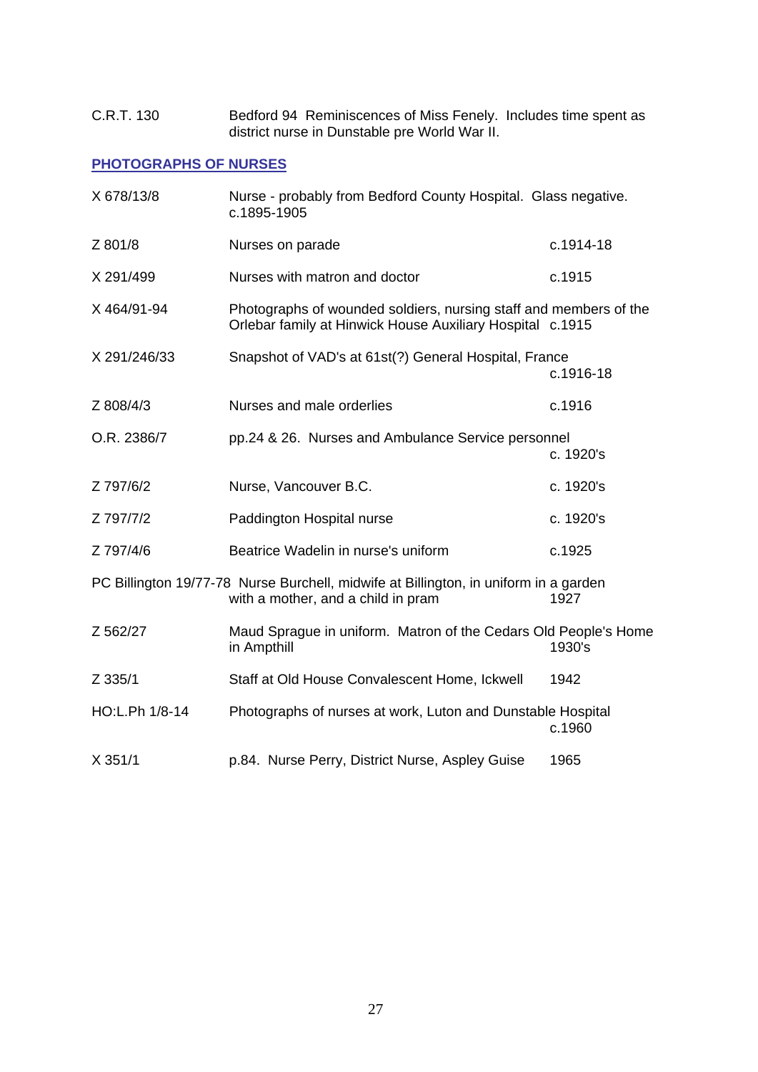| | | |
|---|---|---|
| C.R.T. 130 | Bedford 94 Reminiscences of Miss Fenely. Includes time spent as district nurse in Dunstable pre World War II. | |

## PHOTOGRAPHS OF NURSES

| Reference | Description | Date |
|---|---|---|
| X 678/13/8 | Nurse - probably from Bedford County Hospital. Glass negative. c.1895-1905 | |
| Z 801/8 | Nurses on parade | c.1914-18 |
| X 291/499 | Nurses with matron and doctor | c.1915 |
| X 464/91-94 | Photographs of wounded soldiers, nursing staff and members of the Orlebar family at Hinwick House Auxiliary Hospital | c.1915 |
| X 291/246/33 | Snapshot of VAD's at 61st(?) General Hospital, France | c.1916-18 |
| Z 808/4/3 | Nurses and male orderlies | c.1916 |
| O.R. 2386/7 | pp.24 & 26. Nurses and Ambulance Service personnel | c. 1920's |
| Z 797/6/2 | Nurse, Vancouver B.C. | c. 1920's |
| Z 797/7/2 | Paddington Hospital nurse | c. 1920's |
| Z 797/4/6 | Beatrice Wadelin in nurse's uniform | c.1925 |
| PC Billington 19/77-78 | Nurse Burchell, midwife at Billington, in uniform in a garden with a mother, and a child in pram | 1927 |
| Z 562/27 | Maud Sprague in uniform. Matron of the Cedars Old People's Home in Ampthill | 1930's |
| Z 335/1 | Staff at Old House Convalescent Home, Ickwell | 1942 |
| HO:L.Ph 1/8-14 | Photographs of nurses at work, Luton and Dunstable Hospital | c.1960 |
| X 351/1 | p.84. Nurse Perry, District Nurse, Aspley Guise | 1965 |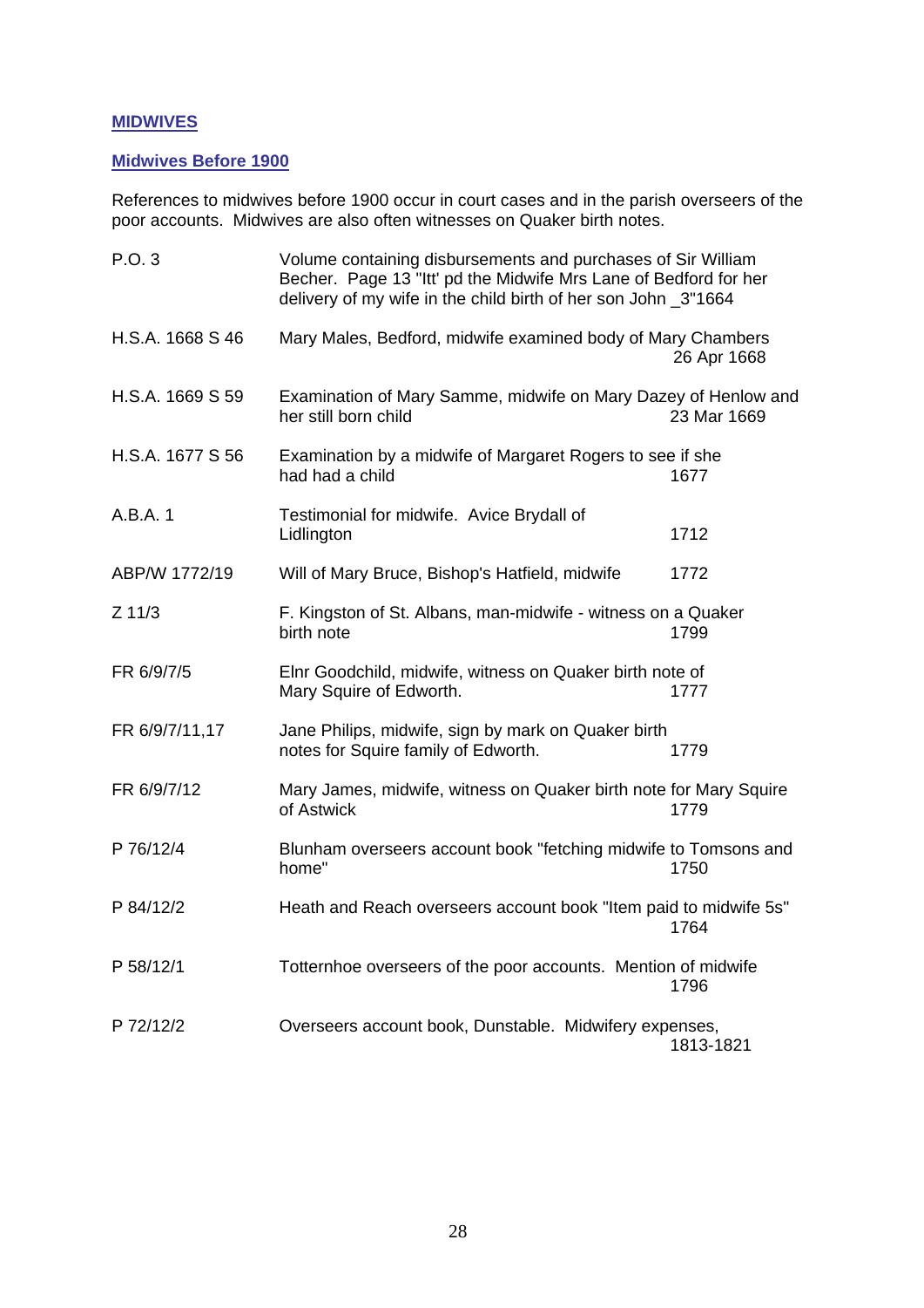## MIDWIVES

### Midwives Before 1900

References to midwives before 1900 occur in court cases and in the parish overseers of the poor accounts. Midwives are also often witnesses on Quaker birth notes.

| Reference | Description | Date |
|---|---|---|
| P.O. 3 | Volume containing disbursements and purchases of Sir William Becher. Page 13 "Itt' pd the Midwife Mrs Lane of Bedford for her delivery of my wife in the child birth of her son John _3"1664 | |
| H.S.A. 1668 S 46 | Mary Males, Bedford, midwife examined body of Mary Chambers | 26 Apr 1668 |
| H.S.A. 1669 S 59 | Examination of Mary Samme, midwife on Mary Dazey of Henlow and her still born child | 23 Mar 1669 |
| H.S.A. 1677 S 56 | Examination by a midwife of Margaret Rogers to see if she had had a child | 1677 |
| A.B.A. 1 | Testimonial for midwife. Avice Brydall of Lidlington | 1712 |
| ABP/W 1772/19 | Will of Mary Bruce, Bishop's Hatfield, midwife | 1772 |
| Z 11/3 | F. Kingston of St. Albans, man-midwife - witness on a Quaker birth note | 1799 |
| FR 6/9/7/5 | Elnr Goodchild, midwife, witness on Quaker birth note of Mary Squire of Edworth. | 1777 |
| FR 6/9/7/11,17 | Jane Philips, midwife, sign by mark on Quaker birth notes for Squire family of Edworth. | 1779 |
| FR 6/9/7/12 | Mary James, midwife, witness on Quaker birth note for Mary Squire of Astwick | 1779 |
| P 76/12/4 | Blunham overseers account book "fetching midwife to Tomsons and home" | 1750 |
| P 84/12/2 | Heath and Reach overseers account book "Item paid to midwife 5s" | 1764 |
| P 58/12/1 | Totternhoe overseers of the poor accounts. Mention of midwife | 1796 |
| P 72/12/2 | Overseers account book, Dunstable. Midwifery expenses, | 1813-1821 |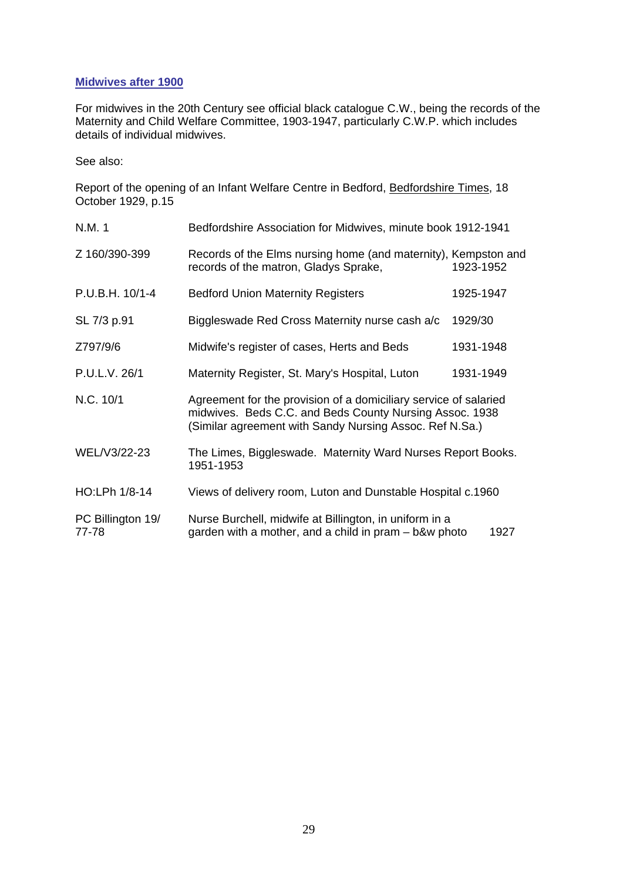## Midwives after 1900

For midwives in the 20th Century see official black catalogue C.W., being the records of the Maternity and Child Welfare Committee, 1903-1947, particularly C.W.P. which includes details of individual midwives.

See also:

Report of the opening of an Infant Welfare Centre in Bedford, Bedfordshire Times, 18 October 1929, p.15

| | | |
|---|---|---|
| N.M. 1 | Bedfordshire Association for Midwives, minute book 1912-1941 | |
| Z 160/390-399 | Records of the Elms nursing home (and maternity), Kempston and records of the matron, Gladys Sprake, | 1923-1952 |
| P.U.B.H. 10/1-4 | Bedford Union Maternity Registers | 1925-1947 |
| SL 7/3 p.91 | Biggleswade Red Cross Maternity nurse cash a/c | 1929/30 |
| Z797/9/6 | Midwife's register of cases, Herts and Beds | 1931-1948 |
| P.U.L.V. 26/1 | Maternity Register, St. Mary's Hospital, Luton | 1931-1949 |
| N.C. 10/1 | Agreement for the provision of a domiciliary service of salaried midwives. Beds C.C. and Beds County Nursing Assoc. 1938 (Similar agreement with Sandy Nursing Assoc. Ref N.Sa.) | |
| WEL/V3/22-23 | The Limes, Biggleswade. Maternity Ward Nurses Report Books. 1951-1953 | |
| HO:LPh 1/8-14 | Views of delivery room, Luton and Dunstable Hospital c.1960 | |
| PC Billington 19/ 77-78 | Nurse Burchell, midwife at Billington, in uniform in a garden with a mother, and a child in pram – b&w photo | 1927 |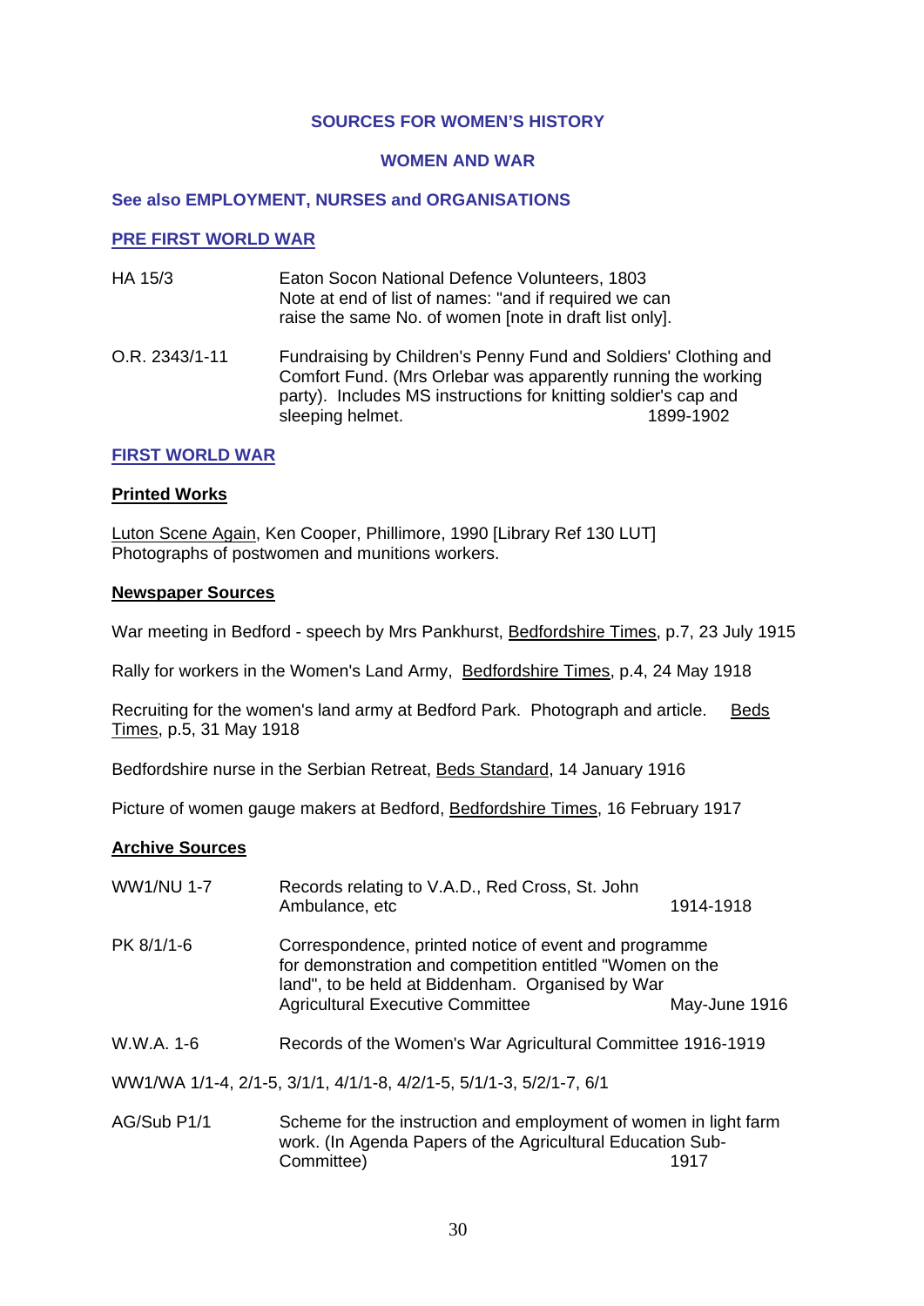## SOURCES FOR WOMEN'S HISTORY

## WOMEN AND WAR

**See also EMPLOYMENT, NURSES and ORGANISATIONS**

### PRE FIRST WORLD WAR

| | | |
|---|---|---|
| HA 15/3 | Eaton Socon National Defence Volunteers, 1803<br>Note at end of list of names: "and if required we can raise the same No. of women [note in draft list only]. | |
| O.R. 2343/1-11 | Fundraising by Children's Penny Fund and Soldiers' Clothing and Comfort Fund. (Mrs Orlebar was apparently running the working party). Includes MS instructions for knitting soldier's cap and sleeping helmet. | 1899-1902 |

### FIRST WORLD WAR

**Printed Works**

Luton Scene Again, Ken Cooper, Phillimore, 1990 [Library Ref 130 LUT]
Photographs of postwomen and munitions workers.

**Newspaper Sources**

War meeting in Bedford - speech by Mrs Pankhurst, Bedfordshire Times, p.7, 23 July 1915

Rally for workers in the Women's Land Army, Bedfordshire Times, p.4, 24 May 1918

Recruiting for the women's land army at Bedford Park. Photograph and article. Beds Times, p.5, 31 May 1918

Bedfordshire nurse in the Serbian Retreat, Beds Standard, 14 January 1916

Picture of women gauge makers at Bedford, Bedfordshire Times, 16 February 1917

**Archive Sources**

| | | |
|---|---|---|
| WW1/NU 1-7 | Records relating to V.A.D., Red Cross, St. John Ambulance, etc | 1914-1918 |
| PK 8/1/1-6 | Correspondence, printed notice of event and programme for demonstration and competition entitled "Women on the land", to be held at Biddenham. Organised by War Agricultural Executive Committee | May-June 1916 |
| W.W.A. 1-6 | Records of the Women's War Agricultural Committee | 1916-1919 |

WW1/WA 1/1-4, 2/1-5, 3/1/1, 4/1/1-8, 4/2/1-5, 5/1/1-3, 5/2/1-7, 6/1

| | | |
|---|---|---|
| AG/Sub P1/1 | Scheme for the instruction and employment of women in light farm work. (In Agenda Papers of the Agricultural Education Sub-Committee) | 1917 |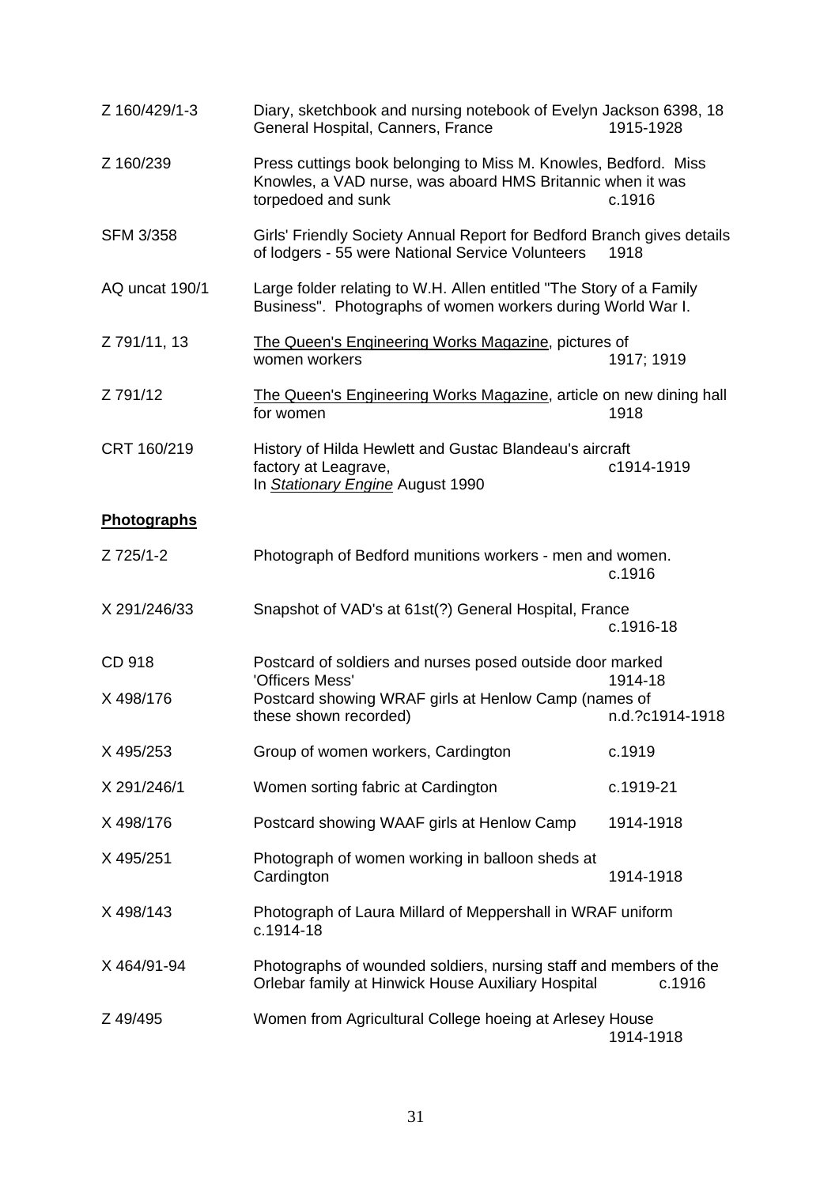| | | |
|---|---|---|
| Z 160/429/1-3 | Diary, sketchbook and nursing notebook of Evelyn Jackson 6398, 18 General Hospital, Canners, France | 1915-1928 |
| Z 160/239 | Press cuttings book belonging to Miss M. Knowles, Bedford. Miss Knowles, a VAD nurse, was aboard HMS Britannic when it was torpedoed and sunk | c.1916 |
| SFM 3/358 | Girls' Friendly Society Annual Report for Bedford Branch gives details of lodgers - 55 were National Service Volunteers | 1918 |
| AQ uncat 190/1 | Large folder relating to W.H. Allen entitled "The Story of a Family Business". Photographs of women workers during World War I. | |
| Z 791/11, 13 | The Queen's Engineering Works Magazine, pictures of women workers | 1917; 1919 |
| Z 791/12 | The Queen's Engineering Works Magazine, article on new dining hall for women | 1918 |
| CRT 160/219 | History of Hilda Hewlett and Gustac Blandeau's aircraft factory at Leagrave, In *Stationary Engine* August 1990 | c1914-1919 |

## **Photographs**

| | | |
|---|---|---|
| Z 725/1-2 | Photograph of Bedford munitions workers - men and women. | c.1916 |
| X 291/246/33 | Snapshot of VAD's at 61st(?) General Hospital, France | c.1916-18 |
| CD 918 | Postcard of soldiers and nurses posed outside door marked 'Officers Mess' | 1914-18 |
| X 498/176 | Postcard showing WRAF girls at Henlow Camp (names of these shown recorded) | n.d.?c1914-1918 |
| X 495/253 | Group of women workers, Cardington | c.1919 |
| X 291/246/1 | Women sorting fabric at Cardington | c.1919-21 |
| X 498/176 | Postcard showing WAAF girls at Henlow Camp | 1914-1918 |
| X 495/251 | Photograph of women working in balloon sheds at Cardington | 1914-1918 |
| X 498/143 | Photograph of Laura Millard of Meppershall in WRAF uniform c.1914-18 | |
| X 464/91-94 | Photographs of wounded soldiers, nursing staff and members of the Orlebar family at Hinwick House Auxiliary Hospital | c.1916 |
| Z 49/495 | Women from Agricultural College hoeing at Arlesey House | 1914-1918 |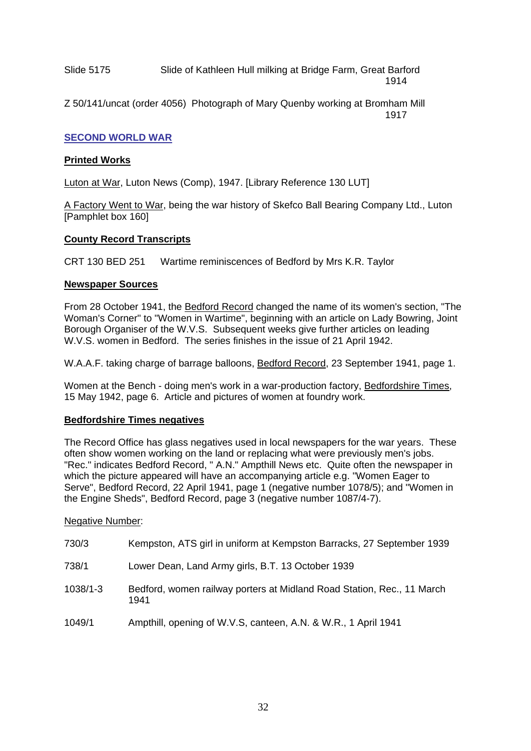Slide 5175 Slide of Kathleen Hull milking at Bridge Farm, Great Barford 1914

Z 50/141/uncat (order 4056) Photograph of Mary Quenby working at Bromham Mill 1917

## SECOND WORLD WAR

### Printed Works

Luton at War, Luton News (Comp), 1947. [Library Reference 130 LUT]

A Factory Went to War, being the war history of Skefco Ball Bearing Company Ltd., Luton [Pamphlet box 160]

### County Record Transcripts

CRT 130 BED 251 Wartime reminiscences of Bedford by Mrs K.R. Taylor

### Newspaper Sources

From 28 October 1941, the Bedford Record changed the name of its women's section, "The Woman's Corner" to "Women in Wartime", beginning with an article on Lady Bowring, Joint Borough Organiser of the W.V.S. Subsequent weeks give further articles on leading W.V.S. women in Bedford. The series finishes in the issue of 21 April 1942.

W.A.A.F. taking charge of barrage balloons, Bedford Record, 23 September 1941, page 1.

Women at the Bench - doing men's work in a war-production factory, Bedfordshire Times, 15 May 1942, page 6. Article and pictures of women at foundry work.

### Bedfordshire Times negatives

The Record Office has glass negatives used in local newspapers for the war years. These often show women working on the land or replacing what were previously men's jobs. "Rec." indicates Bedford Record, " A.N." Ampthill News etc. Quite often the newspaper in which the picture appeared will have an accompanying article e.g. "Women Eager to Serve", Bedford Record, 22 April 1941, page 1 (negative number 1078/5); and "Women in the Engine Sheds", Bedford Record, page 3 (negative number 1087/4-7).

Negative Number:

730/3 Kempston, ATS girl in uniform at Kempston Barracks, 27 September 1939

738/1 Lower Dean, Land Army girls, B.T. 13 October 1939

1038/1-3 Bedford, women railway porters at Midland Road Station, Rec., 11 March 1941

1049/1 Ampthill, opening of W.V.S, canteen, A.N. & W.R., 1 April 1941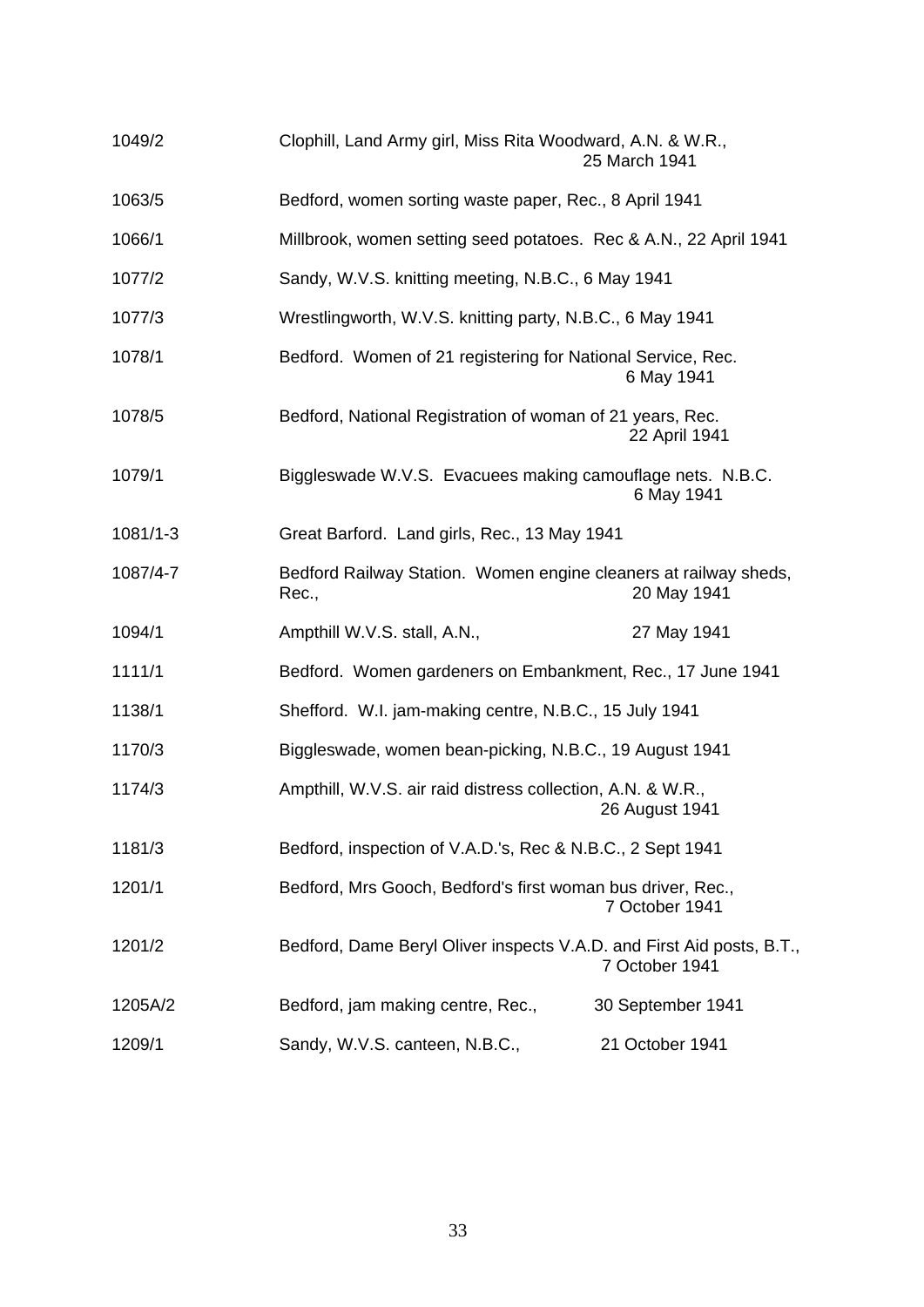| | |
|---|---|
| 1049/2 | Clophill, Land Army girl, Miss Rita Woodward, A.N. & W.R., 25 March 1941 |
| 1063/5 | Bedford, women sorting waste paper, Rec., 8 April 1941 |
| 1066/1 | Millbrook, women setting seed potatoes. Rec & A.N., 22 April 1941 |
| 1077/2 | Sandy, W.V.S. knitting meeting, N.B.C., 6 May 1941 |
| 1077/3 | Wrestlingworth, W.V.S. knitting party, N.B.C., 6 May 1941 |
| 1078/1 | Bedford. Women of 21 registering for National Service, Rec. 6 May 1941 |
| 1078/5 | Bedford, National Registration of woman of 21 years, Rec. 22 April 1941 |
| 1079/1 | Biggleswade W.V.S. Evacuees making camouflage nets. N.B.C. 6 May 1941 |
| 1081/1-3 | Great Barford. Land girls, Rec., 13 May 1941 |
| 1087/4-7 | Bedford Railway Station. Women engine cleaners at railway sheds, Rec., 20 May 1941 |
| 1094/1 | Ampthill W.V.S. stall, A.N., 27 May 1941 |
| 1111/1 | Bedford. Women gardeners on Embankment, Rec., 17 June 1941 |
| 1138/1 | Shefford. W.I. jam-making centre, N.B.C., 15 July 1941 |
| 1170/3 | Biggleswade, women bean-picking, N.B.C., 19 August 1941 |
| 1174/3 | Ampthill, W.V.S. air raid distress collection, A.N. & W.R., 26 August 1941 |
| 1181/3 | Bedford, inspection of V.A.D.'s, Rec & N.B.C., 2 Sept 1941 |
| 1201/1 | Bedford, Mrs Gooch, Bedford's first woman bus driver, Rec., 7 October 1941 |
| 1201/2 | Bedford, Dame Beryl Oliver inspects V.A.D. and First Aid posts, B.T., 7 October 1941 |
| 1205A/2 | Bedford, jam making centre, Rec., 30 September 1941 |
| 1209/1 | Sandy, W.V.S. canteen, N.B.C., 21 October 1941 |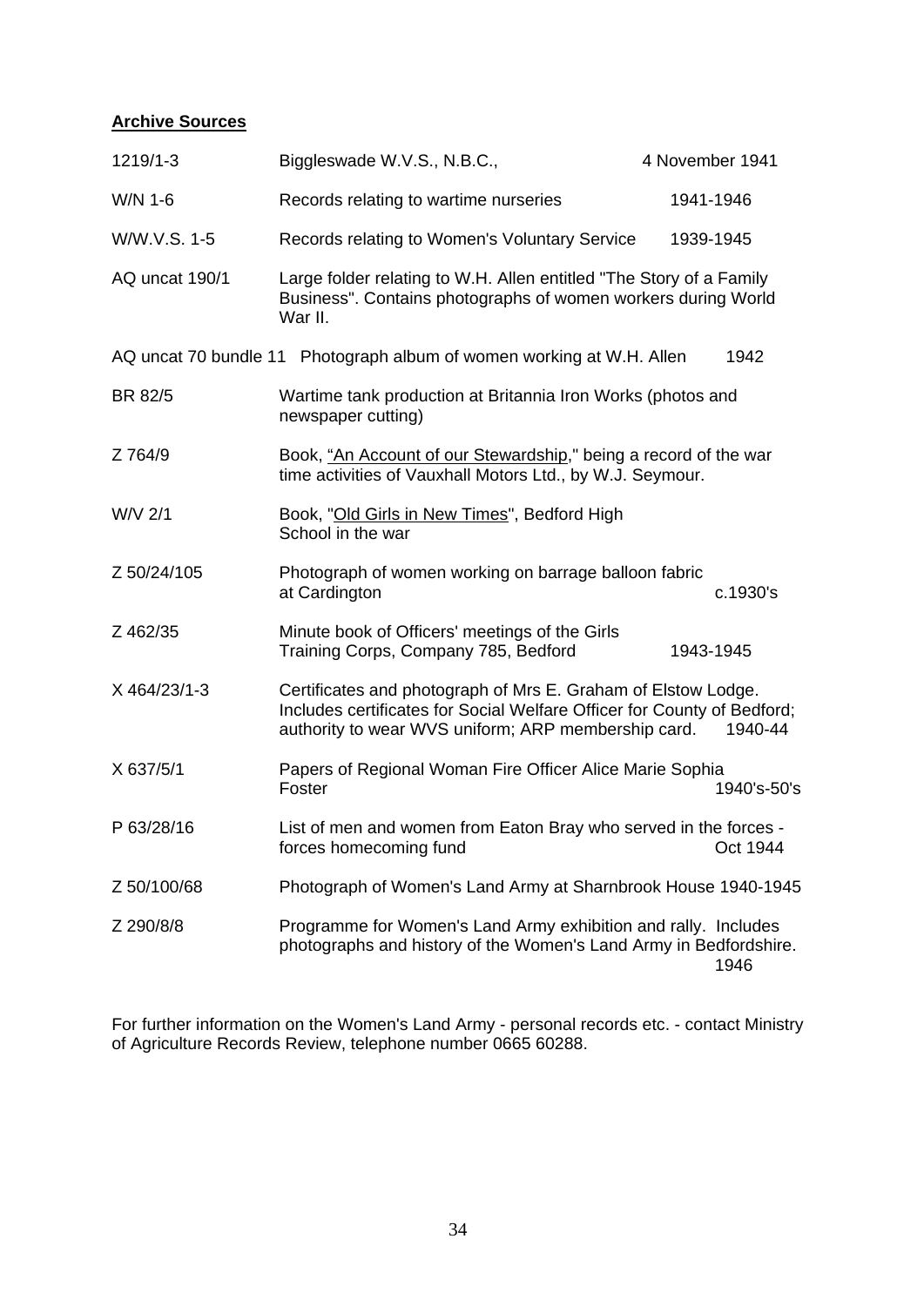**Archive Sources**

| | | |
|---|---|---|
| 1219/1-3 | Biggleswade W.V.S., N.B.C., | 4 November 1941 |
| W/N 1-6 | Records relating to wartime nurseries | 1941-1946 |
| W/W.V.S. 1-5 | Records relating to Women's Voluntary Service | 1939-1945 |
| AQ uncat 190/1 | Large folder relating to W.H. Allen entitled "The Story of a Family Business". Contains photographs of women workers during World War II. | |
| AQ uncat 70 bundle 11 | Photograph album of women working at W.H. Allen | 1942 |
| BR 82/5 | Wartime tank production at Britannia Iron Works (photos and newspaper cutting) | |
| Z 764/9 | Book, "An Account of our Stewardship," being a record of the war time activities of Vauxhall Motors Ltd., by W.J. Seymour. | |
| W/V 2/1 | Book, "Old Girls in New Times", Bedford High School in the war | |
| Z 50/24/105 | Photograph of women working on barrage balloon fabric at Cardington | c.1930's |
| Z 462/35 | Minute book of Officers' meetings of the Girls Training Corps, Company 785, Bedford | 1943-1945 |
| X 464/23/1-3 | Certificates and photograph of Mrs E. Graham of Elstow Lodge. Includes certificates for Social Welfare Officer for County of Bedford; authority to wear WVS uniform; ARP membership card. | 1940-44 |
| X 637/5/1 | Papers of Regional Woman Fire Officer Alice Marie Sophia Foster | 1940's-50's |
| P 63/28/16 | List of men and women from Eaton Bray who served in the forces - forces homecoming fund | Oct 1944 |
| Z 50/100/68 | Photograph of Women's Land Army at Sharnbrook House | 1940-1945 |
| Z 290/8/8 | Programme for Women's Land Army exhibition and rally. Includes photographs and history of the Women's Land Army in Bedfordshire. | 1946 |

For further information on the Women's Land Army - personal records etc. - contact Ministry of Agriculture Records Review, telephone number 0665 60288.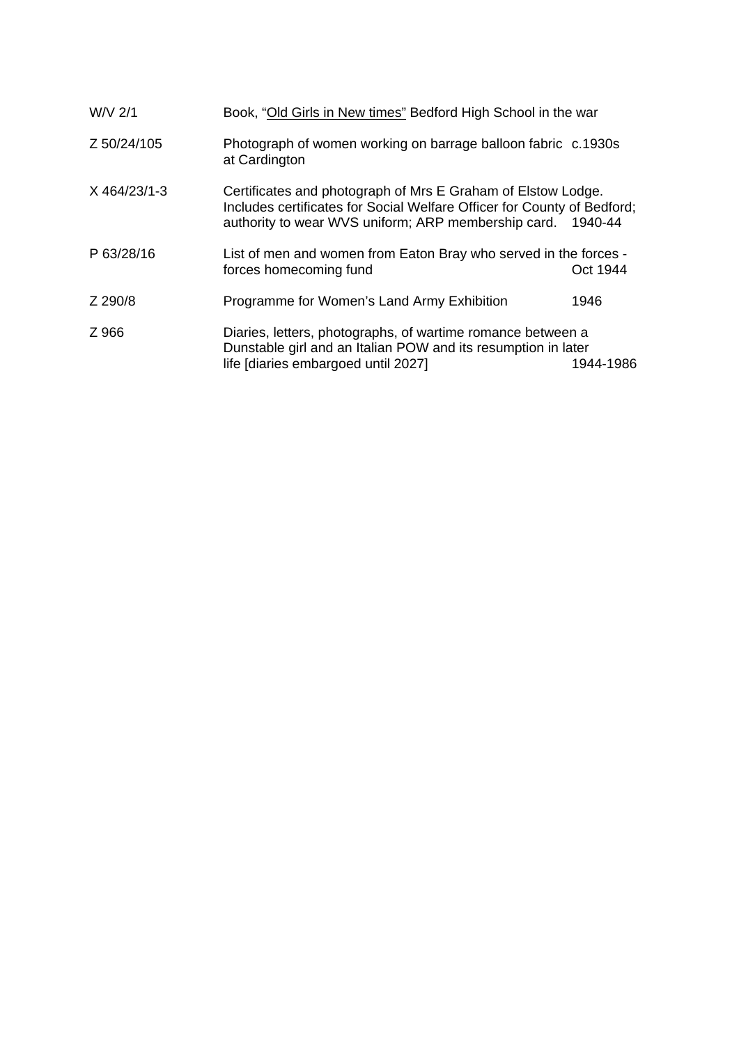| | | |
|---|---|---|
| W/V 2/1 | Book, "<u>Old Girls in New times</u>" Bedford High School in the war | |
| Z 50/24/105 | Photograph of women working on barrage balloon fabric at Cardington | c.1930s |
| X 464/23/1-3 | Certificates and photograph of Mrs E Graham of Elstow Lodge. Includes certificates for Social Welfare Officer for County of Bedford; authority to wear WVS uniform; ARP membership card. | 1940-44 |
| P 63/28/16 | List of men and women from Eaton Bray who served in the forces - forces homecoming fund | Oct 1944 |
| Z 290/8 | Programme for Women's Land Army Exhibition | 1946 |
| Z 966 | Diaries, letters, photographs, of wartime romance between a Dunstable girl and an Italian POW and its resumption in later life [diaries embargoed until 2027] | 1944-1986 |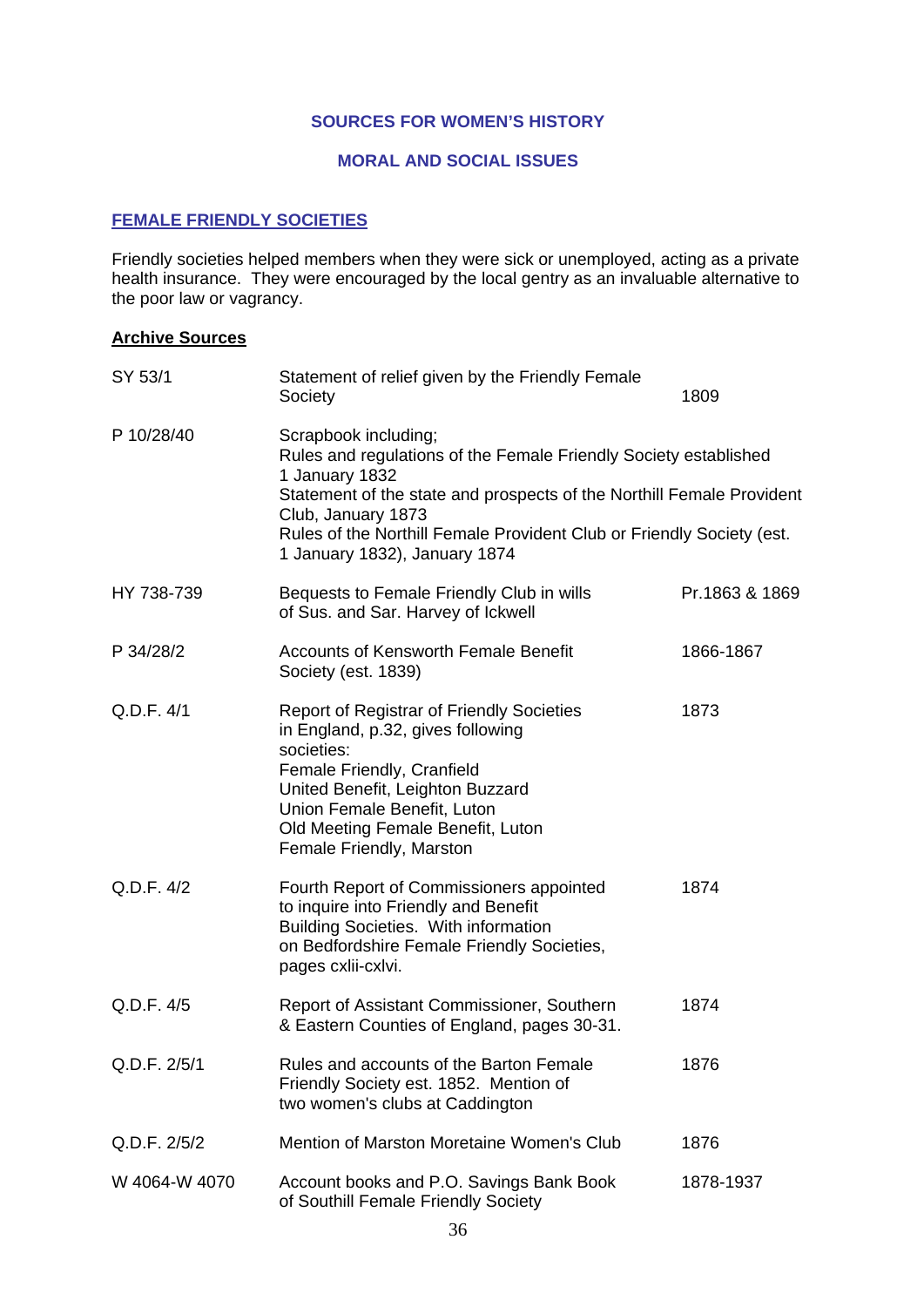**SOURCES FOR WOMEN'S HISTORY**

**MORAL AND SOCIAL ISSUES**

## FEMALE FRIENDLY SOCIETIES

Friendly societies helped members when they were sick or unemployed, acting as a private health insurance. They were encouraged by the local gentry as an invaluable alternative to the poor law or vagrancy.

### Archive Sources

| | | |
|---|---|---|
| SY 53/1 | Statement of relief given by the Friendly Female Society | 1809 |
| P 10/28/40 | Scrapbook including; Rules and regulations of the Female Friendly Society established 1 January 1832<br>Statement of the state and prospects of the Northill Female Provident Club, January 1873<br>Rules of the Northill Female Provident Club or Friendly Society (est. 1 January 1832), January 1874 | |
| HY 738-739 | Bequests to Female Friendly Club in wills of Sus. and Sar. Harvey of Ickwell | Pr.1863 & 1869 |
| P 34/28/2 | Accounts of Kensworth Female Benefit Society (est. 1839) | 1866-1867 |
| Q.D.F. 4/1 | Report of Registrar of Friendly Societies in England, p.32, gives following societies:<br>Female Friendly, Cranfield<br>United Benefit, Leighton Buzzard<br>Union Female Benefit, Luton<br>Old Meeting Female Benefit, Luton<br>Female Friendly, Marston | 1873 |
| Q.D.F. 4/2 | Fourth Report of Commissioners appointed to inquire into Friendly and Benefit Building Societies. With information on Bedfordshire Female Friendly Societies, pages cxlii-cxlvi. | 1874 |
| Q.D.F. 4/5 | Report of Assistant Commissioner, Southern & Eastern Counties of England, pages 30-31. | 1874 |
| Q.D.F. 2/5/1 | Rules and accounts of the Barton Female Friendly Society est. 1852. Mention of two women's clubs at Caddington | 1876 |
| Q.D.F. 2/5/2 | Mention of Marston Moretaine Women's Club | 1876 |
| W 4064-W 4070 | Account books and P.O. Savings Bank Book of Southill Female Friendly Society | 1878-1937 |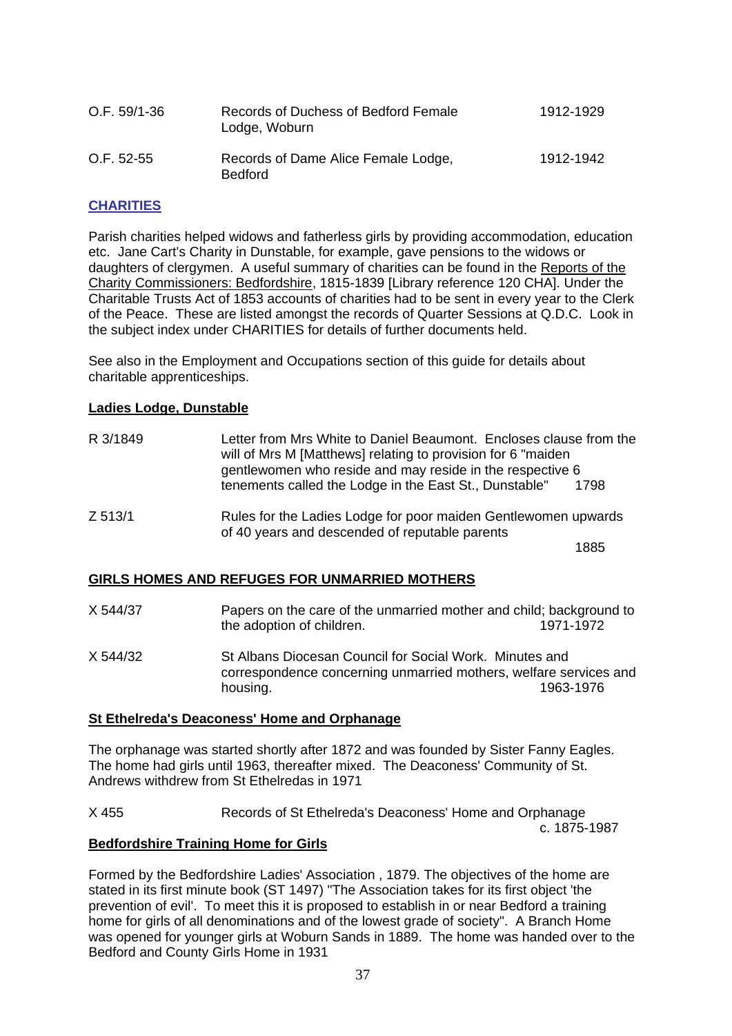| | | |
|---|---|---|
| O.F. 59/1-36 | Records of Duchess of Bedford Female Lodge, Woburn | 1912-1929 |
| O.F. 52-55 | Records of Dame Alice Female Lodge, Bedford | 1912-1942 |

## CHARITIES

Parish charities helped widows and fatherless girls by providing accommodation, education etc. Jane Cart's Charity in Dunstable, for example, gave pensions to the widows or daughters of clergymen. A useful summary of charities can be found in the Reports of the Charity Commissioners: Bedfordshire, 1815-1839 [Library reference 120 CHA]. Under the Charitable Trusts Act of 1853 accounts of charities had to be sent in every year to the Clerk of the Peace. These are listed amongst the records of Quarter Sessions at Q.D.C. Look in the subject index under CHARITIES for details of further documents held.

See also in the Employment and Occupations section of this guide for details about charitable apprenticeships.

### Ladies Lodge, Dunstable

| | | |
|---|---|---|
| R 3/1849 | Letter from Mrs White to Daniel Beaumont. Encloses clause from the will of Mrs M [Matthews] relating to provision for 6 "maiden gentlewomen who reside and may reside in the respective 6 tenements called the Lodge in the East St., Dunstable" | 1798 |
| Z 513/1 | Rules for the Ladies Lodge for poor maiden Gentlewomen upwards of 40 years and descended of reputable parents | 1885 |

### GIRLS HOMES AND REFUGES FOR UNMARRIED MOTHERS

| | | |
|---|---|---|
| X 544/37 | Papers on the care of the unmarried mother and child; background to the adoption of children. | 1971-1972 |
| X 544/32 | St Albans Diocesan Council for Social Work. Minutes and correspondence concerning unmarried mothers, welfare services and housing. | 1963-1976 |

### St Ethelreda's Deaconess' Home and Orphanage

The orphanage was started shortly after 1872 and was founded by Sister Fanny Eagles. The home had girls until 1963, thereafter mixed. The Deaconess' Community of St. Andrews withdrew from St Ethelredas in 1971

| | | |
|---|---|---|
| X 455 | Records of St Ethelreda's Deaconess' Home and Orphanage | c. 1875-1987 |

### Bedfordshire Training Home for Girls

Formed by the Bedfordshire Ladies' Association , 1879. The objectives of the home are stated in its first minute book (ST 1497) "The Association takes for its first object 'the prevention of evil'. To meet this it is proposed to establish in or near Bedford a training home for girls of all denominations and of the lowest grade of society". A Branch Home was opened for younger girls at Woburn Sands in 1889. The home was handed over to the Bedford and County Girls Home in 1931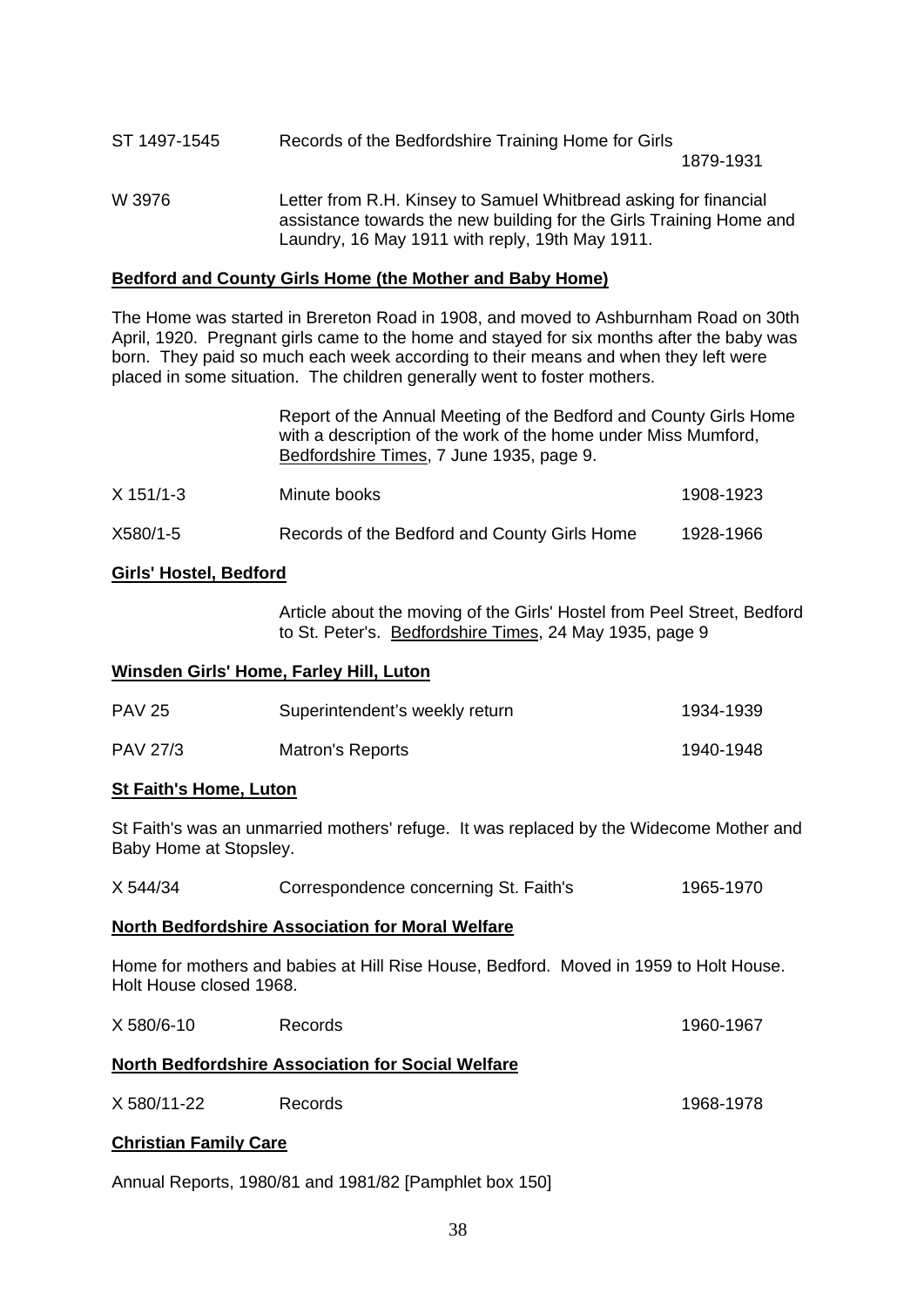| | | |
|---|---|---|
| ST 1497-1545 | Records of the Bedfordshire Training Home for Girls | 1879-1931 |
| W 3976 | Letter from R.H. Kinsey to Samuel Whitbread asking for financial assistance towards the new building for the Girls Training Home and Laundry, 16 May 1911 with reply, 19th May 1911. | |

**Bedford and County Girls Home (the Mother and Baby Home)**

The Home was started in Brereton Road in 1908, and moved to Ashburnham Road on 30th April, 1920. Pregnant girls came to the home and stayed for six months after the baby was born. They paid so much each week according to their means and when they left were placed in some situation. The children generally went to foster mothers.

| | | |
|---|---|---|
| | Report of the Annual Meeting of the Bedford and County Girls Home with a description of the work of the home under Miss Mumford, Bedfordshire Times, 7 June 1935, page 9. | |
| X 151/1-3 | Minute books | 1908-1923 |
| X580/1-5 | Records of the Bedford and County Girls Home | 1928-1966 |

**Girls' Hostel, Bedford**

| | |
|---|---|
| | Article about the moving of the Girls' Hostel from Peel Street, Bedford to St. Peter's. Bedfordshire Times, 24 May 1935, page 9 |

**Winsden Girls' Home, Farley Hill, Luton**

| | | |
|---|---|---|
| PAV 25 | Superintendent's weekly return | 1934-1939 |
| PAV 27/3 | Matron's Reports | 1940-1948 |

**St Faith's Home, Luton**

St Faith's was an unmarried mothers' refuge. It was replaced by the Widecome Mother and Baby Home at Stopsley.

| | | |
|---|---|---|
| X 544/34 | Correspondence concerning St. Faith's | 1965-1970 |

**North Bedfordshire Association for Moral Welfare**

Home for mothers and babies at Hill Rise House, Bedford. Moved in 1959 to Holt House. Holt House closed 1968.

| | | |
|---|---|---|
| X 580/6-10 | Records | 1960-1967 |

**North Bedfordshire Association for Social Welfare**

| | | |
|---|---|---|
| X 580/11-22 | Records | 1968-1978 |

**Christian Family Care**

Annual Reports, 1980/81 and 1981/82 [Pamphlet box 150]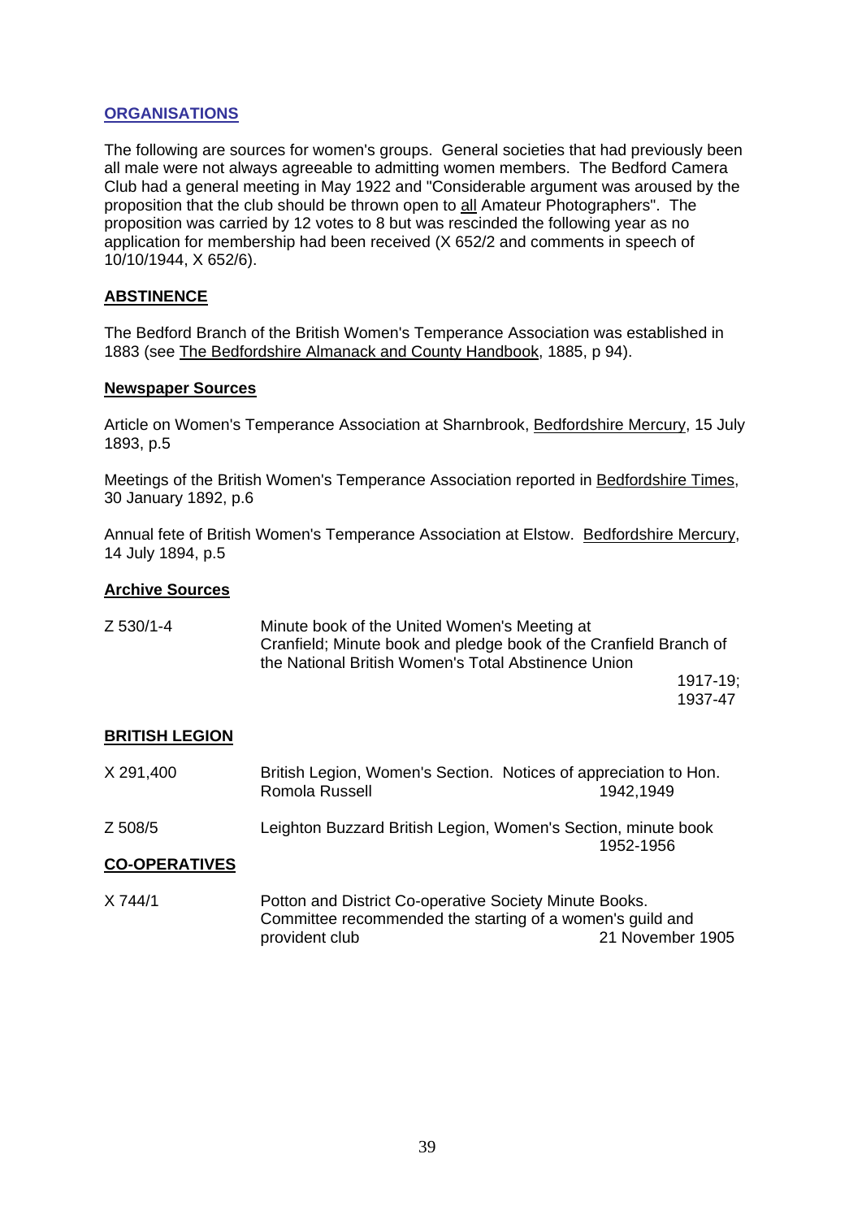## ORGANISATIONS

The following are sources for women's groups. General societies that had previously been all male were not always agreeable to admitting women members. The Bedford Camera Club had a general meeting in May 1922 and "Considerable argument was aroused by the proposition that the club should be thrown open to all Amateur Photographers". The proposition was carried by 12 votes to 8 but was rescinded the following year as no application for membership had been received (X 652/2 and comments in speech of 10/10/1944, X 652/6).

### ABSTINENCE

The Bedford Branch of the British Women's Temperance Association was established in 1883 (see The Bedfordshire Almanack and County Handbook, 1885, p 94).

#### Newspaper Sources

Article on Women's Temperance Association at Sharnbrook, Bedfordshire Mercury, 15 July 1893, p.5

Meetings of the British Women's Temperance Association reported in Bedfordshire Times, 30 January 1892, p.6

Annual fete of British Women's Temperance Association at Elstow. Bedfordshire Mercury, 14 July 1894, p.5

#### Archive Sources

| | | |
|---|---|---|
| Z 530/1-4 | Minute book of the United Women's Meeting at Cranfield; Minute book and pledge book of the Cranfield Branch of the National British Women's Total Abstinence Union | 1917-19; 1937-47 |

### BRITISH LEGION

| | | |
|---|---|---|
| X 291,400 | British Legion, Women's Section. Notices of appreciation to Hon. Romola Russell | 1942,1949 |
| Z 508/5 | Leighton Buzzard British Legion, Women's Section, minute book | 1952-1956 |

### CO-OPERATIVES

| | | |
|---|---|---|
| X 744/1 | Potton and District Co-operative Society Minute Books. Committee recommended the starting of a women's guild and provident club | 21 November 1905 |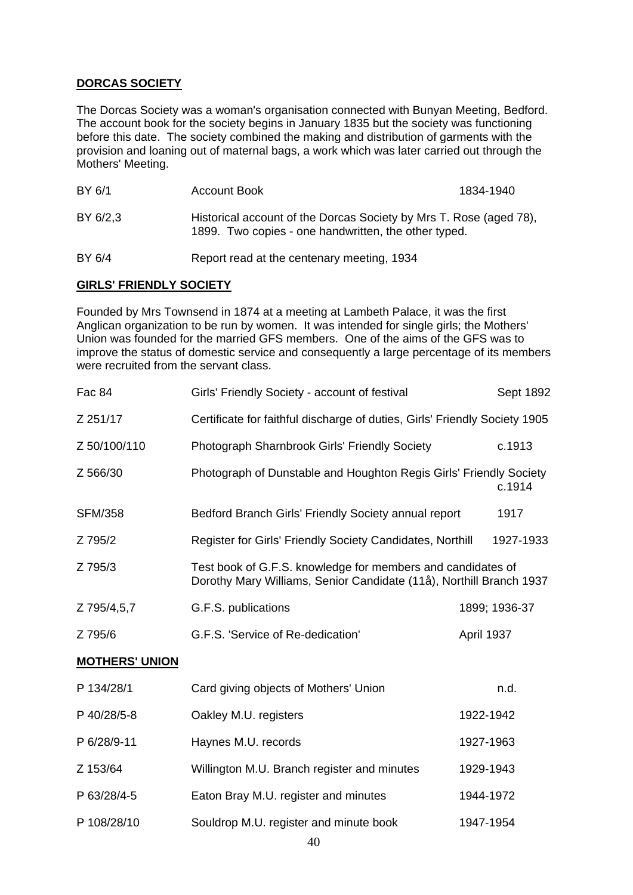**DORCAS SOCIETY**

The Dorcas Society was a woman's organisation connected with Bunyan Meeting, Bedford. The account book for the society begins in January 1835 but the society was functioning before this date. The society combined the making and distribution of garments with the provision and loaning out of maternal bags, a work which was later carried out through the Mothers' Meeting.

| | | |
|---|---|---|
| BY 6/1 | Account Book | 1834-1940 |
| BY 6/2,3 | Historical account of the Dorcas Society by Mrs T. Rose (aged 78), 1899. Two copies - one handwritten, the other typed. | |
| BY 6/4 | Report read at the centenary meeting, 1934 | |

**GIRLS' FRIENDLY SOCIETY**

Founded by Mrs Townsend in 1874 at a meeting at Lambeth Palace, it was the first Anglican organization to be run by women. It was intended for single girls; the Mothers' Union was founded for the married GFS members. One of the aims of the GFS was to improve the status of domestic service and consequently a large percentage of its members were recruited from the servant class.

| | | |
|---|---|---|
| Fac 84 | Girls' Friendly Society - account of festival | Sept 1892 |
| Z 251/17 | Certificate for faithful discharge of duties, Girls' Friendly Society | 1905 |
| Z 50/100/110 | Photograph Sharnbrook Girls' Friendly Society | c.1913 |
| Z 566/30 | Photograph of Dunstable and Houghton Regis Girls' Friendly Society | c.1914 |
| SFM/358 | Bedford Branch Girls' Friendly Society annual report | 1917 |
| Z 795/2 | Register for Girls' Friendly Society Candidates, Northill | 1927-1933 |
| Z 795/3 | Test book of G.F.S. knowledge for members and candidates of Dorothy Mary Williams, Senior Candidate (11å), Northill Branch | 1937 |
| Z 795/4,5,7 | G.F.S. publications | 1899; 1936-37 |
| Z 795/6 | G.F.S. 'Service of Re-dedication' | April 1937 |

**MOTHERS' UNION**

| | | |
|---|---|---|
| P 134/28/1 | Card giving objects of Mothers' Union | n.d. |
| P 40/28/5-8 | Oakley M.U. registers | 1922-1942 |
| P 6/28/9-11 | Haynes M.U. records | 1927-1963 |
| Z 153/64 | Willington M.U. Branch register and minutes | 1929-1943 |
| P 63/28/4-5 | Eaton Bray M.U. register and minutes | 1944-1972 |
| P 108/28/10 | Souldrop M.U. register and minute book | 1947-1954 |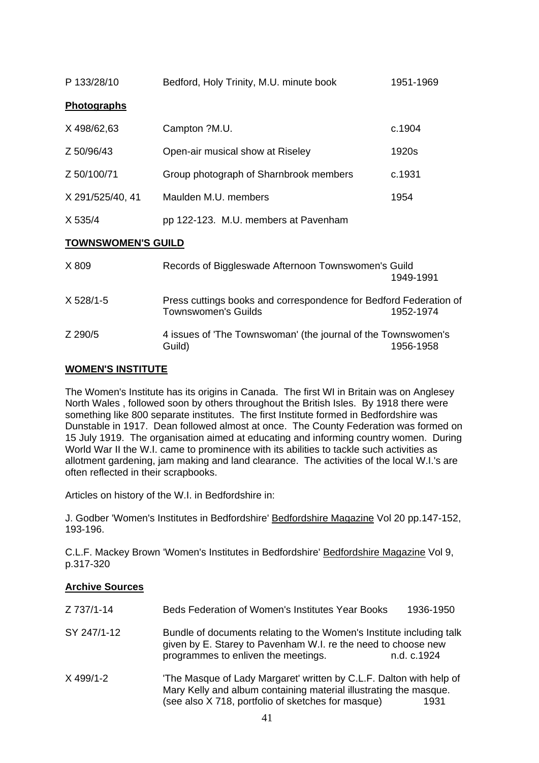| | | |
|---|---|---|
| P 133/28/10 | Bedford, Holy Trinity, M.U. minute book | 1951-1969 |

**Photographs**

| | | |
|---|---|---|
| X 498/62,63 | Campton ?M.U. | c.1904 |
| Z 50/96/43 | Open-air musical show at Riseley | 1920s |
| Z 50/100/71 | Group photograph of Sharnbrook members | c.1931 |
| X 291/525/40, 41 | Maulden M.U. members | 1954 |
| X 535/4 | pp 122-123. M.U. members at Pavenham | |

**TOWNSWOMEN'S GUILD**

| | | |
|---|---|---|
| X 809 | Records of Biggleswade Afternoon Townswomen's Guild | 1949-1991 |
| X 528/1-5 | Press cuttings books and correspondence for Bedford Federation of Townswomen's Guilds | 1952-1974 |
| Z 290/5 | 4 issues of 'The Townswoman' (the journal of the Townswomen's Guild) | 1956-1958 |

**WOMEN'S INSTITUTE**

The Women's Institute has its origins in Canada. The first WI in Britain was on Anglesey North Wales , followed soon by others throughout the British Isles. By 1918 there were something like 800 separate institutes. The first Institute formed in Bedfordshire was Dunstable in 1917. Dean followed almost at once. The County Federation was formed on 15 July 1919. The organisation aimed at educating and informing country women. During World War II the W.I. came to prominence with its abilities to tackle such activities as allotment gardening, jam making and land clearance. The activities of the local W.I.'s are often reflected in their scrapbooks.

Articles on history of the W.I. in Bedfordshire in:

J. Godber 'Women's Institutes in Bedfordshire' Bedfordshire Magazine Vol 20 pp.147-152, 193-196.

C.L.F. Mackey Brown 'Women's Institutes in Bedfordshire' Bedfordshire Magazine Vol 9, p.317-320

**Archive Sources**

| | | |
|---|---|---|
| Z 737/1-14 | Beds Federation of Women's Institutes Year Books | 1936-1950 |
| SY 247/1-12 | Bundle of documents relating to the Women's Institute including talk given by E. Starey to Pavenham W.I. re the need to choose new programmes to enliven the meetings. | n.d. c.1924 |
| X 499/1-2 | 'The Masque of Lady Margaret' written by C.L.F. Dalton with help of Mary Kelly and album containing material illustrating the masque. (see also X 718, portfolio of sketches for masque) | 1931 |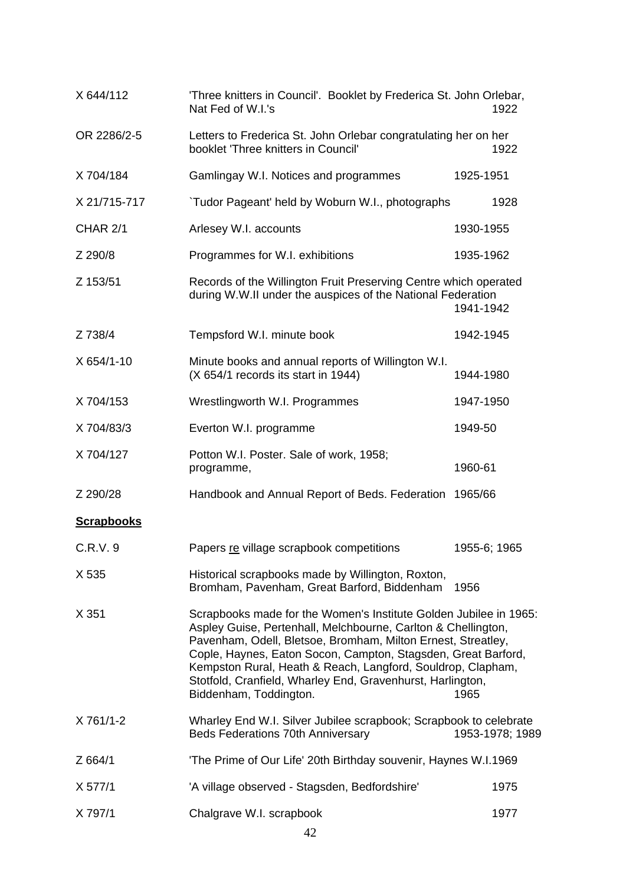| | | |
|---|---|---|
| X 644/112 | 'Three knitters in Council'. Booklet by Frederica St. John Orlebar, Nat Fed of W.I.'s | 1922 |
| OR 2286/2-5 | Letters to Frederica St. John Orlebar congratulating her on her booklet 'Three knitters in Council' | 1922 |
| X 704/184 | Gamlingay W.I. Notices and programmes | 1925-1951 |
| X 21/715-717 | `Tudor Pageant' held by Woburn W.I., photographs | 1928 |
| CHAR 2/1 | Arlesey W.I. accounts | 1930-1955 |
| Z 290/8 | Programmes for W.I. exhibitions | 1935-1962 |
| Z 153/51 | Records of the Willington Fruit Preserving Centre which operated during W.W.II under the auspices of the National Federation | 1941-1942 |
| Z 738/4 | Tempsford W.I. minute book | 1942-1945 |
| X 654/1-10 | Minute books and annual reports of Willington W.I. (X 654/1 records its start in 1944) | 1944-1980 |
| X 704/153 | Wrestlingworth W.I. Programmes | 1947-1950 |
| X 704/83/3 | Everton W.I. programme | 1949-50 |
| X 704/127 | Potton W.I. Poster. Sale of work, 1958; programme, | 1960-61 |
| Z 290/28 | Handbook and Annual Report of Beds. Federation | 1965/66 |

## Scrapbooks

| | | |
|---|---|---|
| C.R.V. 9 | Papers re village scrapbook competitions | 1955-6; 1965 |
| X 535 | Historical scrapbooks made by Willington, Roxton, Bromham, Pavenham, Great Barford, Biddenham | 1956 |
| X 351 | Scrapbooks made for the Women's Institute Golden Jubilee in 1965: Aspley Guise, Pertenhall, Melchbourne, Carlton & Chellington, Pavenham, Odell, Bletsoe, Bromham, Milton Ernest, Streatley, Cople, Haynes, Eaton Socon, Campton, Stagsden, Great Barford, Kempston Rural, Heath & Reach, Langford, Souldrop, Clapham, Stotfold, Cranfield, Wharley End, Gravenhurst, Harlington, Biddenham, Toddington. | 1965 |
| X 761/1-2 | Wharley End W.I. Silver Jubilee scrapbook; Scrapbook to celebrate Beds Federations 70th Anniversary | 1953-1978; 1989 |
| Z 664/1 | 'The Prime of Our Life' 20th Birthday souvenir, Haynes W.I. | 1969 |
| X 577/1 | 'A village observed - Stagsden, Bedfordshire' | 1975 |
| X 797/1 | Chalgrave W.I. scrapbook | 1977 |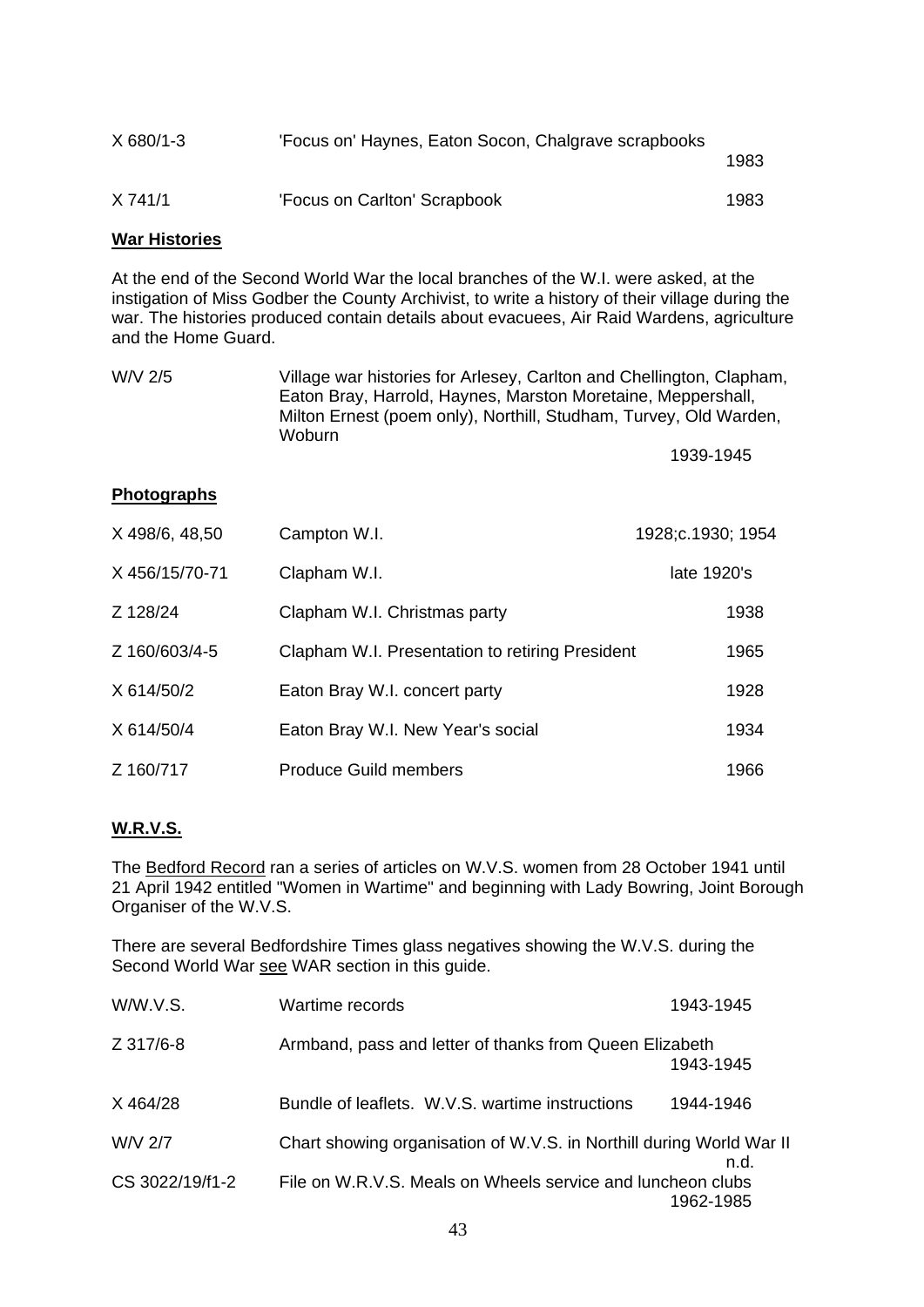| | | |
|---|---|---|
| X 680/1-3 | 'Focus on' Haynes, Eaton Socon, Chalgrave scrapbooks | 1983 |
| X 741/1 | 'Focus on Carlton' Scrapbook | 1983 |

**War Histories**

At the end of the Second World War the local branches of the W.I. were asked, at the instigation of Miss Godber the County Archivist, to write a history of their village during the war. The histories produced contain details about evacuees, Air Raid Wardens, agriculture and the Home Guard.

| | | |
|---|---|---|
| W/V 2/5 | Village war histories for Arlesey, Carlton and Chellington, Clapham, Eaton Bray, Harrold, Haynes, Marston Moretaine, Meppershall, Milton Ernest (poem only), Northill, Studham, Turvey, Old Warden, Woburn | 1939-1945 |

**Photographs**

| | | |
|---|---|---|
| X 498/6, 48,50 | Campton W.I. | 1928;c.1930; 1954 |
| X 456/15/70-71 | Clapham W.I. | late 1920's |
| Z 128/24 | Clapham W.I. Christmas party | 1938 |
| Z 160/603/4-5 | Clapham W.I. Presentation to retiring President | 1965 |
| X 614/50/2 | Eaton Bray W.I. concert party | 1928 |
| X 614/50/4 | Eaton Bray W.I. New Year's social | 1934 |
| Z 160/717 | Produce Guild members | 1966 |

**W.R.V.S.**

The Bedford Record ran a series of articles on W.V.S. women from 28 October 1941 until 21 April 1942 entitled "Women in Wartime" and beginning with Lady Bowring, Joint Borough Organiser of the W.V.S.

There are several Bedfordshire Times glass negatives showing the W.V.S. during the Second World War see WAR section in this guide.

| | | |
|---|---|---|
| W/W.V.S. | Wartime records | 1943-1945 |
| Z 317/6-8 | Armband, pass and letter of thanks from Queen Elizabeth | 1943-1945 |
| X 464/28 | Bundle of leaflets. W.V.S. wartime instructions | 1944-1946 |
| W/V 2/7 | Chart showing organisation of W.V.S. in Northill during World War II | n.d. |
| CS 3022/19/f1-2 | File on W.R.V.S. Meals on Wheels service and luncheon clubs | 1962-1985 |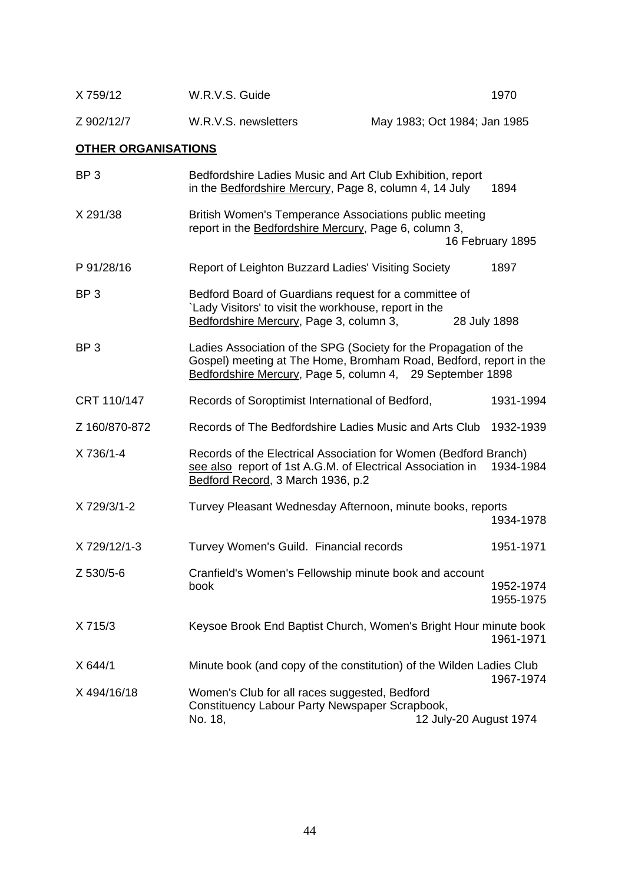| | | |
|---|---|---|
| X 759/12 | W.R.V.S. Guide | 1970 |
| Z 902/12/7 | W.R.V.S. newsletters | May 1983; Oct 1984; Jan 1985 |

**OTHER ORGANISATIONS**

| | | |
|---|---|---|
| BP 3 | Bedfordshire Ladies Music and Art Club Exhibition, report in the Bedfordshire Mercury, Page 8, column 4, 14 July | 1894 |
| X 291/38 | British Women's Temperance Associations public meeting report in the Bedfordshire Mercury, Page 6, column 3, | 16 February 1895 |
| P 91/28/16 | Report of Leighton Buzzard Ladies' Visiting Society | 1897 |
| BP 3 | Bedford Board of Guardians request for a committee of `Lady Visitors' to visit the workhouse, report in the Bedfordshire Mercury, Page 3, column 3, | 28 July 1898 |
| BP 3 | Ladies Association of the SPG (Society for the Propagation of the Gospel) meeting at The Home, Bromham Road, Bedford, report in the Bedfordshire Mercury, Page 5, column 4, | 29 September 1898 |
| CRT 110/147 | Records of Soroptimist International of Bedford, | 1931-1994 |
| Z 160/870-872 | Records of The Bedfordshire Ladies Music and Arts Club | 1932-1939 |
| X 736/1-4 | Records of the Electrical Association for Women (Bedford Branch) see also report of 1st A.G.M. of Electrical Association in Bedford Record, 3 March 1936, p.2 | 1934-1984 |
| X 729/3/1-2 | Turvey Pleasant Wednesday Afternoon, minute books, reports | 1934-1978 |
| X 729/12/1-3 | Turvey Women's Guild. Financial records | 1951-1971 |
| Z 530/5-6 | Cranfield's Women's Fellowship minute book and account book | 1952-1974<br>1955-1975 |
| X 715/3 | Keysoe Brook End Baptist Church, Women's Bright Hour minute book | 1961-1971 |
| X 644/1 | Minute book (and copy of the constitution) of the Wilden Ladies Club | 1967-1974 |
| X 494/16/18 | Women's Club for all races suggested, Bedford Constituency Labour Party Newspaper Scrapbook, No. 18, | 12 July-20 August 1974 |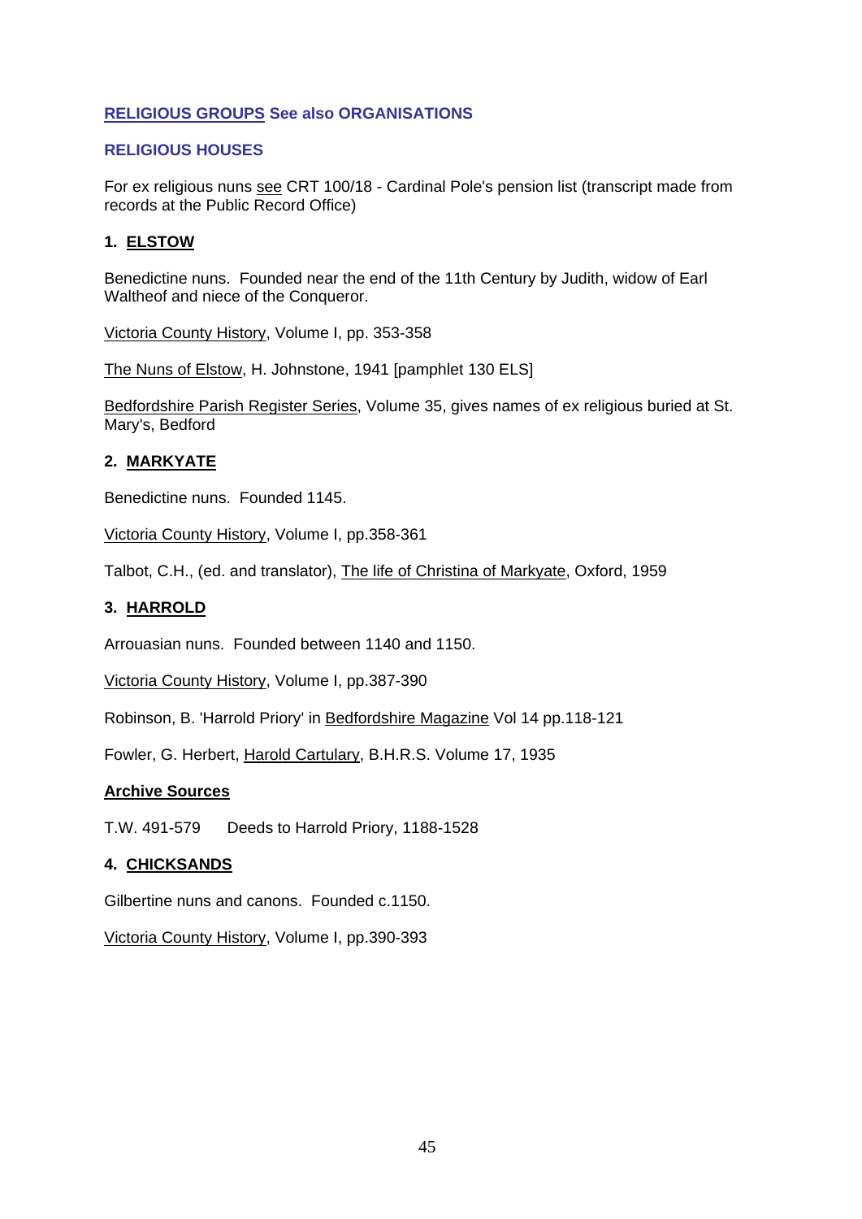## RELIGIOUS GROUPS See also ORGANISATIONS

## RELIGIOUS HOUSES

For ex religious nuns see CRT 100/18 - Cardinal Pole's pension list (transcript made from records at the Public Record Office)

### 1. ELSTOW

Benedictine nuns. Founded near the end of the 11th Century by Judith, widow of Earl Waltheof and niece of the Conqueror.

Victoria County History, Volume I, pp. 353-358

The Nuns of Elstow, H. Johnstone, 1941 [pamphlet 130 ELS]

Bedfordshire Parish Register Series, Volume 35, gives names of ex religious buried at St. Mary's, Bedford

### 2. MARKYATE

Benedictine nuns. Founded 1145.

Victoria County History, Volume I, pp.358-361

Talbot, C.H., (ed. and translator), The life of Christina of Markyate, Oxford, 1959

### 3. HARROLD

Arrouasian nuns. Founded between 1140 and 1150.

Victoria County History, Volume I, pp.387-390

Robinson, B. 'Harrold Priory' in Bedfordshire Magazine Vol 14 pp.118-121

Fowler, G. Herbert, Harold Cartulary, B.H.R.S. Volume 17, 1935

#### Archive Sources

T.W. 491-579 Deeds to Harrold Priory, 1188-1528

### 4. CHICKSANDS

Gilbertine nuns and canons. Founded c.1150.

Victoria County History, Volume I, pp.390-393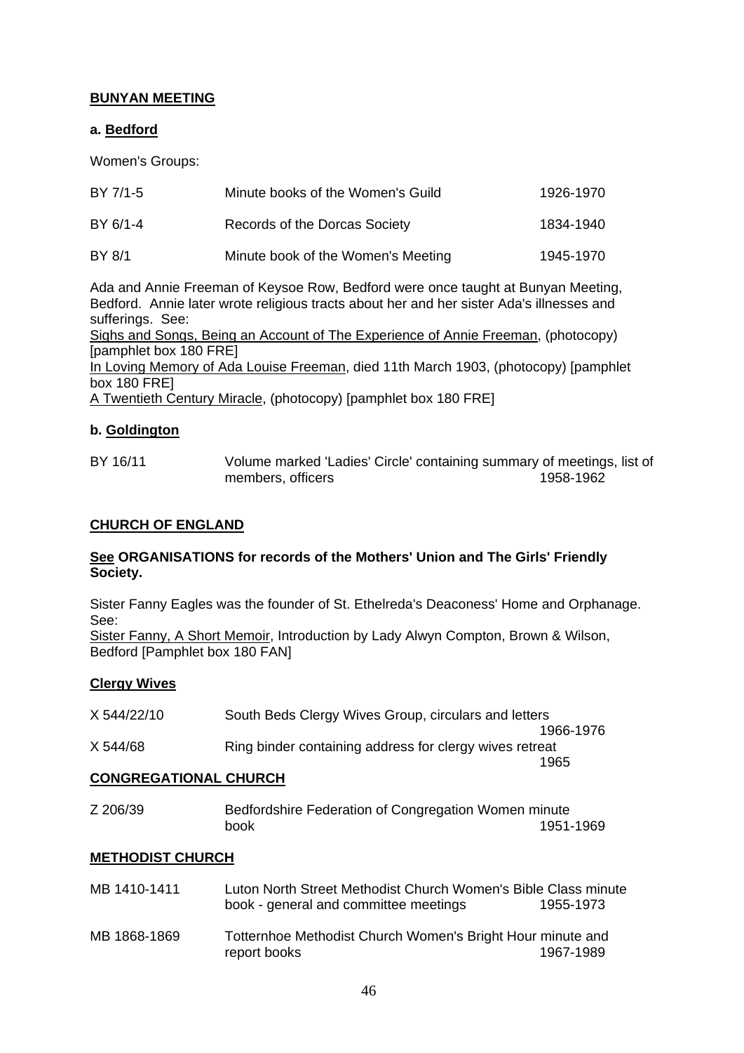**BUNYAN MEETING**

**a. Bedford**

Women's Groups:

| | | |
|---|---|---|
| BY 7/1-5 | Minute books of the Women's Guild | 1926-1970 |
| BY 6/1-4 | Records of the Dorcas Society | 1834-1940 |
| BY 8/1 | Minute book of the Women's Meeting | 1945-1970 |

Ada and Annie Freeman of Keysoe Row, Bedford were once taught at Bunyan Meeting, Bedford. Annie later wrote religious tracts about her and her sister Ada's illnesses and sufferings. See:
Sighs and Songs, Being an Account of The Experience of Annie Freeman, (photocopy) [pamphlet box 180 FRE]
In Loving Memory of Ada Louise Freeman, died 11th March 1903, (photocopy) [pamphlet box 180 FRE]
A Twentieth Century Miracle, (photocopy) [pamphlet box 180 FRE]

**b. Goldington**

| | | |
|---|---|---|
| BY 16/11 | Volume marked 'Ladies' Circle' containing summary of meetings, list of members, officers | 1958-1962 |

**CHURCH OF ENGLAND**

**See ORGANISATIONS for records of the Mothers' Union and The Girls' Friendly Society.**

Sister Fanny Eagles was the founder of St. Ethelreda's Deaconess' Home and Orphanage. See:
Sister Fanny, A Short Memoir, Introduction by Lady Alwyn Compton, Brown & Wilson, Bedford [Pamphlet box 180 FAN]

**Clergy Wives**

| | | |
|---|---|---|
| X 544/22/10 | South Beds Clergy Wives Group, circulars and letters | 1966-1976 |
| X 544/68 | Ring binder containing address for clergy wives retreat | 1965 |

**CONGREGATIONAL CHURCH**

| | | |
|---|---|---|
| Z 206/39 | Bedfordshire Federation of Congregation Women minute book | 1951-1969 |

**METHODIST CHURCH**

| | | |
|---|---|---|
| MB 1410-1411 | Luton North Street Methodist Church Women's Bible Class minute book - general and committee meetings | 1955-1973 |
| MB 1868-1869 | Totternhoe Methodist Church Women's Bright Hour minute and report books | 1967-1989 |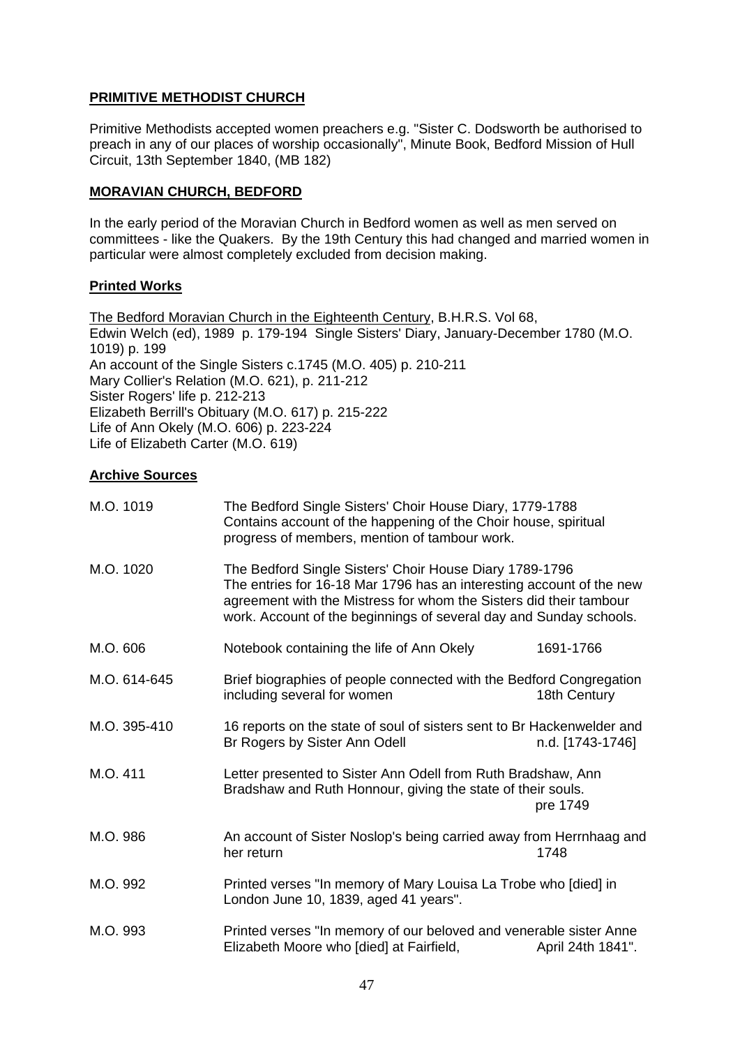## PRIMITIVE METHODIST CHURCH

Primitive Methodists accepted women preachers e.g. "Sister C. Dodsworth be authorised to preach in any of our places of worship occasionally", Minute Book, Bedford Mission of Hull Circuit, 13th September 1840, (MB 182)

## MORAVIAN CHURCH, BEDFORD

In the early period of the Moravian Church in Bedford women as well as men served on committees - like the Quakers. By the 19th Century this had changed and married women in particular were almost completely excluded from decision making.

### Printed Works

The Bedford Moravian Church in the Eighteenth Century, B.H.R.S. Vol 68, Edwin Welch (ed), 1989 p. 179-194 Single Sisters' Diary, January-December 1780 (M.O. 1019) p. 199
An account of the Single Sisters c.1745 (M.O. 405) p. 210-211
Mary Collier's Relation (M.O. 621), p. 211-212
Sister Rogers' life p. 212-213
Elizabeth Berrill's Obituary (M.O. 617) p. 215-222
Life of Ann Okely (M.O. 606) p. 223-224
Life of Elizabeth Carter (M.O. 619)

### Archive Sources

| | | |
|---|---|---|
| M.O. 1019 | The Bedford Single Sisters' Choir House Diary, 1779-1788 Contains account of the happening of the Choir house, spiritual progress of members, mention of tambour work. | |
| M.O. 1020 | The Bedford Single Sisters' Choir House Diary 1789-1796 The entries for 16-18 Mar 1796 has an interesting account of the new agreement with the Mistress for whom the Sisters did their tambour work. Account of the beginnings of several day and Sunday schools. | |
| M.O. 606 | Notebook containing the life of Ann Okely | 1691-1766 |
| M.O. 614-645 | Brief biographies of people connected with the Bedford Congregation including several for women | 18th Century |
| M.O. 395-410 | 16 reports on the state of soul of sisters sent to Br Hackenwelder and Br Rogers by Sister Ann Odell | n.d. [1743-1746] |
| M.O. 411 | Letter presented to Sister Ann Odell from Ruth Bradshaw, Ann Bradshaw and Ruth Honnour, giving the state of their souls. | pre 1749 |
| M.O. 986 | An account of Sister Noslop's being carried away from Herrnhaag and her return | 1748 |
| M.O. 992 | Printed verses "In memory of Mary Louisa La Trobe who [died] in London June 10, 1839, aged 41 years". | |
| M.O. 993 | Printed verses "In memory of our beloved and venerable sister Anne Elizabeth Moore who [died] at Fairfield, | April 24th 1841". |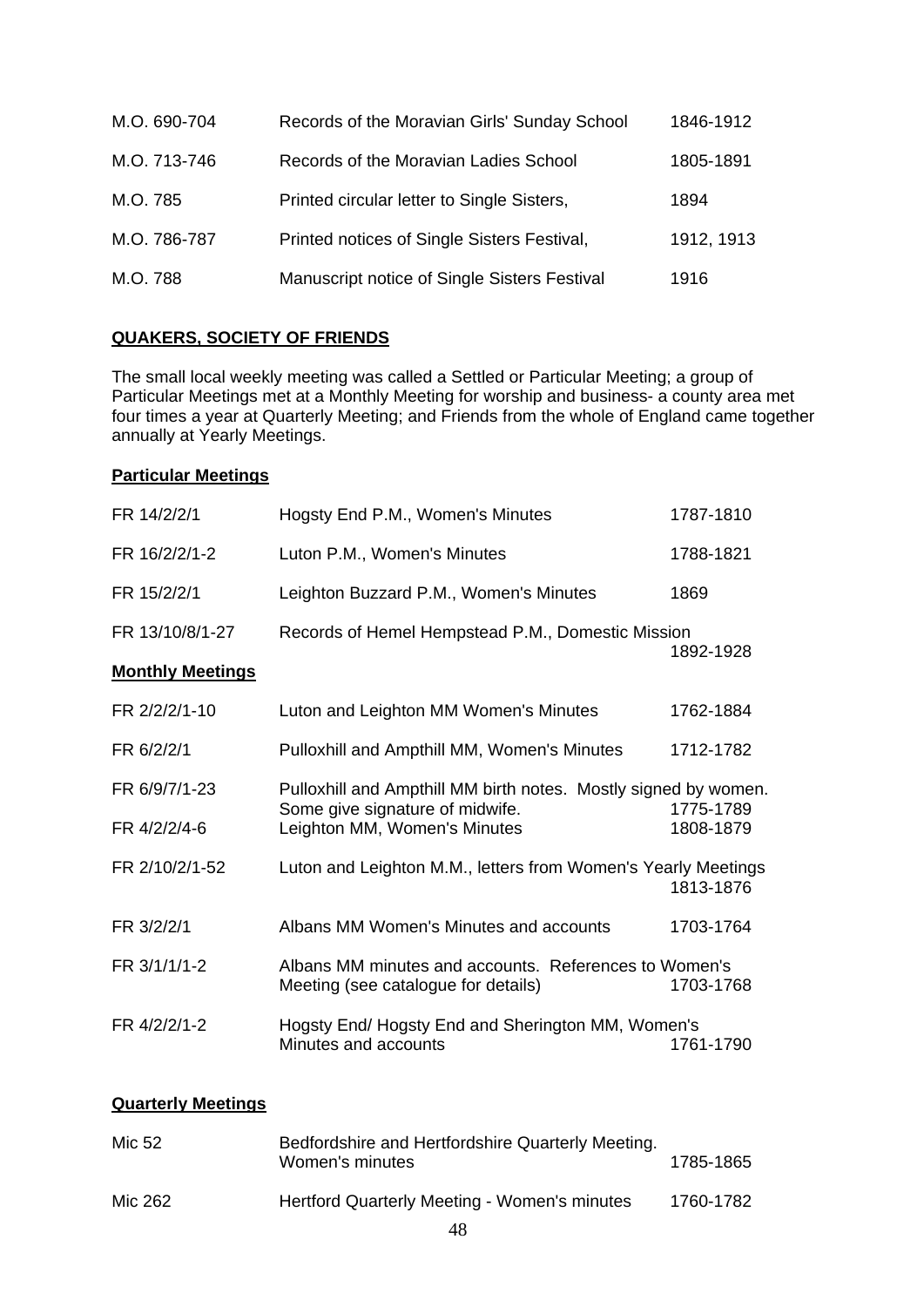| | | |
|---|---|---|
| M.O. 690-704 | Records of the Moravian Girls' Sunday School | 1846-1912 |
| M.O. 713-746 | Records of the Moravian Ladies School | 1805-1891 |
| M.O. 785 | Printed circular letter to Single Sisters, | 1894 |
| M.O. 786-787 | Printed notices of Single Sisters Festival, | 1912, 1913 |
| M.O. 788 | Manuscript notice of Single Sisters Festival | 1916 |

## QUAKERS, SOCIETY OF FRIENDS

The small local weekly meeting was called a Settled or Particular Meeting; a group of Particular Meetings met at a Monthly Meeting for worship and business- a county area met four times a year at Quarterly Meeting; and Friends from the whole of England came together annually at Yearly Meetings.

### Particular Meetings

| | | |
|---|---|---|
| FR 14/2/2/1 | Hogsty End P.M., Women's Minutes | 1787-1810 |
| FR 16/2/2/1-2 | Luton P.M., Women's Minutes | 1788-1821 |
| FR 15/2/2/1 | Leighton Buzzard P.M., Women's Minutes | 1869 |
| FR 13/10/8/1-27 | Records of Hemel Hempstead P.M., Domestic Mission | 1892-1928 |

### Monthly Meetings

| | | |
|---|---|---|
| FR 2/2/2/1-10 | Luton and Leighton MM Women's Minutes | 1762-1884 |
| FR 6/2/2/1 | Pulloxhill and Ampthill MM, Women's Minutes | 1712-1782 |
| FR 6/9/7/1-23 | Pulloxhill and Ampthill MM birth notes. Mostly signed by women. Some give signature of midwife. | 1775-1789 |
| FR 4/2/2/4-6 | Leighton MM, Women's Minutes | 1808-1879 |
| FR 2/10/2/1-52 | Luton and Leighton M.M., letters from Women's Yearly Meetings | 1813-1876 |
| FR 3/2/2/1 | Albans MM Women's Minutes and accounts | 1703-1764 |
| FR 3/1/1/1-2 | Albans MM minutes and accounts. References to Women's Meeting (see catalogue for details) | 1703-1768 |
| FR 4/2/2/1-2 | Hogsty End/ Hogsty End and Sherington MM, Women's Minutes and accounts | 1761-1790 |

### Quarterly Meetings

| | | |
|---|---|---|
| Mic 52 | Bedfordshire and Hertfordshire Quarterly Meeting. Women's minutes | 1785-1865 |
| Mic 262 | Hertford Quarterly Meeting - Women's minutes | 1760-1782 |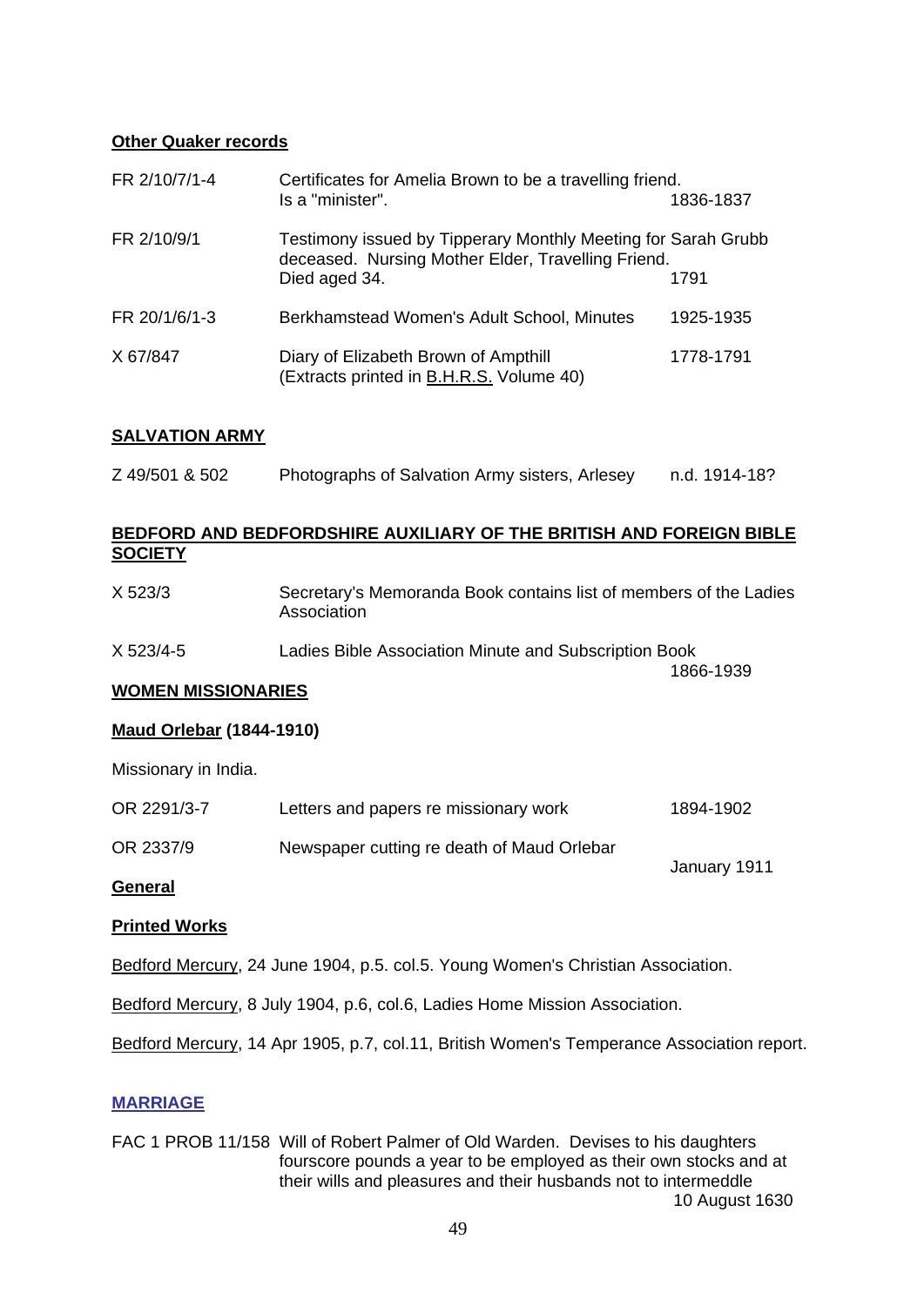**Other Quaker records**

| | | |
|---|---|---|
| FR 2/10/7/1-4 | Certificates for Amelia Brown to be a travelling friend. Is a "minister". | 1836-1837 |
| FR 2/10/9/1 | Testimony issued by Tipperary Monthly Meeting for Sarah Grubb deceased. Nursing Mother Elder, Travelling Friend. Died aged 34. | 1791 |
| FR 20/1/6/1-3 | Berkhamstead Women's Adult School, Minutes | 1925-1935 |
| X 67/847 | Diary of Elizabeth Brown of Ampthill (Extracts printed in B.H.R.S. Volume 40) | 1778-1791 |

**SALVATION ARMY**

| | | |
|---|---|---|
| Z 49/501 & 502 | Photographs of Salvation Army sisters, Arlesey | n.d. 1914-18? |

**BEDFORD AND BEDFORDSHIRE AUXILIARY OF THE BRITISH AND FOREIGN BIBLE SOCIETY**

| | | |
|---|---|---|
| X 523/3 | Secretary's Memoranda Book contains list of members of the Ladies Association | |
| X 523/4-5 | Ladies Bible Association Minute and Subscription Book | 1866-1939 |

**WOMEN MISSIONARIES**

**Maud Orlebar (1844-1910)**

Missionary in India.

| | | |
|---|---|---|
| OR 2291/3-7 | Letters and papers re missionary work | 1894-1902 |
| OR 2337/9 | Newspaper cutting re death of Maud Orlebar | January 1911 |

**General**

**Printed Works**

Bedford Mercury, 24 June 1904, p.5. col.5. Young Women's Christian Association.

Bedford Mercury, 8 July 1904, p.6, col.6, Ladies Home Mission Association.

Bedford Mercury, 14 Apr 1905, p.7, col.11, British Women's Temperance Association report.

**MARRIAGE**

| | | |
|---|---|---|
| FAC 1 PROB 11/158 | Will of Robert Palmer of Old Warden. Devises to his daughters fourscore pounds a year to be employed as their own stocks and at their wills and pleasures and their husbands not to intermeddle | 10 August 1630 |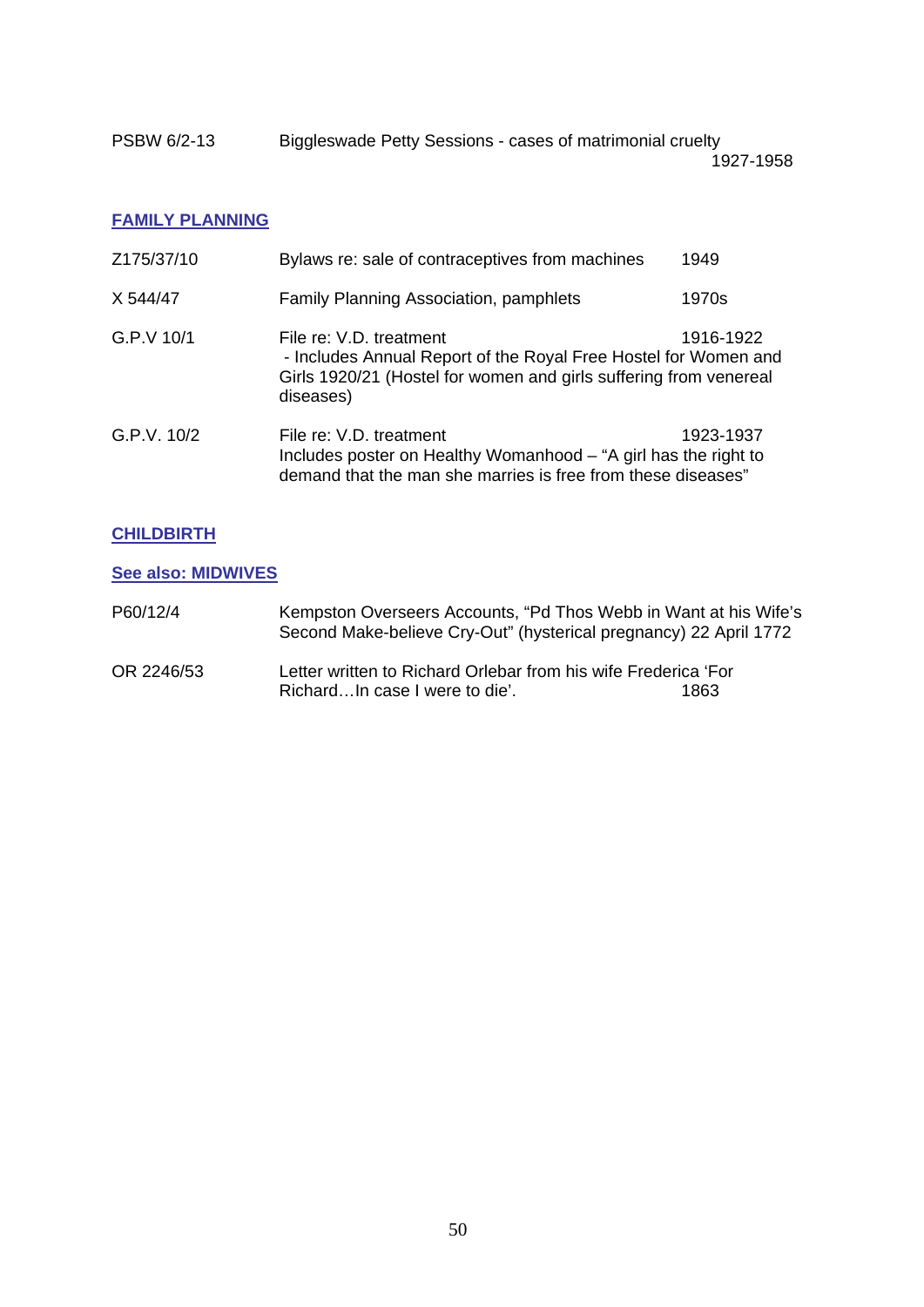| | | |
|---|---|---|
| PSBW 6/2-13 | Biggleswade Petty Sessions - cases of matrimonial cruelty | 1927-1958 |

## FAMILY PLANNING

| | | |
|---|---|---|
| Z175/37/10 | Bylaws re: sale of contraceptives from machines | 1949 |
| X 544/47 | Family Planning Association, pamphlets | 1970s |
| G.P.V 10/1 | File re: V.D. treatment - Includes Annual Report of the Royal Free Hostel for Women and Girls 1920/21 (Hostel for women and girls suffering from venereal diseases) | 1916-1922 |
| G.P.V. 10/2 | File re: V.D. treatment Includes poster on Healthy Womanhood – "A girl has the right to demand that the man she marries is free from these diseases" | 1923-1937 |

## CHILDBIRTH

### See also: MIDWIVES

| | | |
|---|---|---|
| P60/12/4 | Kempston Overseers Accounts, "Pd Thos Webb in Want at his Wife's Second Make-believe Cry-Out" (hysterical pregnancy) 22 April 1772 | |
| OR 2246/53 | Letter written to Richard Orlebar from his wife Frederica 'For Richard…In case I were to die'. | 1863 |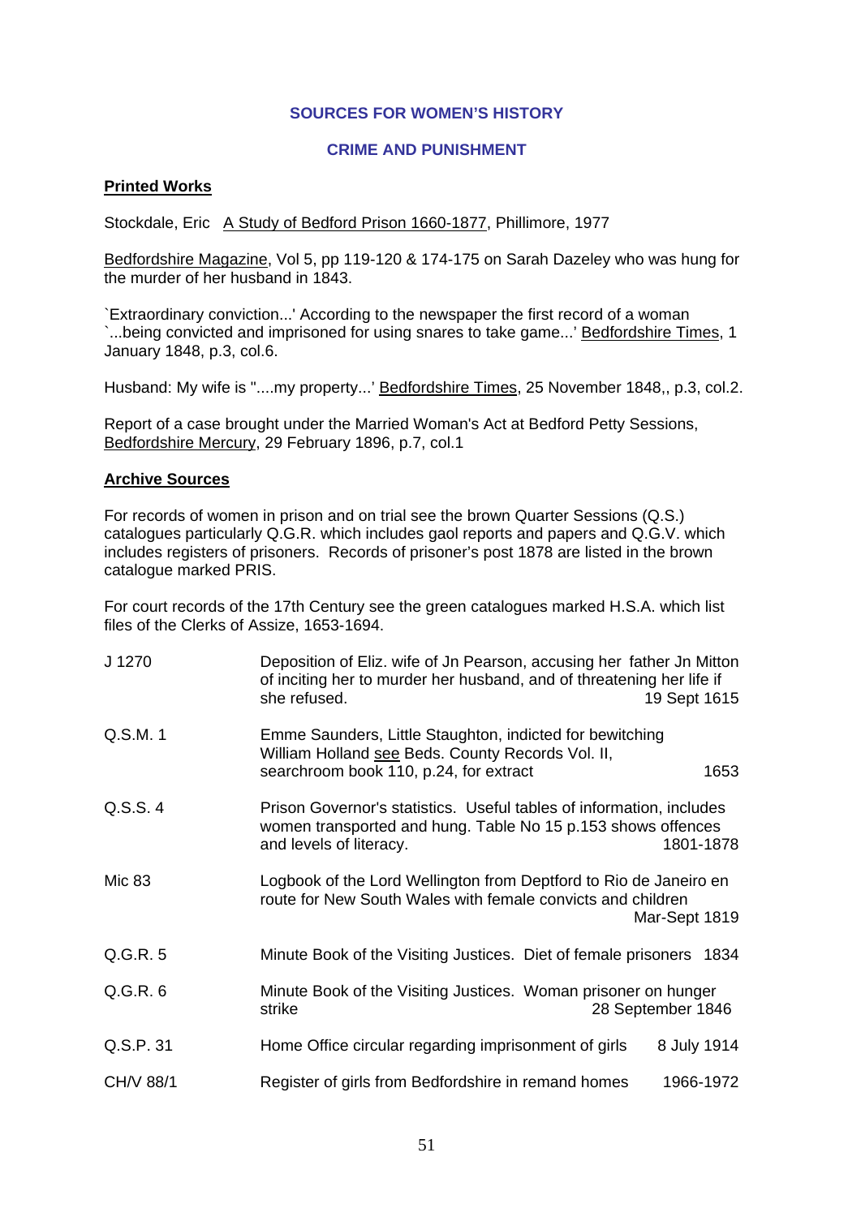## SOURCES FOR WOMEN'S HISTORY

## CRIME AND PUNISHMENT

**Printed Works**

Stockdale, Eric A Study of Bedford Prison 1660-1877, Phillimore, 1977

Bedfordshire Magazine, Vol 5, pp 119-120 & 174-175 on Sarah Dazeley who was hung for the murder of her husband in 1843.

`Extraordinary conviction...' According to the newspaper the first record of a woman `...being convicted and imprisoned for using snares to take game...' Bedfordshire Times, 1 January 1848, p.3, col.6.

Husband: My wife is "....my property...' Bedfordshire Times, 25 November 1848,, p.3, col.2.

Report of a case brought under the Married Woman's Act at Bedford Petty Sessions, Bedfordshire Mercury, 29 February 1896, p.7, col.1

**Archive Sources**

For records of women in prison and on trial see the brown Quarter Sessions (Q.S.) catalogues particularly Q.G.R. which includes gaol reports and papers and Q.G.V. which includes registers of prisoners. Records of prisoner's post 1878 are listed in the brown catalogue marked PRIS.

For court records of the 17th Century see the green catalogues marked H.S.A. which list files of the Clerks of Assize, 1653-1694.

| | | |
|---|---|---|
| J 1270 | Deposition of Eliz. wife of Jn Pearson, accusing her father Jn Mitton of inciting her to murder her husband, and of threatening her life if she refused. | 19 Sept 1615 |
| Q.S.M. 1 | Emme Saunders, Little Staughton, indicted for bewitching William Holland see Beds. County Records Vol. II, searchroom book 110, p.24, for extract | 1653 |
| Q.S.S. 4 | Prison Governor's statistics. Useful tables of information, includes women transported and hung. Table No 15 p.153 shows offences and levels of literacy. | 1801-1878 |
| Mic 83 | Logbook of the Lord Wellington from Deptford to Rio de Janeiro en route for New South Wales with female convicts and children | Mar-Sept 1819 |
| Q.G.R. 5 | Minute Book of the Visiting Justices. Diet of female prisoners | 1834 |
| Q.G.R. 6 | Minute Book of the Visiting Justices. Woman prisoner on hunger strike | 28 September 1846 |
| Q.S.P. 31 | Home Office circular regarding imprisonment of girls | 8 July 1914 |
| CH/V 88/1 | Register of girls from Bedfordshire in remand homes | 1966-1972 |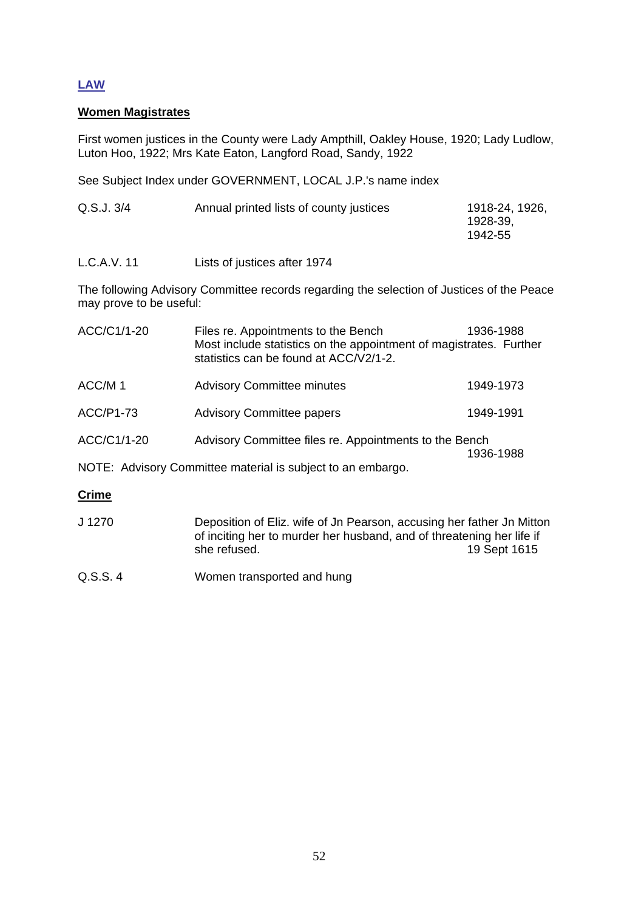## LAW

### Women Magistrates

First women justices in the County were Lady Ampthill, Oakley House, 1920; Lady Ludlow, Luton Hoo, 1922; Mrs Kate Eaton, Langford Road, Sandy, 1922

See Subject Index under GOVERNMENT, LOCAL J.P.'s name index

| | | |
|---|---|---|
| Q.S.J. 3/4 | Annual printed lists of county justices | 1918-24, 1926, 1928-39, 1942-55 |
| L.C.A.V. 11 | Lists of justices after 1974 | |

The following Advisory Committee records regarding the selection of Justices of the Peace may prove to be useful:

| | | |
|---|---|---|
| ACC/C1/1-20 | Files re. Appointments to the Bench<br>Most include statistics on the appointment of magistrates. Further statistics can be found at ACC/V2/1-2. | 1936-1988 |
| ACC/M 1 | Advisory Committee minutes | 1949-1973 |
| ACC/P1-73 | Advisory Committee papers | 1949-1991 |
| ACC/C1/1-20 | Advisory Committee files re. Appointments to the Bench | 1936-1988 |

NOTE: Advisory Committee material is subject to an embargo.

### Crime

| | | |
|---|---|---|
| J 1270 | Deposition of Eliz. wife of Jn Pearson, accusing her father Jn Mitton of inciting her to murder her husband, and of threatening her life if she refused. | 19 Sept 1615 |
| Q.S.S. 4 | Women transported and hung | |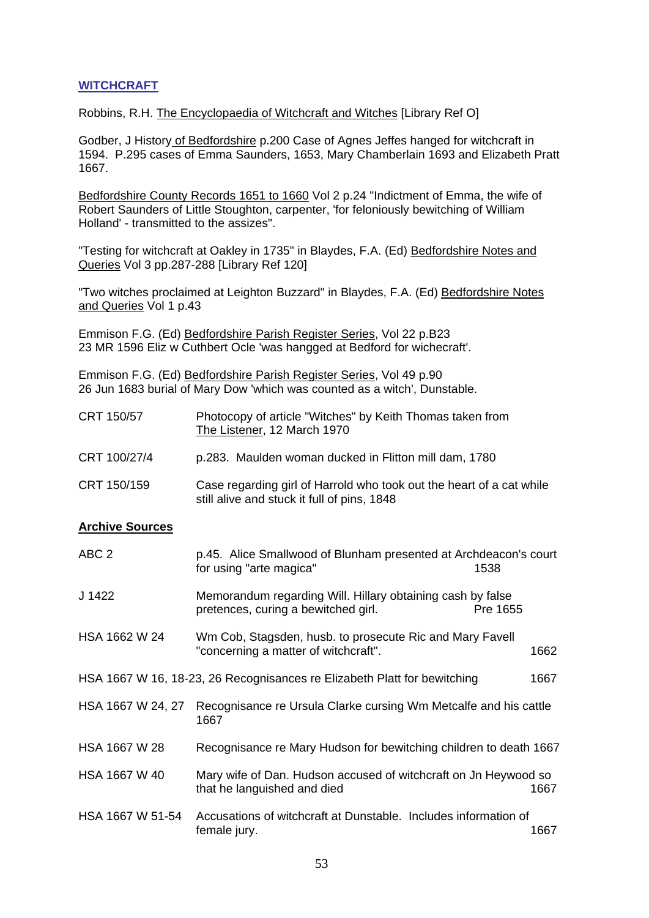## WITCHCRAFT

Robbins, R.H. The Encyclopaedia of Witchcraft and Witches [Library Ref O]

Godber, J History of Bedfordshire p.200 Case of Agnes Jeffes hanged for witchcraft in 1594. P.295 cases of Emma Saunders, 1653, Mary Chamberlain 1693 and Elizabeth Pratt 1667.

Bedfordshire County Records 1651 to 1660 Vol 2 p.24 "Indictment of Emma, the wife of Robert Saunders of Little Stoughton, carpenter, 'for feloniously bewitching of William Holland' - transmitted to the assizes".

"Testing for witchcraft at Oakley in 1735" in Blaydes, F.A. (Ed) Bedfordshire Notes and Queries Vol 3 pp.287-288 [Library Ref 120]

"Two witches proclaimed at Leighton Buzzard" in Blaydes, F.A. (Ed) Bedfordshire Notes and Queries Vol 1 p.43

Emmison F.G. (Ed) Bedfordshire Parish Register Series, Vol 22 p.B23
23 MR 1596 Eliz w Cuthbert Ocle 'was hangged at Bedford for wichecraft'.

Emmison F.G. (Ed) Bedfordshire Parish Register Series, Vol 49 p.90
26 Jun 1683 burial of Mary Dow 'which was counted as a witch', Dunstable.

| | |
|---|---|
| CRT 150/57 | Photocopy of article "Witches" by Keith Thomas taken from The Listener, 12 March 1970 |
| CRT 100/27/4 | p.283. Maulden woman ducked in Flitton mill dam, 1780 |
| CRT 150/159 | Case regarding girl of Harrold who took out the heart of a cat while still alive and stuck it full of pins, 1848 |

### Archive Sources

| | | |
|---|---|---|
| ABC 2 | p.45. Alice Smallwood of Blunham presented at Archdeacon's court for using "arte magica" | 1538 |
| J 1422 | Memorandum regarding Will. Hillary obtaining cash by false pretences, curing a bewitched girl. | Pre 1655 |
| HSA 1662 W 24 | Wm Cob, Stagsden, husb. to prosecute Ric and Mary Favell "concerning a matter of witchcraft". | 1662 |
| HSA 1667 W 16, 18-23, 26 | Recognisances re Elizabeth Platt for bewitching | 1667 |
| HSA 1667 W 24, 27 | Recognisance re Ursula Clarke cursing Wm Metcalfe and his cattle | 1667 |
| HSA 1667 W 28 | Recognisance re Mary Hudson for bewitching children to death | 1667 |
| HSA 1667 W 40 | Mary wife of Dan. Hudson accused of witchcraft on Jn Heywood so that he languished and died | 1667 |
| HSA 1667 W 51-54 | Accusations of witchcraft at Dunstable. Includes information of female jury. | 1667 |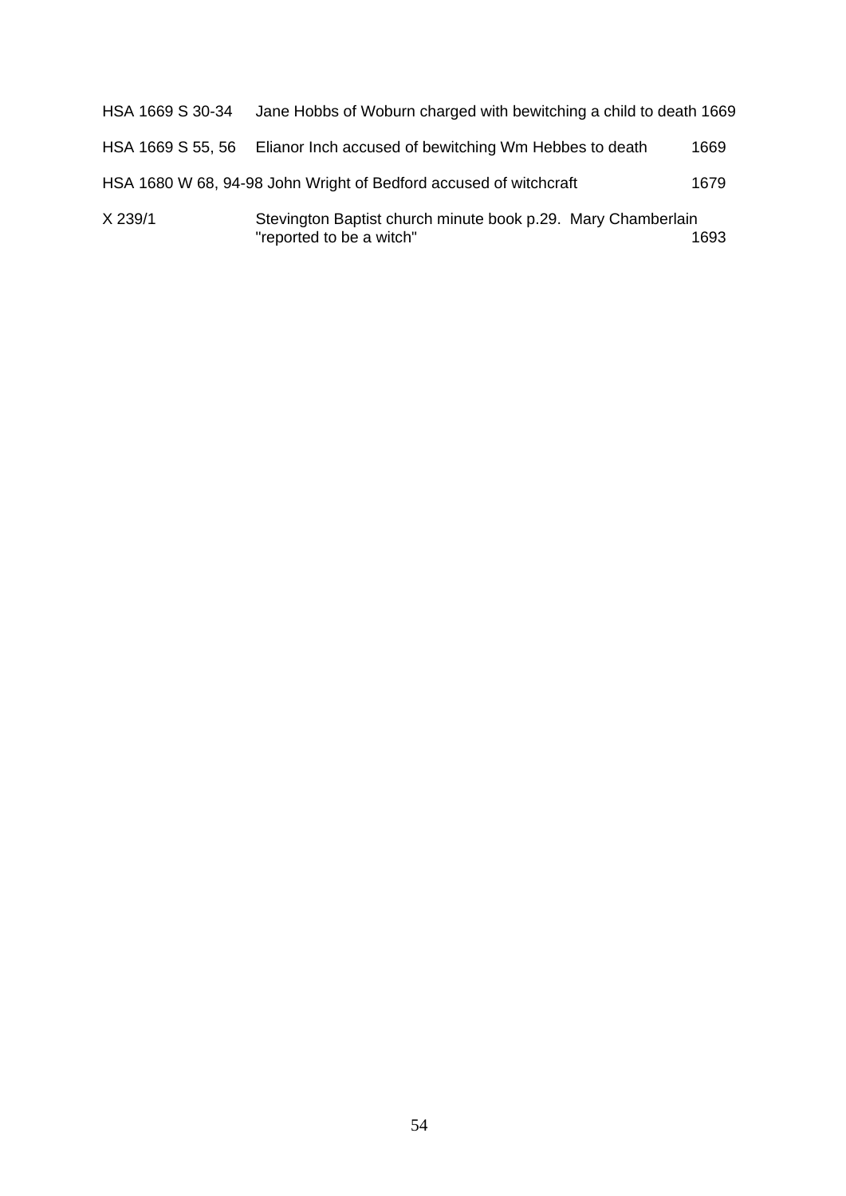| | | |
|---|---|---|
| HSA 1669 S 30-34 | Jane Hobbs of Woburn charged with bewitching a child to death | 1669 |
| HSA 1669 S 55, 56 | Elianor Inch accused of bewitching Wm Hebbes to death | 1669 |
| HSA 1680 W 68, 94-98 | John Wright of Bedford accused of witchcraft | 1679 |
| X 239/1 | Stevington Baptist church minute book p.29. Mary Chamberlain "reported to be a witch" | 1693 |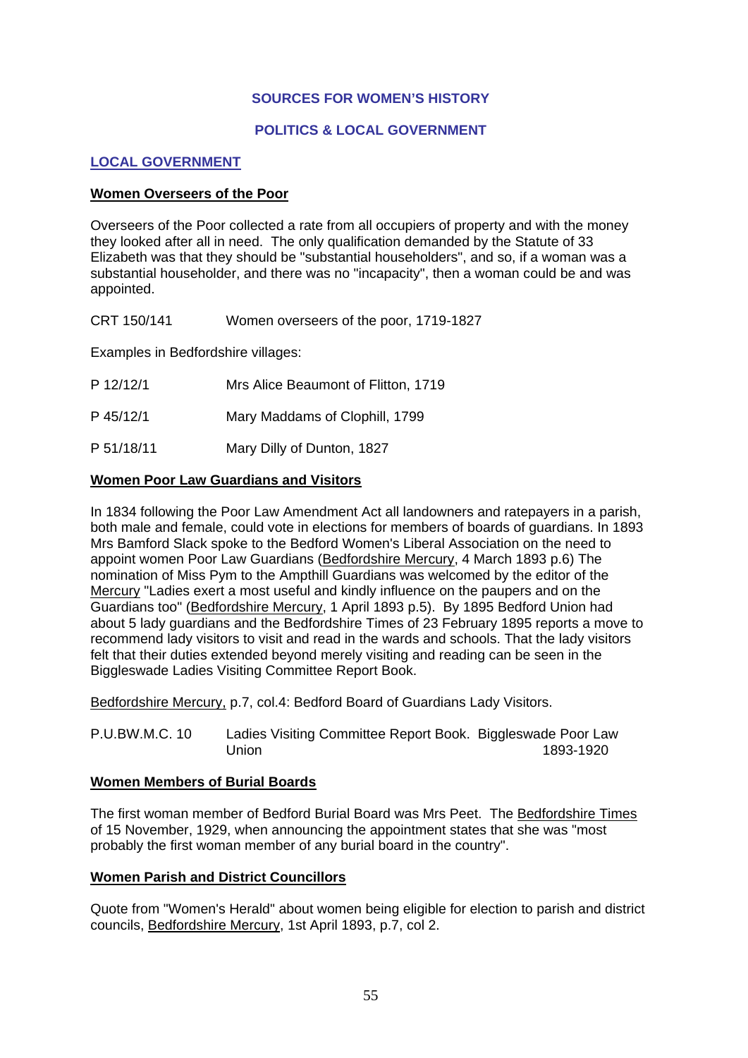## SOURCES FOR WOMEN'S HISTORY

## POLITICS & LOCAL GOVERNMENT

### LOCAL GOVERNMENT

#### Women Overseers of the Poor

Overseers of the Poor collected a rate from all occupiers of property and with the money they looked after all in need. The only qualification demanded by the Statute of 33 Elizabeth was that they should be "substantial householders", and so, if a woman was a substantial householder, and there was no "incapacity", then a woman could be and was appointed.

| | |
|---|---|
| CRT 150/141 | Women overseers of the poor, 1719-1827 |

Examples in Bedfordshire villages:

| | |
|---|---|
| P 12/12/1 | Mrs Alice Beaumont of Flitton, 1719 |
| P 45/12/1 | Mary Maddams of Clophill, 1799 |
| P 51/18/11 | Mary Dilly of Dunton, 1827 |

#### Women Poor Law Guardians and Visitors

In 1834 following the Poor Law Amendment Act all landowners and ratepayers in a parish, both male and female, could vote in elections for members of boards of guardians. In 1893 Mrs Bamford Slack spoke to the Bedford Women's Liberal Association on the need to appoint women Poor Law Guardians (Bedfordshire Mercury, 4 March 1893 p.6) The nomination of Miss Pym to the Ampthill Guardians was welcomed by the editor of the Mercury "Ladies exert a most useful and kindly influence on the paupers and on the Guardians too" (Bedfordshire Mercury, 1 April 1893 p.5). By 1895 Bedford Union had about 5 lady guardians and the Bedfordshire Times of 23 February 1895 reports a move to recommend lady visitors to visit and read in the wards and schools. That the lady visitors felt that their duties extended beyond merely visiting and reading can be seen in the Biggleswade Ladies Visiting Committee Report Book.

Bedfordshire Mercury, p.7, col.4: Bedford Board of Guardians Lady Visitors.

| | | |
|---|---|---|
| P.U.BW.M.C. 10 | Ladies Visiting Committee Report Book. Biggleswade Poor Law Union | 1893-1920 |

#### Women Members of Burial Boards

The first woman member of Bedford Burial Board was Mrs Peet. The Bedfordshire Times of 15 November, 1929, when announcing the appointment states that she was "most probably the first woman member of any burial board in the country".

#### Women Parish and District Councillors

Quote from "Women's Herald" about women being eligible for election to parish and district councils, Bedfordshire Mercury, 1st April 1893, p.7, col 2.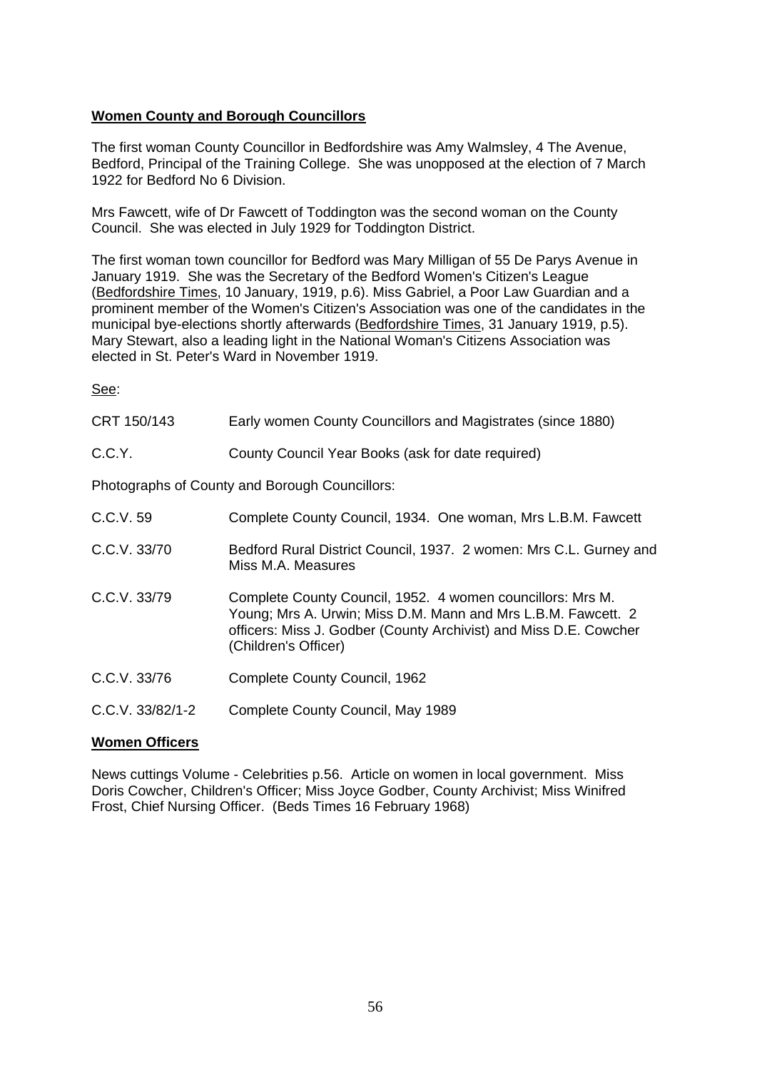## Women County and Borough Councillors

The first woman County Councillor in Bedfordshire was Amy Walmsley, 4 The Avenue, Bedford, Principal of the Training College. She was unopposed at the election of 7 March 1922 for Bedford No 6 Division.

Mrs Fawcett, wife of Dr Fawcett of Toddington was the second woman on the County Council. She was elected in July 1929 for Toddington District.

The first woman town councillor for Bedford was Mary Milligan of 55 De Parys Avenue in January 1919. She was the Secretary of the Bedford Women's Citizen's League (Bedfordshire Times, 10 January, 1919, p.6). Miss Gabriel, a Poor Law Guardian and a prominent member of the Women's Citizen's Association was one of the candidates in the municipal bye-elections shortly afterwards (Bedfordshire Times, 31 January 1919, p.5). Mary Stewart, also a leading light in the National Woman's Citizens Association was elected in St. Peter's Ward in November 1919.

See:

| | |
|---|---|
| CRT 150/143 | Early women County Councillors and Magistrates (since 1880) |
| C.C.Y. | County Council Year Books (ask for date required) |

Photographs of County and Borough Councillors:

| | |
|---|---|
| C.C.V. 59 | Complete County Council, 1934. One woman, Mrs L.B.M. Fawcett |
| C.C.V. 33/70 | Bedford Rural District Council, 1937. 2 women: Mrs C.L. Gurney and Miss M.A. Measures |
| C.C.V. 33/79 | Complete County Council, 1952. 4 women councillors: Mrs M. Young; Mrs A. Urwin; Miss D.M. Mann and Mrs L.B.M. Fawcett. 2 officers: Miss J. Godber (County Archivist) and Miss D.E. Cowcher (Children's Officer) |
| C.C.V. 33/76 | Complete County Council, 1962 |
| C.C.V. 33/82/1-2 | Complete County Council, May 1989 |

## Women Officers

News cuttings Volume - Celebrities p.56. Article on women in local government. Miss Doris Cowcher, Children's Officer; Miss Joyce Godber, County Archivist; Miss Winifred Frost, Chief Nursing Officer. (Beds Times 16 February 1968)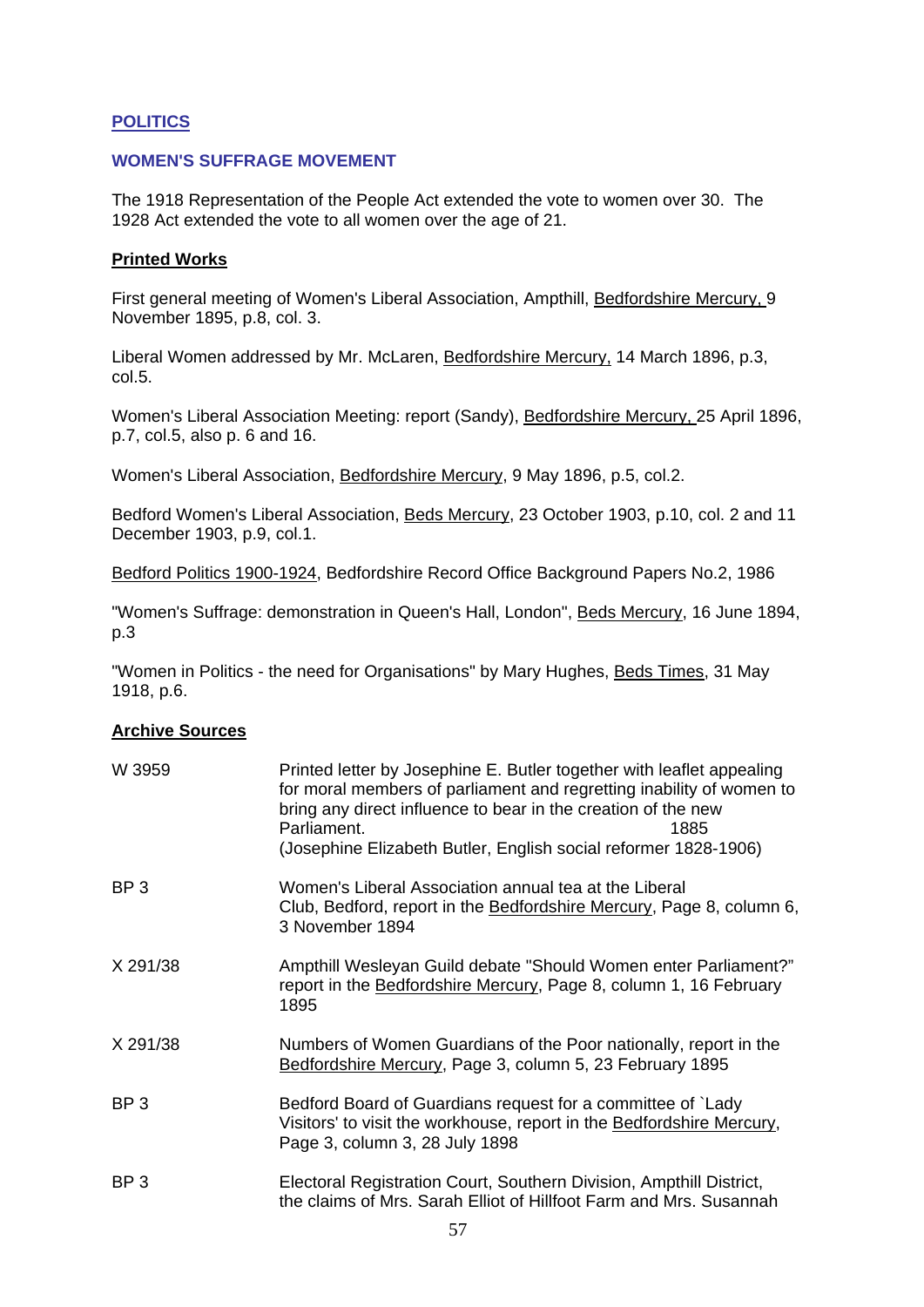## POLITICS

### WOMEN'S SUFFRAGE MOVEMENT

The 1918 Representation of the People Act extended the vote to women over 30. The 1928 Act extended the vote to all women over the age of 21.

**Printed Works**

First general meeting of Women's Liberal Association, Ampthill, Bedfordshire Mercury, 9 November 1895, p.8, col. 3.

Liberal Women addressed by Mr. McLaren, Bedfordshire Mercury, 14 March 1896, p.3, col.5.

Women's Liberal Association Meeting: report (Sandy), Bedfordshire Mercury, 25 April 1896, p.7, col.5, also p. 6 and 16.

Women's Liberal Association, Bedfordshire Mercury, 9 May 1896, p.5, col.2.

Bedford Women's Liberal Association, Beds Mercury, 23 October 1903, p.10, col. 2 and 11 December 1903, p.9, col.1.

Bedford Politics 1900-1924, Bedfordshire Record Office Background Papers No.2, 1986

"Women's Suffrage: demonstration in Queen's Hall, London", Beds Mercury, 16 June 1894, p.3

"Women in Politics - the need for Organisations" by Mary Hughes, Beds Times, 31 May 1918, p.6.

**Archive Sources**

| | |
|---|---|
| W 3959 | Printed letter by Josephine E. Butler together with leaflet appealing for moral members of parliament and regretting inability of women to bring any direct influence to bear in the creation of the new Parliament. 1885 (Josephine Elizabeth Butler, English social reformer 1828-1906) |
| BP 3 | Women's Liberal Association annual tea at the Liberal Club, Bedford, report in the Bedfordshire Mercury, Page 8, column 6, 3 November 1894 |
| X 291/38 | Ampthill Wesleyan Guild debate "Should Women enter Parliament?" report in the Bedfordshire Mercury, Page 8, column 1, 16 February 1895 |
| X 291/38 | Numbers of Women Guardians of the Poor nationally, report in the Bedfordshire Mercury, Page 3, column 5, 23 February 1895 |
| BP 3 | Bedford Board of Guardians request for a committee of `Lady Visitors' to visit the workhouse, report in the Bedfordshire Mercury, Page 3, column 3, 28 July 1898 |
| BP 3 | Electoral Registration Court, Southern Division, Ampthill District, the claims of Mrs. Sarah Elliot of Hillfoot Farm and Mrs. Susannah |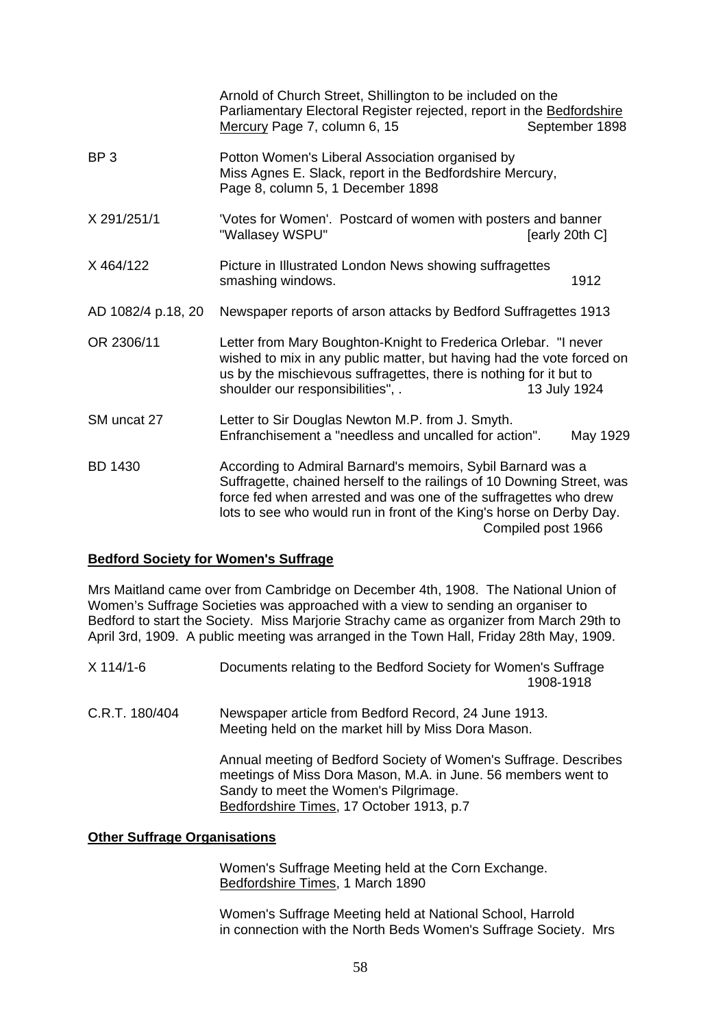| | |
|---|---|
| | Arnold of Church Street, Shillington to be included on the Parliamentary Electoral Register rejected, report in the Bedfordshire Mercury Page 7, column 6, 15 September 1898 |
| BP 3 | Potton Women's Liberal Association organised by Miss Agnes E. Slack, report in the Bedfordshire Mercury, Page 8, column 5, 1 December 1898 |
| X 291/251/1 | 'Votes for Women'. Postcard of women with posters and banner "Wallasey WSPU" [early 20th C] |
| X 464/122 | Picture in Illustrated London News showing suffragettes smashing windows. 1912 |
| AD 1082/4 p.18, 20 | Newspaper reports of arson attacks by Bedford Suffragettes 1913 |
| OR 2306/11 | Letter from Mary Boughton-Knight to Frederica Orlebar. "I never wished to mix in any public matter, but having had the vote forced on us by the mischievous suffragettes, there is nothing for it but to shoulder our responsibilities", . 13 July 1924 |
| SM uncat 27 | Letter to Sir Douglas Newton M.P. from J. Smyth. Enfranchisement a "needless and uncalled for action". May 1929 |
| BD 1430 | According to Admiral Barnard's memoirs, Sybil Barnard was a Suffragette, chained herself to the railings of 10 Downing Street, was force fed when arrested and was one of the suffragettes who drew lots to see who would run in front of the King's horse on Derby Day. Compiled post 1966 |

## Bedford Society for Women's Suffrage

Mrs Maitland came over from Cambridge on December 4th, 1908. The National Union of Women's Suffrage Societies was approached with a view to sending an organiser to Bedford to start the Society. Miss Marjorie Strachy came as organizer from March 29th to April 3rd, 1909. A public meeting was arranged in the Town Hall, Friday 28th May, 1909.

| | |
|---|---|
| X 114/1-6 | Documents relating to the Bedford Society for Women's Suffrage 1908-1918 |
| C.R.T. 180/404 | Newspaper article from Bedford Record, 24 June 1913. Meeting held on the market hill by Miss Dora Mason. |
| | Annual meeting of Bedford Society of Women's Suffrage. Describes meetings of Miss Dora Mason, M.A. in June. 56 members went to Sandy to meet the Women's Pilgrimage. Bedfordshire Times, 17 October 1913, p.7 |

## Other Suffrage Organisations

| | |
|---|---|
| | Women's Suffrage Meeting held at the Corn Exchange. Bedfordshire Times, 1 March 1890 |
| | Women's Suffrage Meeting held at National School, Harrold in connection with the North Beds Women's Suffrage Society. Mrs |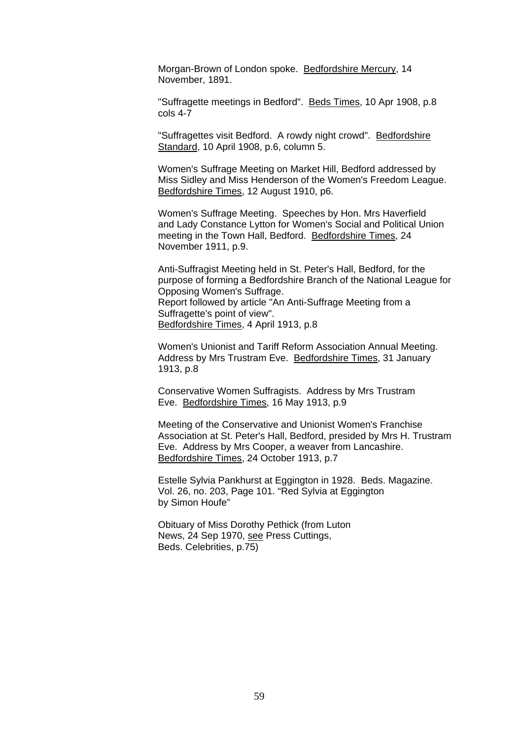Morgan-Brown of London spoke. <u>Bedfordshire Mercury</u>, 14 November, 1891.

"Suffragette meetings in Bedford". <u>Beds Times</u>, 10 Apr 1908, p.8 cols 4-7

"Suffragettes visit Bedford. A rowdy night crowd". <u>Bedfordshire Standard</u>, 10 April 1908, p.6, column 5.

Women's Suffrage Meeting on Market Hill, Bedford addressed by Miss Sidley and Miss Henderson of the Women's Freedom League. <u>Bedfordshire Times</u>, 12 August 1910, p6.

Women's Suffrage Meeting. Speeches by Hon. Mrs Haverfield and Lady Constance Lytton for Women's Social and Political Union meeting in the Town Hall, Bedford. <u>Bedfordshire Times</u>, 24 November 1911, p.9.

Anti-Suffragist Meeting held in St. Peter's Hall, Bedford, for the purpose of forming a Bedfordshire Branch of the National League for Opposing Women's Suffrage.
Report followed by article "An Anti-Suffrage Meeting from a Suffragette's point of view".
<u>Bedfordshire Times</u>, 4 April 1913, p.8

Women's Unionist and Tariff Reform Association Annual Meeting. Address by Mrs Trustram Eve. <u>Bedfordshire Times</u>, 31 January 1913, p.8

Conservative Women Suffragists. Address by Mrs Trustram Eve. <u>Bedfordshire Times</u>, 16 May 1913, p.9

Meeting of the Conservative and Unionist Women's Franchise Association at St. Peter's Hall, Bedford, presided by Mrs H. Trustram Eve. Address by Mrs Cooper, a weaver from Lancashire. <u>Bedfordshire Times</u>, 24 October 1913, p.7

Estelle Sylvia Pankhurst at Eggington in 1928. Beds. Magazine. Vol. 26, no. 203, Page 101. "Red Sylvia at Eggington by Simon Houfe"

Obituary of Miss Dorothy Pethick (from Luton News, 24 Sep 1970, <u>see</u> Press Cuttings, Beds. Celebrities, p.75)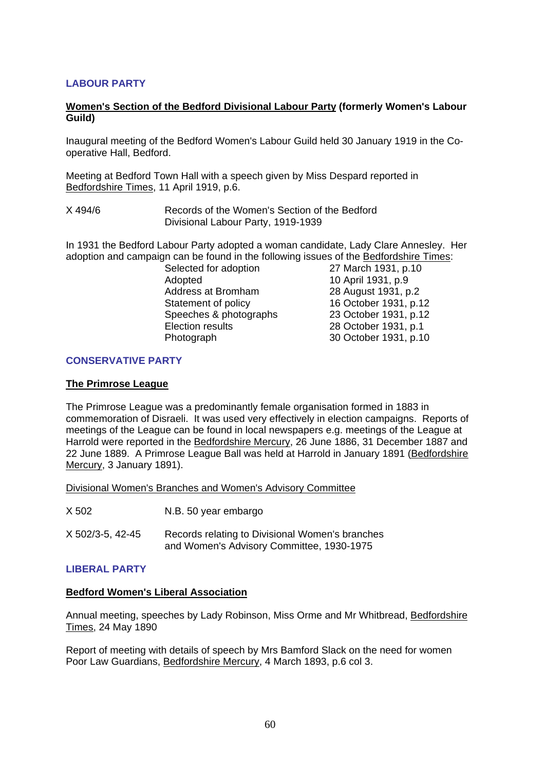## LABOUR PARTY

**Women's Section of the Bedford Divisional Labour Party (formerly Women's Labour Guild)**

Inaugural meeting of the Bedford Women's Labour Guild held 30 January 1919 in the Co-operative Hall, Bedford.

Meeting at Bedford Town Hall with a speech given by Miss Despard reported in Bedfordshire Times, 11 April 1919, p.6.

| | |
|---|---|
| X 494/6 | Records of the Women's Section of the Bedford Divisional Labour Party, 1919-1939 |

In 1931 the Bedford Labour Party adopted a woman candidate, Lady Clare Annesley. Her adoption and campaign can be found in the following issues of the Bedfordshire Times:

| | |
|---|---|
| Selected for adoption | 27 March 1931, p.10 |
| Adopted | 10 April 1931, p.9 |
| Address at Bromham | 28 August 1931, p.2 |
| Statement of policy | 16 October 1931, p.12 |
| Speeches & photographs | 23 October 1931, p.12 |
| Election results | 28 October 1931, p.1 |
| Photograph | 30 October 1931, p.10 |

## CONSERVATIVE PARTY

**The Primrose League**

The Primrose League was a predominantly female organisation formed in 1883 in commemoration of Disraeli. It was used very effectively in election campaigns. Reports of meetings of the League can be found in local newspapers e.g. meetings of the League at Harrold were reported in the Bedfordshire Mercury, 26 June 1886, 31 December 1887 and 22 June 1889. A Primrose League Ball was held at Harrold in January 1891 (Bedfordshire Mercury, 3 January 1891).

Divisional Women's Branches and Women's Advisory Committee

| | |
|---|---|
| X 502 | N.B. 50 year embargo |
| X 502/3-5, 42-45 | Records relating to Divisional Women's branches and Women's Advisory Committee, 1930-1975 |

## LIBERAL PARTY

**Bedford Women's Liberal Association**

Annual meeting, speeches by Lady Robinson, Miss Orme and Mr Whitbread, Bedfordshire Times, 24 May 1890

Report of meeting with details of speech by Mrs Bamford Slack on the need for women Poor Law Guardians, Bedfordshire Mercury, 4 March 1893, p.6 col 3.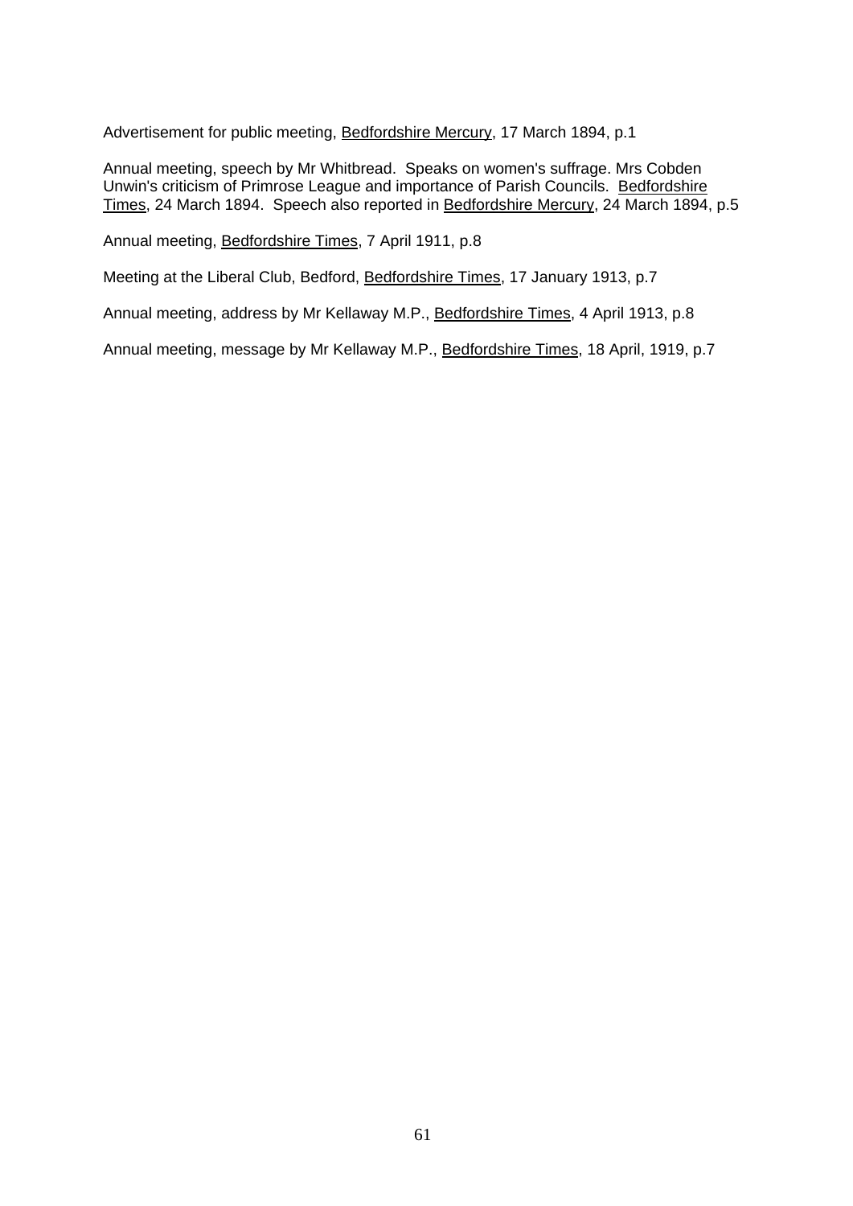Advertisement for public meeting, Bedfordshire Mercury, 17 March 1894, p.1

Annual meeting, speech by Mr Whitbread. Speaks on women's suffrage. Mrs Cobden Unwin's criticism of Primrose League and importance of Parish Councils. Bedfordshire Times, 24 March 1894. Speech also reported in Bedfordshire Mercury, 24 March 1894, p.5

Annual meeting, Bedfordshire Times, 7 April 1911, p.8

Meeting at the Liberal Club, Bedford, Bedfordshire Times, 17 January 1913, p.7

Annual meeting, address by Mr Kellaway M.P., Bedfordshire Times, 4 April 1913, p.8

Annual meeting, message by Mr Kellaway M.P., Bedfordshire Times, 18 April, 1919, p.7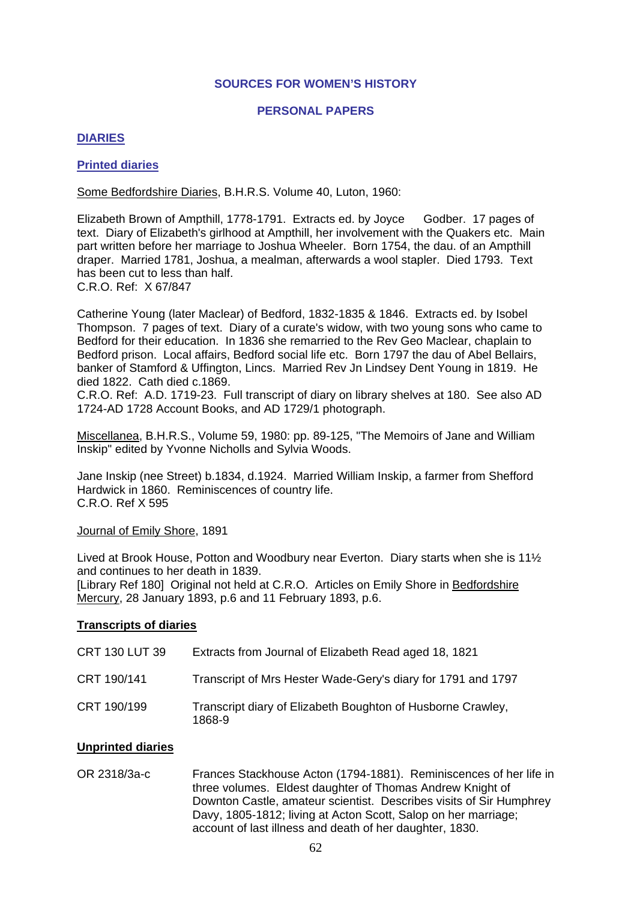## SOURCES FOR WOMEN'S HISTORY

### PERSONAL PAPERS

#### DIARIES

#### Printed diaries

Some Bedfordshire Diaries, B.H.R.S. Volume 40, Luton, 1960:

Elizabeth Brown of Ampthill, 1778-1791. Extracts ed. by Joyce Godber. 17 pages of text. Diary of Elizabeth's girlhood at Ampthill, her involvement with the Quakers etc. Main part written before her marriage to Joshua Wheeler. Born 1754, the dau. of an Ampthill draper. Married 1781, Joshua, a mealman, afterwards a wool stapler. Died 1793. Text has been cut to less than half.
C.R.O. Ref: X 67/847

Catherine Young (later Maclear) of Bedford, 1832-1835 & 1846. Extracts ed. by Isobel Thompson. 7 pages of text. Diary of a curate's widow, with two young sons who came to Bedford for their education. In 1836 she remarried to the Rev Geo Maclear, chaplain to Bedford prison. Local affairs, Bedford social life etc. Born 1797 the dau of Abel Bellairs, banker of Stamford & Uffington, Lincs. Married Rev Jn Lindsey Dent Young in 1819. He died 1822. Cath died c.1869.
C.R.O. Ref: A.D. 1719-23. Full transcript of diary on library shelves at 180. See also AD 1724-AD 1728 Account Books, and AD 1729/1 photograph.

Miscellanea, B.H.R.S., Volume 59, 1980: pp. 89-125, "The Memoirs of Jane and William Inskip" edited by Yvonne Nicholls and Sylvia Woods.

Jane Inskip (nee Street) b.1834, d.1924. Married William Inskip, a farmer from Shefford Hardwick in 1860. Reminiscences of country life.
C.R.O. Ref X 595

Journal of Emily Shore, 1891

Lived at Brook House, Potton and Woodbury near Everton. Diary starts when she is 11½ and continues to her death in 1839.
[Library Ref 180] Original not held at C.R.O. Articles on Emily Shore in Bedfordshire Mercury, 28 January 1893, p.6 and 11 February 1893, p.6.

#### Transcripts of diaries

| | |
|---|---|
| CRT 130 LUT 39 | Extracts from Journal of Elizabeth Read aged 18, 1821 |
| CRT 190/141 | Transcript of Mrs Hester Wade-Gery's diary for 1791 and 1797 |
| CRT 190/199 | Transcript diary of Elizabeth Boughton of Husborne Crawley, 1868-9 |

#### Unprinted diaries

| | |
|---|---|
| OR 2318/3a-c | Frances Stackhouse Acton (1794-1881). Reminiscences of her life in three volumes. Eldest daughter of Thomas Andrew Knight of Downton Castle, amateur scientist. Describes visits of Sir Humphrey Davy, 1805-1812; living at Acton Scott, Salop on her marriage; account of last illness and death of her daughter, 1830. |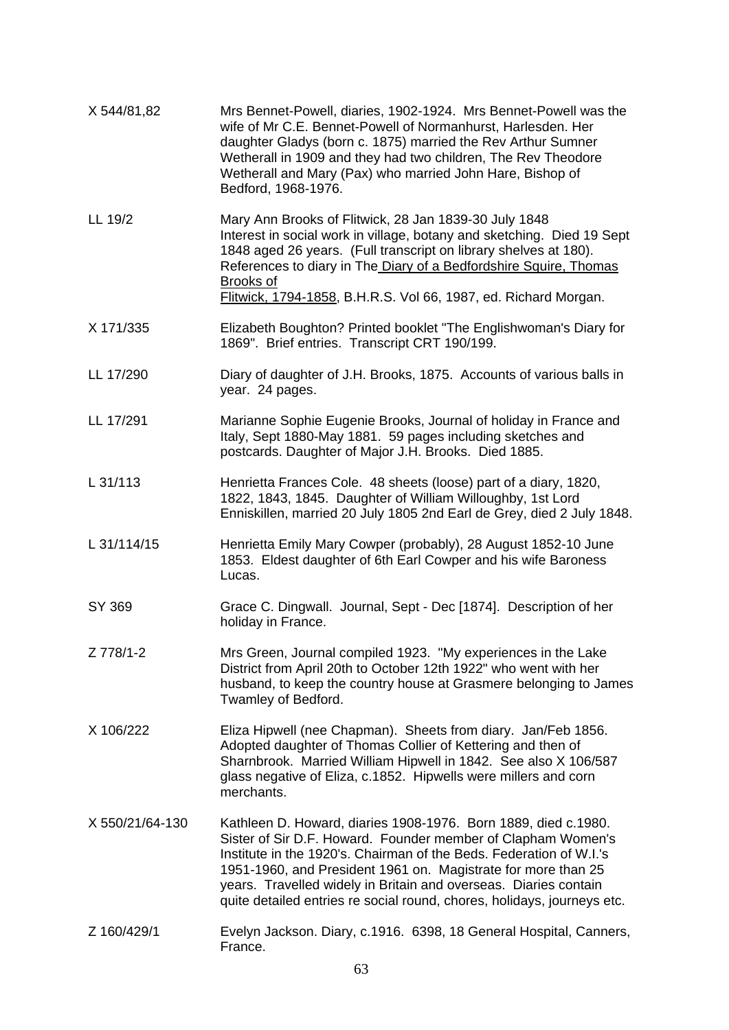| | |
|---|---|
| X 544/81,82 | Mrs Bennet-Powell, diaries, 1902-1924. Mrs Bennet-Powell was the wife of Mr C.E. Bennet-Powell of Normanhurst, Harlesden. Her daughter Gladys (born c. 1875) married the Rev Arthur Sumner Wetherall in 1909 and they had two children, The Rev Theodore Wetherall and Mary (Pax) who married John Hare, Bishop of Bedford, 1968-1976. |
| LL 19/2 | Mary Ann Brooks of Flitwick, 28 Jan 1839-30 July 1848 Interest in social work in village, botany and sketching. Died 19 Sept 1848 aged 26 years. (Full transcript on library shelves at 180). References to diary in The Diary of a Bedfordshire Squire, Thomas Brooks of Flitwick, 1794-1858, B.H.R.S. Vol 66, 1987, ed. Richard Morgan. |
| X 171/335 | Elizabeth Boughton? Printed booklet "The Englishwoman's Diary for 1869". Brief entries. Transcript CRT 190/199. |
| LL 17/290 | Diary of daughter of J.H. Brooks, 1875. Accounts of various balls in year. 24 pages. |
| LL 17/291 | Marianne Sophie Eugenie Brooks, Journal of holiday in France and Italy, Sept 1880-May 1881. 59 pages including sketches and postcards. Daughter of Major J.H. Brooks. Died 1885. |
| L 31/113 | Henrietta Frances Cole. 48 sheets (loose) part of a diary, 1820, 1822, 1843, 1845. Daughter of William Willoughby, 1st Lord Enniskillen, married 20 July 1805 2nd Earl de Grey, died 2 July 1848. |
| L 31/114/15 | Henrietta Emily Mary Cowper (probably), 28 August 1852-10 June 1853. Eldest daughter of 6th Earl Cowper and his wife Baroness Lucas. |
| SY 369 | Grace C. Dingwall. Journal, Sept - Dec [1874]. Description of her holiday in France. |
| Z 778/1-2 | Mrs Green, Journal compiled 1923. "My experiences in the Lake District from April 20th to October 12th 1922" who went with her husband, to keep the country house at Grasmere belonging to James Twamley of Bedford. |
| X 106/222 | Eliza Hipwell (nee Chapman). Sheets from diary. Jan/Feb 1856. Adopted daughter of Thomas Collier of Kettering and then of Sharnbrook. Married William Hipwell in 1842. See also X 106/587 glass negative of Eliza, c.1852. Hipwells were millers and corn merchants. |
| X 550/21/64-130 | Kathleen D. Howard, diaries 1908-1976. Born 1889, died c.1980. Sister of Sir D.F. Howard. Founder member of Clapham Women's Institute in the 1920's. Chairman of the Beds. Federation of W.I.'s 1951-1960, and President 1961 on. Magistrate for more than 25 years. Travelled widely in Britain and overseas. Diaries contain quite detailed entries re social round, chores, holidays, journeys etc. |
| Z 160/429/1 | Evelyn Jackson. Diary, c.1916. 6398, 18 General Hospital, Canners, France. |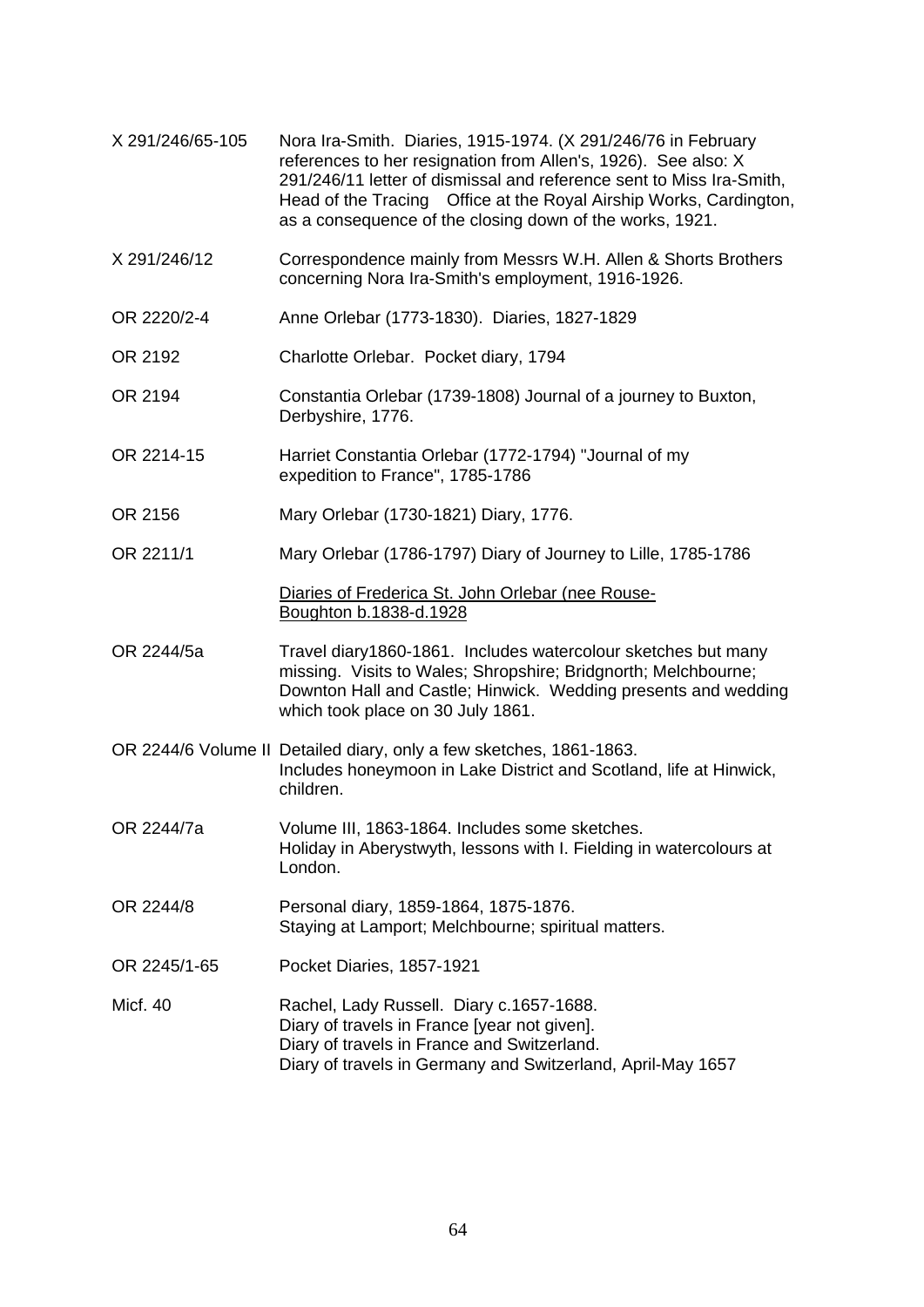| | |
|---|---|
| X 291/246/65-105 | Nora Ira-Smith. Diaries, 1915-1974. (X 291/246/76 in February references to her resignation from Allen's, 1926). See also: X 291/246/11 letter of dismissal and reference sent to Miss Ira-Smith, Head of the Tracing Office at the Royal Airship Works, Cardington, as a consequence of the closing down of the works, 1921. |
| X 291/246/12 | Correspondence mainly from Messrs W.H. Allen & Shorts Brothers concerning Nora Ira-Smith's employment, 1916-1926. |
| OR 2220/2-4 | Anne Orlebar (1773-1830). Diaries, 1827-1829 |
| OR 2192 | Charlotte Orlebar. Pocket diary, 1794 |
| OR 2194 | Constantia Orlebar (1739-1808) Journal of a journey to Buxton, Derbyshire, 1776. |
| OR 2214-15 | Harriet Constantia Orlebar (1772-1794) "Journal of my expedition to France", 1785-1786 |
| OR 2156 | Mary Orlebar (1730-1821) Diary, 1776. |
| OR 2211/1 | Mary Orlebar (1786-1797) Diary of Journey to Lille, 1785-1786 |
| | <u>Diaries of Frederica St. John Orlebar (nee Rouse-Boughton b.1838-d.1928</u> |
| OR 2244/5a | Travel diary1860-1861. Includes watercolour sketches but many missing. Visits to Wales; Shropshire; Bridgnorth; Melchbourne; Downton Hall and Castle; Hinwick. Wedding presents and wedding which took place on 30 July 1861. |
| OR 2244/6 Volume II | Detailed diary, only a few sketches, 1861-1863. Includes honeymoon in Lake District and Scotland, life at Hinwick, children. |
| OR 2244/7a | Volume III, 1863-1864. Includes some sketches. Holiday in Aberystwyth, lessons with I. Fielding in watercolours at London. |
| OR 2244/8 | Personal diary, 1859-1864, 1875-1876. Staying at Lamport; Melchbourne; spiritual matters. |
| OR 2245/1-65 | Pocket Diaries, 1857-1921 |
| Micf. 40 | Rachel, Lady Russell. Diary c.1657-1688.<br>Diary of travels in France [year not given].<br>Diary of travels in France and Switzerland.<br>Diary of travels in Germany and Switzerland, April-May 1657 |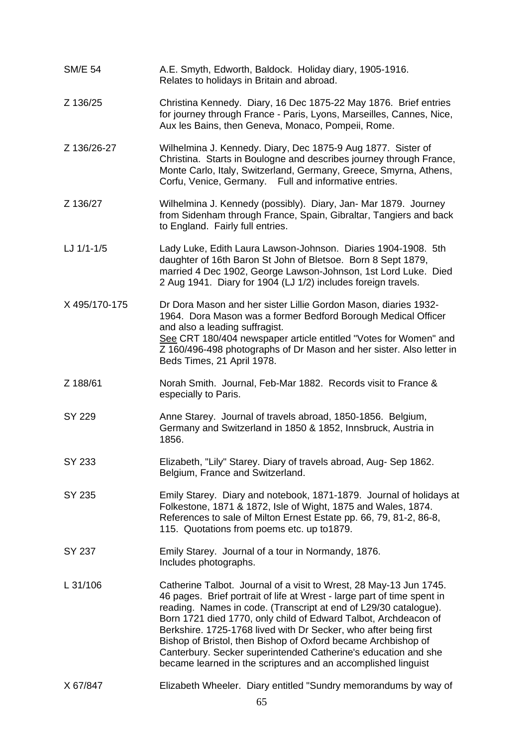| | |
|---|---|
| SM/E 54 | A.E. Smyth, Edworth, Baldock. Holiday diary, 1905-1916. Relates to holidays in Britain and abroad. |
| Z 136/25 | Christina Kennedy. Diary, 16 Dec 1875-22 May 1876. Brief entries for journey through France - Paris, Lyons, Marseilles, Cannes, Nice, Aux les Bains, then Geneva, Monaco, Pompeii, Rome. |
| Z 136/26-27 | Wilhelmina J. Kennedy. Diary, Dec 1875-9 Aug 1877. Sister of Christina. Starts in Boulogne and describes journey through France, Monte Carlo, Italy, Switzerland, Germany, Greece, Smyrna, Athens, Corfu, Venice, Germany. Full and informative entries. |
| Z 136/27 | Wilhelmina J. Kennedy (possibly). Diary, Jan- Mar 1879. Journey from Sidenham through France, Spain, Gibraltar, Tangiers and back to England. Fairly full entries. |
| LJ 1/1-1/5 | Lady Luke, Edith Laura Lawson-Johnson. Diaries 1904-1908. 5th daughter of 16th Baron St John of Bletsoe. Born 8 Sept 1879, married 4 Dec 1902, George Lawson-Johnson, 1st Lord Luke. Died 2 Aug 1941. Diary for 1904 (LJ 1/2) includes foreign travels. |
| X 495/170-175 | Dr Dora Mason and her sister Lillie Gordon Mason, diaries 1932-1964. Dora Mason was a former Bedford Borough Medical Officer and also a leading suffragist. <u>See</u> CRT 180/404 newspaper article entitled "Votes for Women" and Z 160/496-498 photographs of Dr Mason and her sister. Also letter in Beds Times, 21 April 1978. |
| Z 188/61 | Norah Smith. Journal, Feb-Mar 1882. Records visit to France & especially to Paris. |
| SY 229 | Anne Starey. Journal of travels abroad, 1850-1856. Belgium, Germany and Switzerland in 1850 & 1852, Innsbruck, Austria in 1856. |
| SY 233 | Elizabeth, "Lily" Starey. Diary of travels abroad, Aug- Sep 1862. Belgium, France and Switzerland. |
| SY 235 | Emily Starey. Diary and notebook, 1871-1879. Journal of holidays at Folkestone, 1871 & 1872, Isle of Wight, 1875 and Wales, 1874. References to sale of Milton Ernest Estate pp. 66, 79, 81-2, 86-8, 115. Quotations from poems etc. up to1879. |
| SY 237 | Emily Starey. Journal of a tour in Normandy, 1876. Includes photographs. |
| L 31/106 | Catherine Talbot. Journal of a visit to Wrest, 28 May-13 Jun 1745. 46 pages. Brief portrait of life at Wrest - large part of time spent in reading. Names in code. (Transcript at end of L29/30 catalogue). Born 1721 died 1770, only child of Edward Talbot, Archdeacon of Berkshire. 1725-1768 lived with Dr Secker, who after being first Bishop of Bristol, then Bishop of Oxford became Archbishop of Canterbury. Secker superintended Catherine's education and she became learned in the scriptures and an accomplished linguist |
| X 67/847 | Elizabeth Wheeler. Diary entitled "Sundry memorandums by way of |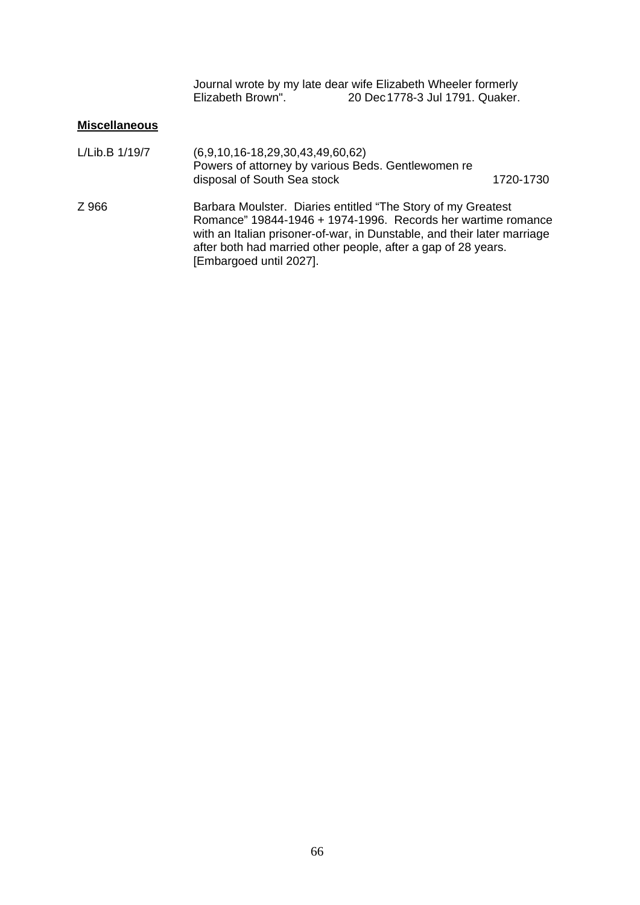Journal wrote by my late dear wife Elizabeth Wheeler formerly Elizabeth Brown". 20 Dec 1778-3 Jul 1791. Quaker.

**Miscellaneous**

| | | |
|---|---|---|
| L/Lib.B 1/19/7 | (6,9,10,16-18,29,30,43,49,60,62) Powers of attorney by various Beds. Gentlewomen re disposal of South Sea stock | 1720-1730 |
| Z 966 | Barbara Moulster. Diaries entitled "The Story of my Greatest Romance" 19844-1946 + 1974-1996. Records her wartime romance with an Italian prisoner-of-war, in Dunstable, and their later marriage after both had married other people, after a gap of 28 years. [Embargoed until 2027]. | |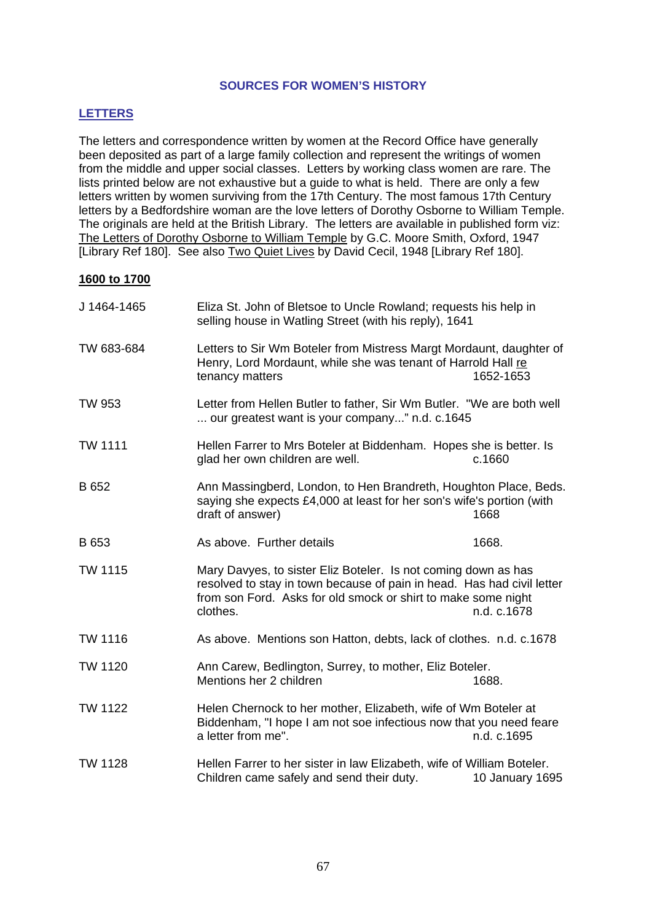## SOURCES FOR WOMEN'S HISTORY

### LETTERS

The letters and correspondence written by women at the Record Office have generally been deposited as part of a large family collection and represent the writings of women from the middle and upper social classes. Letters by working class women are rare. The lists printed below are not exhaustive but a guide to what is held. There are only a few letters written by women surviving from the 17th Century. The most famous 17th Century letters by a Bedfordshire woman are the love letters of Dorothy Osborne to William Temple. The originals are held at the British Library. The letters are available in published form viz: The Letters of Dorothy Osborne to William Temple by G.C. Moore Smith, Oxford, 1947 [Library Ref 180]. See also Two Quiet Lives by David Cecil, 1948 [Library Ref 180].

**1600 to 1700**

| | | |
|---|---|---|
| J 1464-1465 | Eliza St. John of Bletsoe to Uncle Rowland; requests his help in selling house in Watling Street (with his reply), 1641 | |
| TW 683-684 | Letters to Sir Wm Boteler from Mistress Margt Mordaunt, daughter of Henry, Lord Mordaunt, while she was tenant of Harrold Hall re tenancy matters | 1652-1653 |
| TW 953 | Letter from Hellen Butler to father, Sir Wm Butler. "We are both well ... our greatest want is your company..." n.d. c.1645 | |
| TW 1111 | Hellen Farrer to Mrs Boteler at Biddenham. Hopes she is better. Is glad her own children are well. | c.1660 |
| B 652 | Ann Massingberd, London, to Hen Brandreth, Houghton Place, Beds. saying she expects £4,000 at least for her son's wife's portion (with draft of answer) | 1668 |
| B 653 | As above. Further details | 1668. |
| TW 1115 | Mary Davyes, to sister Eliz Boteler. Is not coming down as has resolved to stay in town because of pain in head. Has had civil letter from son Ford. Asks for old smock or shirt to make some night clothes. | n.d. c.1678 |
| TW 1116 | As above. Mentions son Hatton, debts, lack of clothes. n.d. c.1678 | |
| TW 1120 | Ann Carew, Bedlington, Surrey, to mother, Eliz Boteler. Mentions her 2 children | 1688. |
| TW 1122 | Helen Chernock to her mother, Elizabeth, wife of Wm Boteler at Biddenham, "I hope I am not soe infectious now that you need feare a letter from me". | n.d. c.1695 |
| TW 1128 | Hellen Farrer to her sister in law Elizabeth, wife of William Boteler. Children came safely and send their duty. | 10 January 1695 |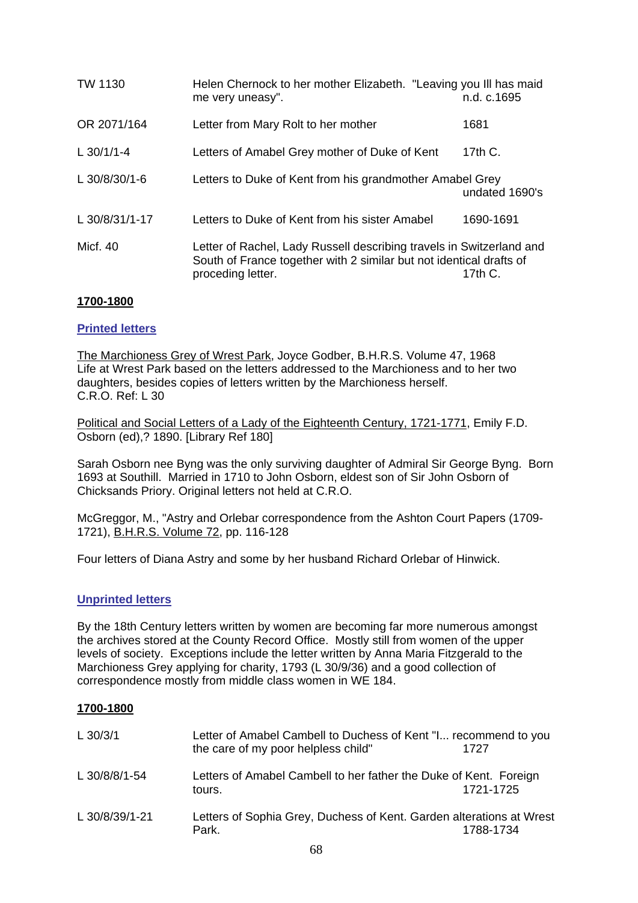| | | |
|---|---|---|
| TW 1130 | Helen Chernock to her mother Elizabeth. "Leaving you Ill has maid me very uneasy". | n.d. c.1695 |
| OR 2071/164 | Letter from Mary Rolt to her mother | 1681 |
| L 30/1/1-4 | Letters of Amabel Grey mother of Duke of Kent | 17th C. |
| L 30/8/30/1-6 | Letters to Duke of Kent from his grandmother Amabel Grey | undated 1690's |
| L 30/8/31/1-17 | Letters to Duke of Kent from his sister Amabel | 1690-1691 |
| Micf. 40 | Letter of Rachel, Lady Russell describing travels in Switzerland and South of France together with 2 similar but not identical drafts of proceding letter. | 17th C. |

**1700-1800**

**Printed letters**

The Marchioness Grey of Wrest Park, Joyce Godber, B.H.R.S. Volume 47, 1968
Life at Wrest Park based on the letters addressed to the Marchioness and to her two daughters, besides copies of letters written by the Marchioness herself.
C.R.O. Ref: L 30

Political and Social Letters of a Lady of the Eighteenth Century, 1721-1771, Emily F.D. Osborn (ed),? 1890. [Library Ref 180]

Sarah Osborn nee Byng was the only surviving daughter of Admiral Sir George Byng. Born 1693 at Southill. Married in 1710 to John Osborn, eldest son of Sir John Osborn of Chicksands Priory. Original letters not held at C.R.O.

McGreggor, M., "Astry and Orlebar correspondence from the Ashton Court Papers (1709-1721), B.H.R.S. Volume 72, pp. 116-128

Four letters of Diana Astry and some by her husband Richard Orlebar of Hinwick.

**Unprinted letters**

By the 18th Century letters written by women are becoming far more numerous amongst the archives stored at the County Record Office. Mostly still from women of the upper levels of society. Exceptions include the letter written by Anna Maria Fitzgerald to the Marchioness Grey applying for charity, 1793 (L 30/9/36) and a good collection of correspondence mostly from middle class women in WE 184.

**1700-1800**

| | | |
|---|---|---|
| L 30/3/1 | Letter of Amabel Cambell to Duchess of Kent "I... recommend to you the care of my poor helpless child" | 1727 |
| L 30/8/8/1-54 | Letters of Amabel Cambell to her father the Duke of Kent. Foreign tours. | 1721-1725 |
| L 30/8/39/1-21 | Letters of Sophia Grey, Duchess of Kent. Garden alterations at Wrest Park. | 1788-1734 |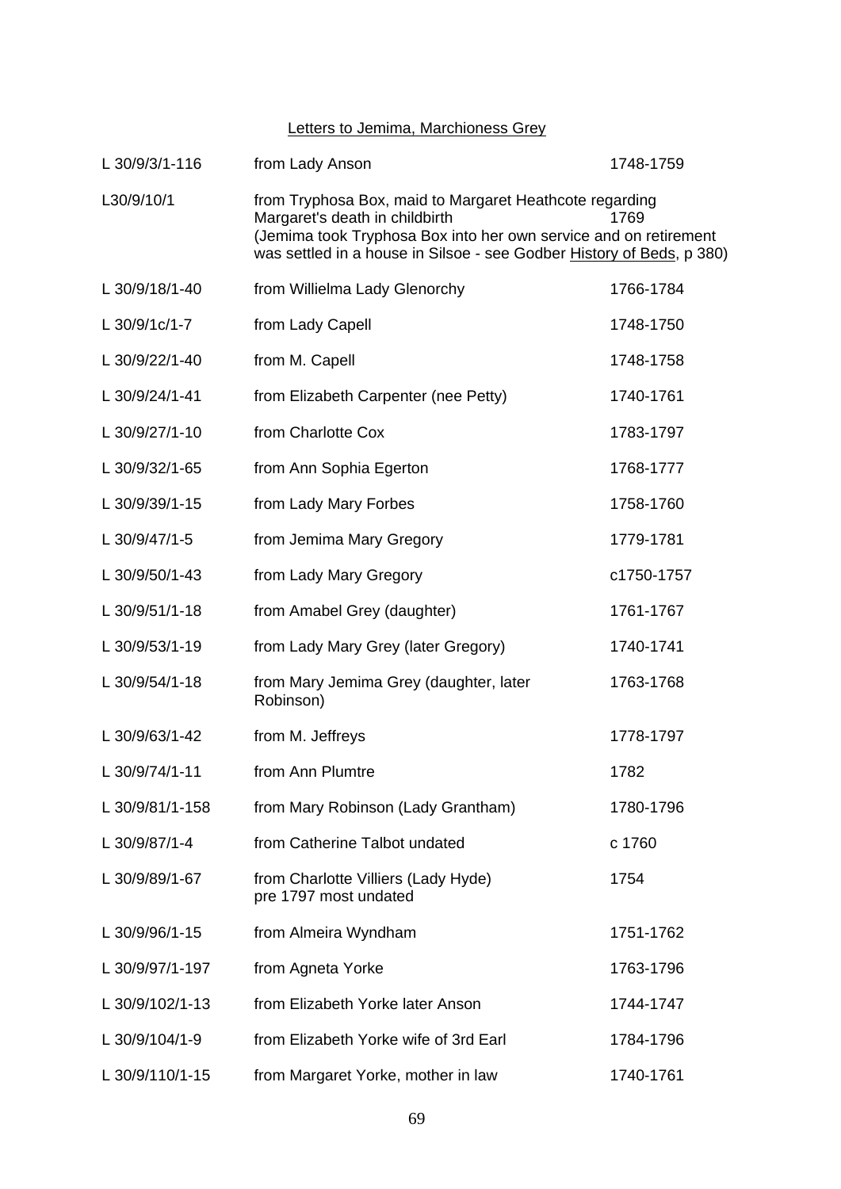<u>Letters to Jemima, Marchioness Grey</u>

| | | |
|---|---|---|
| L 30/9/3/1-116 | from Lady Anson | 1748-1759 |
| L30/9/10/1 | from Tryphosa Box, maid to Margaret Heathcote regarding Margaret's death in childbirth (Jemima took Tryphosa Box into her own service and on retirement was settled in a house in Silsoe - see Godber <u>History of Beds</u>, p 380) | 1769 |
| L 30/9/18/1-40 | from Willielma Lady Glenorchy | 1766-1784 |
| L 30/9/1c/1-7 | from Lady Capell | 1748-1750 |
| L 30/9/22/1-40 | from M. Capell | 1748-1758 |
| L 30/9/24/1-41 | from Elizabeth Carpenter (nee Petty) | 1740-1761 |
| L 30/9/27/1-10 | from Charlotte Cox | 1783-1797 |
| L 30/9/32/1-65 | from Ann Sophia Egerton | 1768-1777 |
| L 30/9/39/1-15 | from Lady Mary Forbes | 1758-1760 |
| L 30/9/47/1-5 | from Jemima Mary Gregory | 1779-1781 |
| L 30/9/50/1-43 | from Lady Mary Gregory | c1750-1757 |
| L 30/9/51/1-18 | from Amabel Grey (daughter) | 1761-1767 |
| L 30/9/53/1-19 | from Lady Mary Grey (later Gregory) | 1740-1741 |
| L 30/9/54/1-18 | from Mary Jemima Grey (daughter, later Robinson) | 1763-1768 |
| L 30/9/63/1-42 | from M. Jeffreys | 1778-1797 |
| L 30/9/74/1-11 | from Ann Plumtre | 1782 |
| L 30/9/81/1-158 | from Mary Robinson (Lady Grantham) | 1780-1796 |
| L 30/9/87/1-4 | from Catherine Talbot undated | c 1760 |
| L 30/9/89/1-67 | from Charlotte Villiers (Lady Hyde) pre 1797 most undated | 1754 |
| L 30/9/96/1-15 | from Almeira Wyndham | 1751-1762 |
| L 30/9/97/1-197 | from Agneta Yorke | 1763-1796 |
| L 30/9/102/1-13 | from Elizabeth Yorke later Anson | 1744-1747 |
| L 30/9/104/1-9 | from Elizabeth Yorke wife of 3rd Earl | 1784-1796 |
| L 30/9/110/1-15 | from Margaret Yorke, mother in law | 1740-1761 |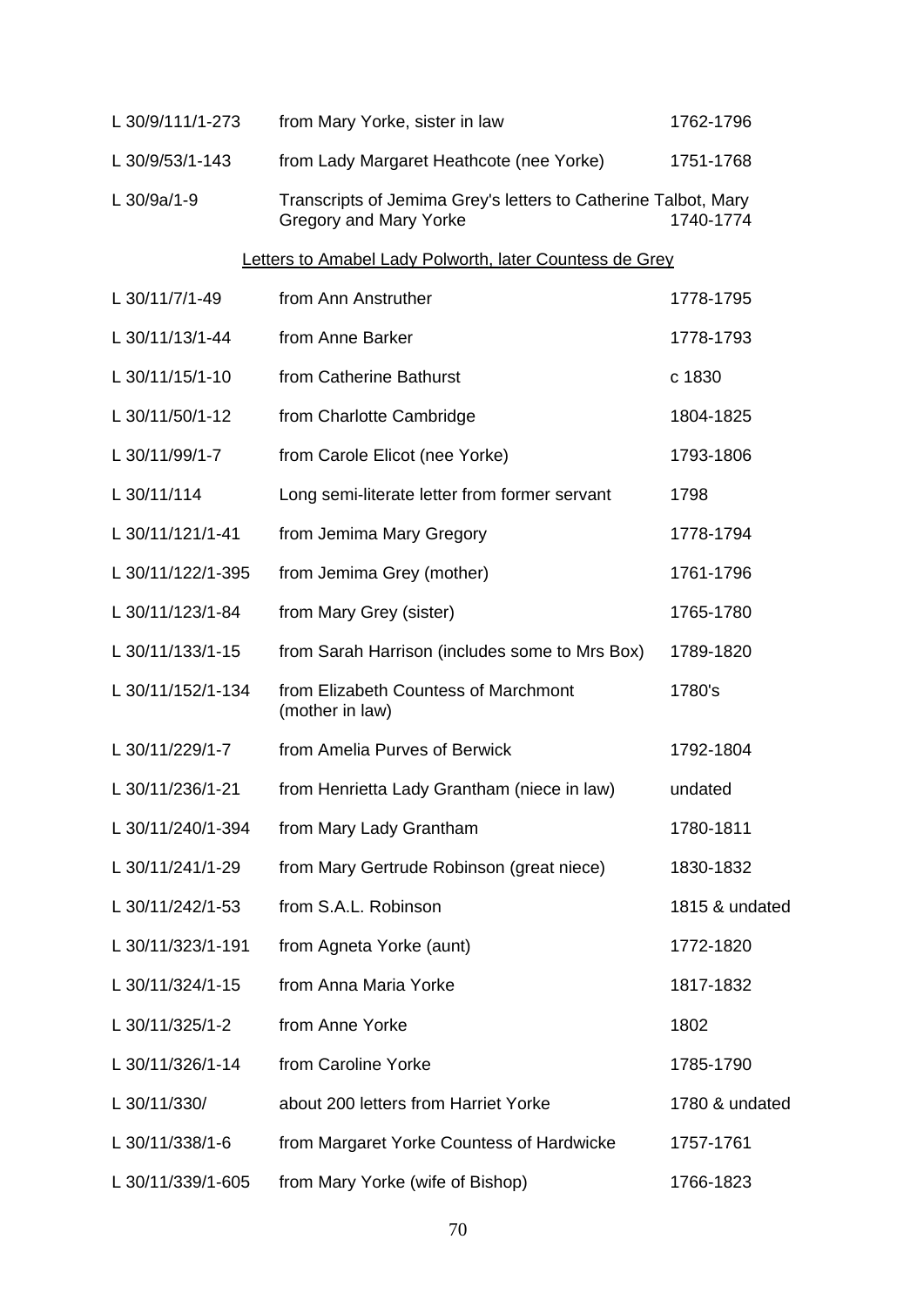| | | |
|---|---|---|
| L 30/9/111/1-273 | from Mary Yorke, sister in law | 1762-1796 |
| L 30/9/53/1-143 | from Lady Margaret Heathcote (nee Yorke) | 1751-1768 |
| L 30/9a/1-9 | Transcripts of Jemima Grey's letters to Catherine Talbot, Mary Gregory and Mary Yorke | 1740-1774 |

Letters to Amabel Lady Polworth, later Countess de Grey

| | | |
|---|---|---|
| L 30/11/7/1-49 | from Ann Anstruther | 1778-1795 |
| L 30/11/13/1-44 | from Anne Barker | 1778-1793 |
| L 30/11/15/1-10 | from Catherine Bathurst | c 1830 |
| L 30/11/50/1-12 | from Charlotte Cambridge | 1804-1825 |
| L 30/11/99/1-7 | from Carole Elicot (nee Yorke) | 1793-1806 |
| L 30/11/114 | Long semi-literate letter from former servant | 1798 |
| L 30/11/121/1-41 | from Jemima Mary Gregory | 1778-1794 |
| L 30/11/122/1-395 | from Jemima Grey (mother) | 1761-1796 |
| L 30/11/123/1-84 | from Mary Grey (sister) | 1765-1780 |
| L 30/11/133/1-15 | from Sarah Harrison (includes some to Mrs Box) | 1789-1820 |
| L 30/11/152/1-134 | from Elizabeth Countess of Marchmont (mother in law) | 1780's |
| L 30/11/229/1-7 | from Amelia Purves of Berwick | 1792-1804 |
| L 30/11/236/1-21 | from Henrietta Lady Grantham (niece in law) | undated |
| L 30/11/240/1-394 | from Mary Lady Grantham | 1780-1811 |
| L 30/11/241/1-29 | from Mary Gertrude Robinson (great niece) | 1830-1832 |
| L 30/11/242/1-53 | from S.A.L. Robinson | 1815 & undated |
| L 30/11/323/1-191 | from Agneta Yorke (aunt) | 1772-1820 |
| L 30/11/324/1-15 | from Anna Maria Yorke | 1817-1832 |
| L 30/11/325/1-2 | from Anne Yorke | 1802 |
| L 30/11/326/1-14 | from Caroline Yorke | 1785-1790 |
| L 30/11/330/ | about 200 letters from Harriet Yorke | 1780 & undated |
| L 30/11/338/1-6 | from Margaret Yorke Countess of Hardwicke | 1757-1761 |
| L 30/11/339/1-605 | from Mary Yorke (wife of Bishop) | 1766-1823 |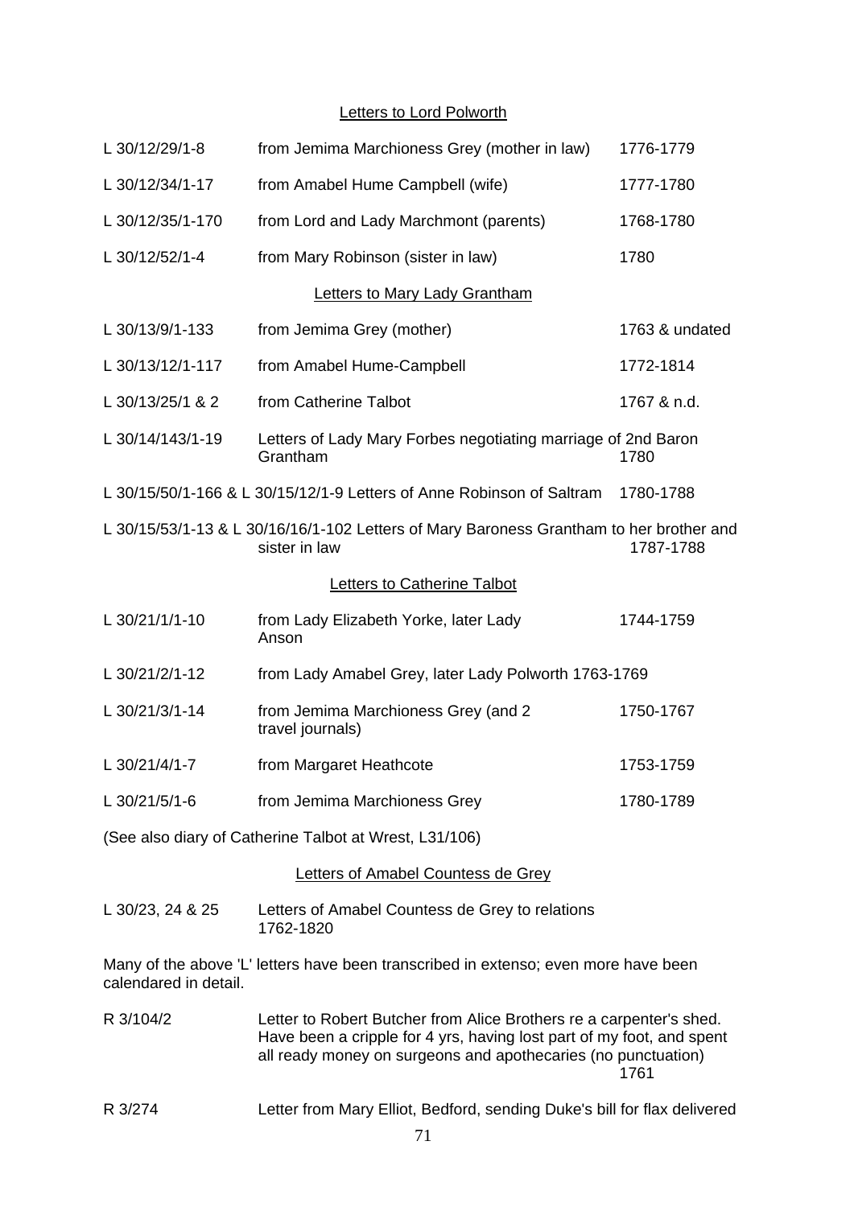## Letters to Lord Polworth

| | | |
|---|---|---|
| L 30/12/29/1-8 | from Jemima Marchioness Grey (mother in law) | 1776-1779 |
| L 30/12/34/1-17 | from Amabel Hume Campbell (wife) | 1777-1780 |
| L 30/12/35/1-170 | from Lord and Lady Marchmont (parents) | 1768-1780 |
| L 30/12/52/1-4 | from Mary Robinson (sister in law) | 1780 |

## Letters to Mary Lady Grantham

| | | |
|---|---|---|
| L 30/13/9/1-133 | from Jemima Grey (mother) | 1763 & undated |
| L 30/13/12/1-117 | from Amabel Hume-Campbell | 1772-1814 |
| L 30/13/25/1 & 2 | from Catherine Talbot | 1767 & n.d. |
| L 30/14/143/1-19 | Letters of Lady Mary Forbes negotiating marriage of 2nd Baron Grantham | 1780 |

L 30/15/50/1-166 & L 30/15/12/1-9 Letters of Anne Robinson of Saltram 1780-1788

L 30/15/53/1-13 & L 30/16/16/1-102 Letters of Mary Baroness Grantham to her brother and sister in law 1787-1788

## Letters to Catherine Talbot

| | | |
|---|---|---|
| L 30/21/1/1-10 | from Lady Elizabeth Yorke, later Lady Anson | 1744-1759 |
| L 30/21/2/1-12 | from Lady Amabel Grey, later Lady Polworth | 1763-1769 |
| L 30/21/3/1-14 | from Jemima Marchioness Grey (and 2 travel journals) | 1750-1767 |
| L 30/21/4/1-7 | from Margaret Heathcote | 1753-1759 |
| L 30/21/5/1-6 | from Jemima Marchioness Grey | 1780-1789 |

(See also diary of Catherine Talbot at Wrest, L31/106)

## Letters of Amabel Countess de Grey

| | |
|---|---|
| L 30/23, 24 & 25 | Letters of Amabel Countess de Grey to relations 1762-1820 |

Many of the above 'L' letters have been transcribed in extenso; even more have been calendared in detail.

| | | |
|---|---|---|
| R 3/104/2 | Letter to Robert Butcher from Alice Brothers re a carpenter's shed. Have been a cripple for 4 yrs, having lost part of my foot, and spent all ready money on surgeons and apothecaries (no punctuation) | 1761 |
| R 3/274 | Letter from Mary Elliot, Bedford, sending Duke's bill for flax delivered | |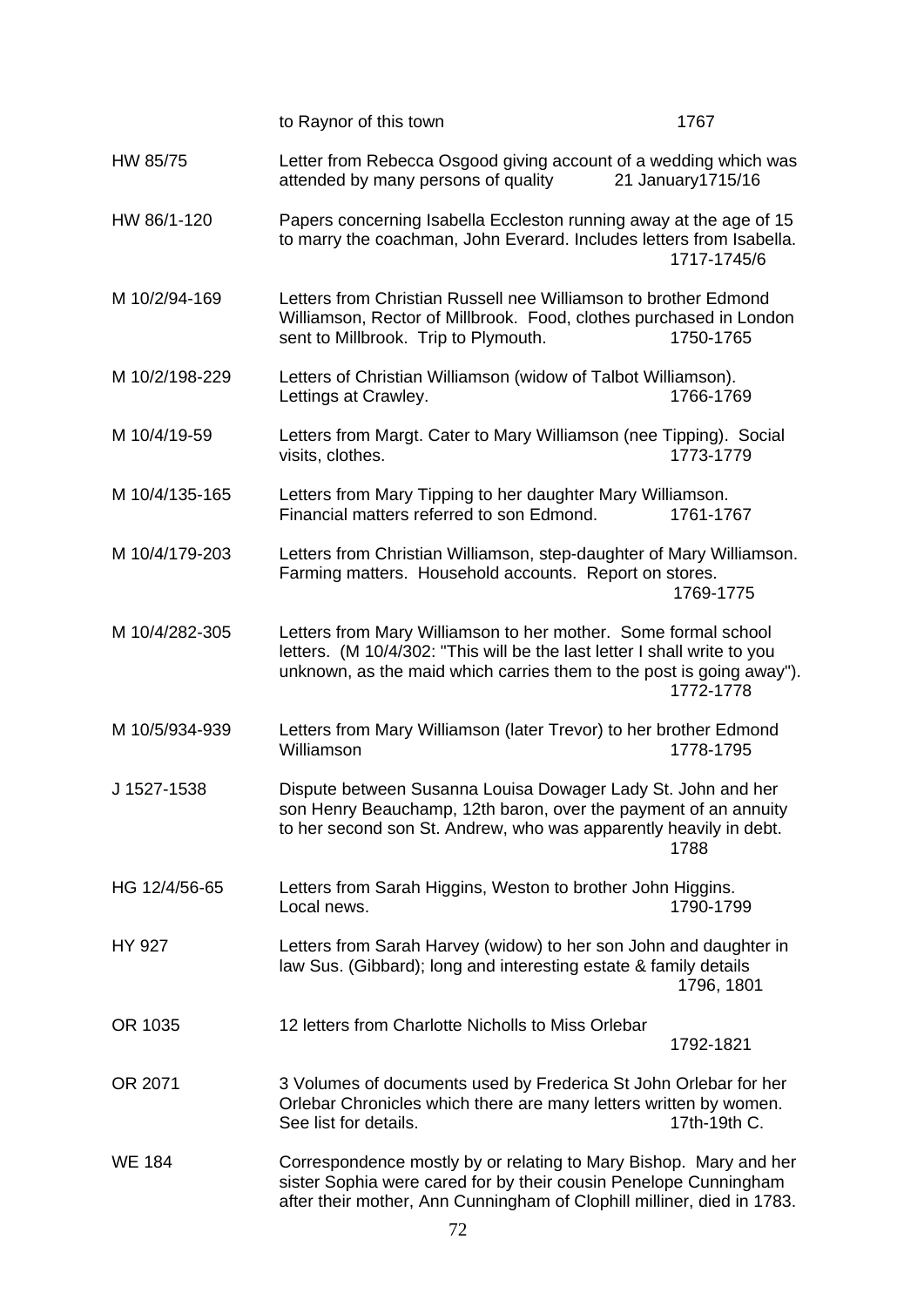| | | |
|---|---|---|
| | to Raynor of this town | 1767 |
| HW 85/75 | Letter from Rebecca Osgood giving account of a wedding which was attended by many persons of quality | 21 January1715/16 |
| HW 86/1-120 | Papers concerning Isabella Eccleston running away at the age of 15 to marry the coachman, John Everard. Includes letters from Isabella. | 1717-1745/6 |
| M 10/2/94-169 | Letters from Christian Russell nee Williamson to brother Edmond Williamson, Rector of Millbrook. Food, clothes purchased in London sent to Millbrook. Trip to Plymouth. | 1750-1765 |
| M 10/2/198-229 | Letters of Christian Williamson (widow of Talbot Williamson). Lettings at Crawley. | 1766-1769 |
| M 10/4/19-59 | Letters from Margt. Cater to Mary Williamson (nee Tipping). Social visits, clothes. | 1773-1779 |
| M 10/4/135-165 | Letters from Mary Tipping to her daughter Mary Williamson. Financial matters referred to son Edmond. | 1761-1767 |
| M 10/4/179-203 | Letters from Christian Williamson, step-daughter of Mary Williamson. Farming matters. Household accounts. Report on stores. | 1769-1775 |
| M 10/4/282-305 | Letters from Mary Williamson to her mother. Some formal school letters. (M 10/4/302: "This will be the last letter I shall write to you unknown, as the maid which carries them to the post is going away"). | 1772-1778 |
| M 10/5/934-939 | Letters from Mary Williamson (later Trevor) to her brother Edmond Williamson | 1778-1795 |
| J 1527-1538 | Dispute between Susanna Louisa Dowager Lady St. John and her son Henry Beauchamp, 12th baron, over the payment of an annuity to her second son St. Andrew, who was apparently heavily in debt. | 1788 |
| HG 12/4/56-65 | Letters from Sarah Higgins, Weston to brother John Higgins. Local news. | 1790-1799 |
| HY 927 | Letters from Sarah Harvey (widow) to her son John and daughter in law Sus. (Gibbard); long and interesting estate & family details | 1796, 1801 |
| OR 1035 | 12 letters from Charlotte Nicholls to Miss Orlebar | 1792-1821 |
| OR 2071 | 3 Volumes of documents used by Frederica St John Orlebar for her Orlebar Chronicles which there are many letters written by women. See list for details. | 17th-19th C. |
| WE 184 | Correspondence mostly by or relating to Mary Bishop. Mary and her sister Sophia were cared for by their cousin Penelope Cunningham after their mother, Ann Cunningham of Clophill milliner, died in 1783. | |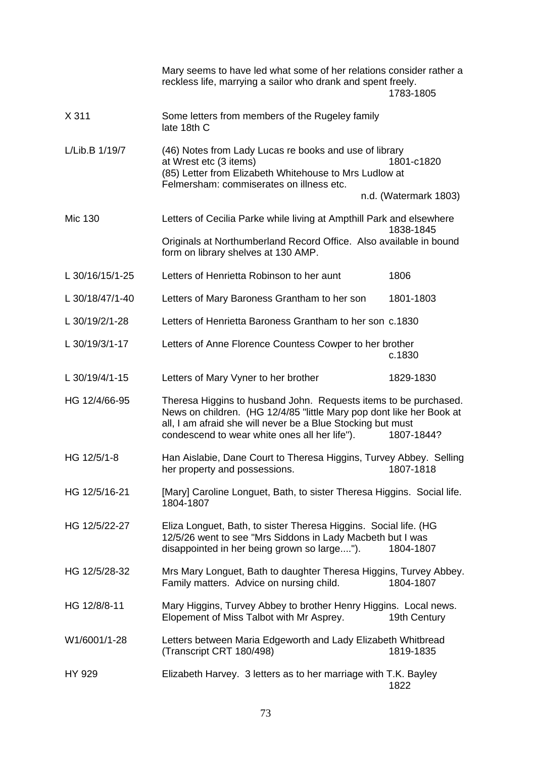| | | |
|---|---|---|
| | Mary seems to have led what some of her relations consider rather a reckless life, marrying a sailor who drank and spent freely. | 1783-1805 |
| X 311 | Some letters from members of the Rugeley family late 18th C | |
| L/Lib.B 1/19/7 | (46) Notes from Lady Lucas re books and use of library at Wrest etc (3 items) | 1801-c1820 |
| | (85) Letter from Elizabeth Whitehouse to Mrs Ludlow at Felmersham: commiserates on illness etc. | n.d. (Watermark 1803) |
| Mic 130 | Letters of Cecilia Parke while living at Ampthill Park and elsewhere | 1838-1845 |
| | Originals at Northumberland Record Office. Also available in bound form on library shelves at 130 AMP. | |
| L 30/16/15/1-25 | Letters of Henrietta Robinson to her aunt | 1806 |
| L 30/18/47/1-40 | Letters of Mary Baroness Grantham to her son | 1801-1803 |
| L 30/19/2/1-28 | Letters of Henrietta Baroness Grantham to her son | c.1830 |
| L 30/19/3/1-17 | Letters of Anne Florence Countess Cowper to her brother | c.1830 |
| L 30/19/4/1-15 | Letters of Mary Vyner to her brother | 1829-1830 |
| HG 12/4/66-95 | Theresa Higgins to husband John. Requests items to be purchased. News on children. (HG 12/4/85 "little Mary pop dont like her Book at all, I am afraid she will never be a Blue Stocking but must condescend to wear white ones all her life"). | 1807-1844? |
| HG 12/5/1-8 | Han Aislabie, Dane Court to Theresa Higgins, Turvey Abbey. Selling her property and possessions. | 1807-1818 |
| HG 12/5/16-21 | [Mary] Caroline Longuet, Bath, to sister Theresa Higgins. Social life. | 1804-1807 |
| HG 12/5/22-27 | Eliza Longuet, Bath, to sister Theresa Higgins. Social life. (HG 12/5/26 went to see "Mrs Siddons in Lady Macbeth but I was disappointed in her being grown so large...."). | 1804-1807 |
| HG 12/5/28-32 | Mrs Mary Longuet, Bath to daughter Theresa Higgins, Turvey Abbey. Family matters. Advice on nursing child. | 1804-1807 |
| HG 12/8/8-11 | Mary Higgins, Turvey Abbey to brother Henry Higgins. Local news. Elopement of Miss Talbot with Mr Asprey. | 19th Century |
| W1/6001/1-28 | Letters between Maria Edgeworth and Lady Elizabeth Whitbread (Transcript CRT 180/498) | 1819-1835 |
| HY 929 | Elizabeth Harvey. 3 letters as to her marriage with T.K. Bayley | 1822 |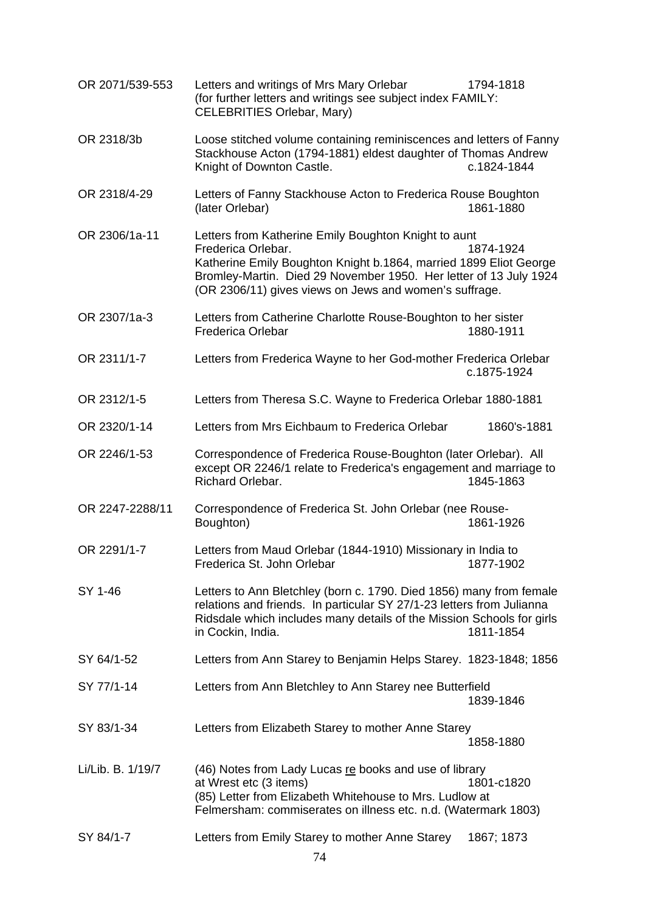| | | |
|---|---|---|
| OR 2071/539-553 | Letters and writings of Mrs Mary Orlebar (for further letters and writings see subject index FAMILY: CELEBRITIES Orlebar, Mary) | 1794-1818 |
| OR 2318/3b | Loose stitched volume containing reminiscences and letters of Fanny Stackhouse Acton (1794-1881) eldest daughter of Thomas Andrew Knight of Downton Castle. | c.1824-1844 |
| OR 2318/4-29 | Letters of Fanny Stackhouse Acton to Frederica Rouse Boughton (later Orlebar) | 1861-1880 |
| OR 2306/1a-11 | Letters from Katherine Emily Boughton Knight to aunt Frederica Orlebar. Katherine Emily Boughton Knight b.1864, married 1899 Eliot George Bromley-Martin. Died 29 November 1950. Her letter of 13 July 1924 (OR 2306/11) gives views on Jews and women's suffrage. | 1874-1924 |
| OR 2307/1a-3 | Letters from Catherine Charlotte Rouse-Boughton to her sister Frederica Orlebar | 1880-1911 |
| OR 2311/1-7 | Letters from Frederica Wayne to her God-mother Frederica Orlebar | c.1875-1924 |
| OR 2312/1-5 | Letters from Theresa S.C. Wayne to Frederica Orlebar | 1880-1881 |
| OR 2320/1-14 | Letters from Mrs Eichbaum to Frederica Orlebar | 1860's-1881 |
| OR 2246/1-53 | Correspondence of Frederica Rouse-Boughton (later Orlebar). All except OR 2246/1 relate to Frederica's engagement and marriage to Richard Orlebar. | 1845-1863 |
| OR 2247-2288/11 | Correspondence of Frederica St. John Orlebar (nee Rouse-Boughton) | 1861-1926 |
| OR 2291/1-7 | Letters from Maud Orlebar (1844-1910) Missionary in India to Frederica St. John Orlebar | 1877-1902 |
| SY 1-46 | Letters to Ann Bletchley (born c. 1790. Died 1856) many from female relations and friends. In particular SY 27/1-23 letters from Julianna Ridsdale which includes many details of the Mission Schools for girls in Cockin, India. | 1811-1854 |
| SY 64/1-52 | Letters from Ann Starey to Benjamin Helps Starey. | 1823-1848; 1856 |
| SY 77/1-14 | Letters from Ann Bletchley to Ann Starey nee Butterfield | 1839-1846 |
| SY 83/1-34 | Letters from Elizabeth Starey to mother Anne Starey | 1858-1880 |
| Li/Lib. B. 1/19/7 | (46) Notes from Lady Lucas <u>re</u> books and use of library at Wrest etc (3 items)<br>(85) Letter from Elizabeth Whitehouse to Mrs. Ludlow at Felmersham: commiserates on illness etc. n.d. (Watermark 1803) | 1801-c1820 |
| SY 84/1-7 | Letters from Emily Starey to mother Anne Starey | 1867; 1873 |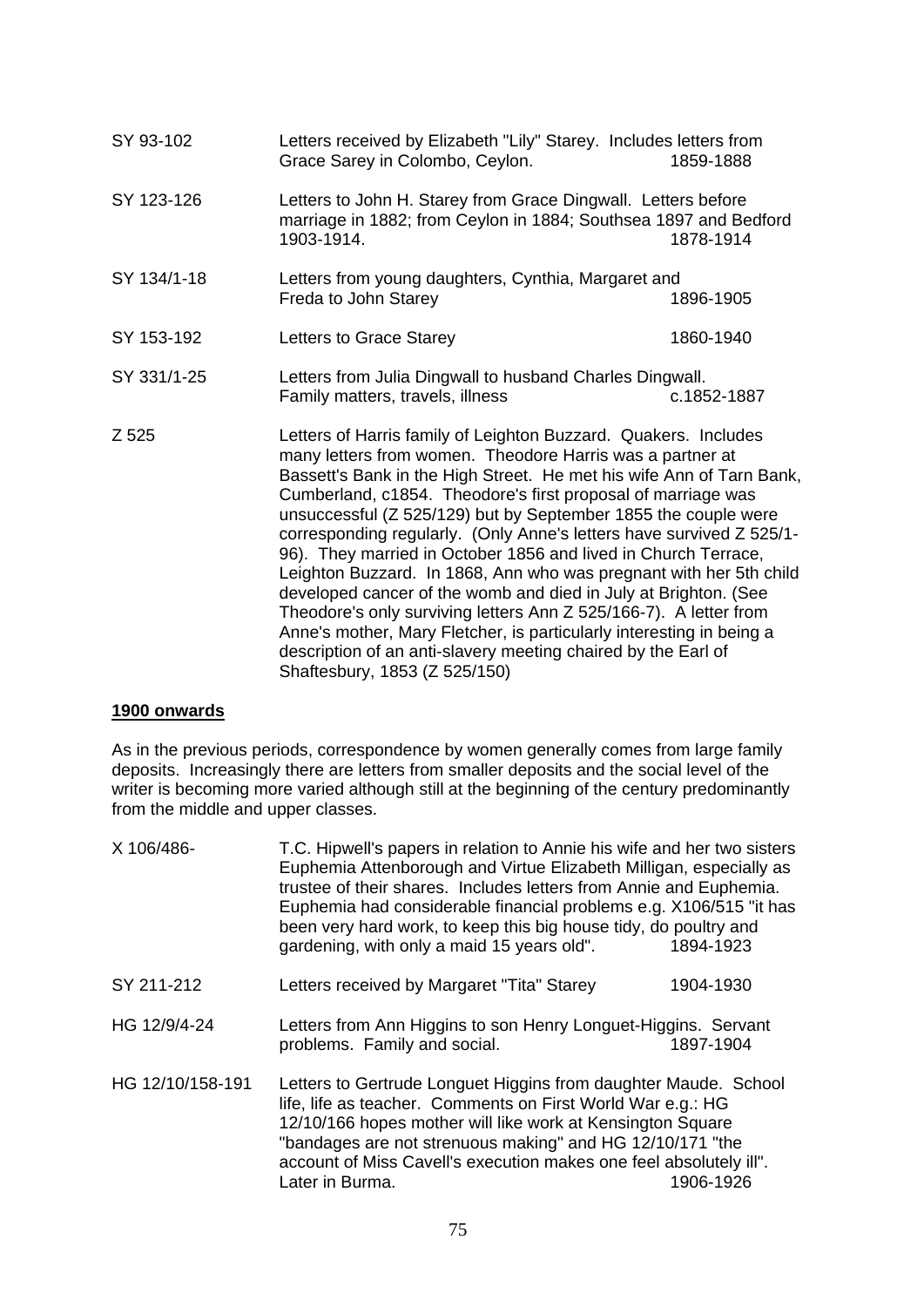| | | |
|---|---|---|
| SY 93-102 | Letters received by Elizabeth "Lily" Starey. Includes letters from Grace Sarey in Colombo, Ceylon. | 1859-1888 |
| SY 123-126 | Letters to John H. Starey from Grace Dingwall. Letters before marriage in 1882; from Ceylon in 1884; Southsea 1897 and Bedford 1903-1914. | 1878-1914 |
| SY 134/1-18 | Letters from young daughters, Cynthia, Margaret and Freda to John Starey | 1896-1905 |
| SY 153-192 | Letters to Grace Starey | 1860-1940 |
| SY 331/1-25 | Letters from Julia Dingwall to husband Charles Dingwall. Family matters, travels, illness | c.1852-1887 |
| Z 525 | Letters of Harris family of Leighton Buzzard. Quakers. Includes many letters from women. Theodore Harris was a partner at Bassett's Bank in the High Street. He met his wife Ann of Tarn Bank, Cumberland, c1854. Theodore's first proposal of marriage was unsuccessful (Z 525/129) but by September 1855 the couple were corresponding regularly. (Only Anne's letters have survived Z 525/1-96). They married in October 1856 and lived in Church Terrace, Leighton Buzzard. In 1868, Ann who was pregnant with her 5th child developed cancer of the womb and died in July at Brighton. (See Theodore's only surviving letters Ann Z 525/166-7). A letter from Anne's mother, Mary Fletcher, is particularly interesting in being a description of an anti-slavery meeting chaired by the Earl of Shaftesbury, 1853 (Z 525/150) | |

**1900 onwards**

As in the previous periods, correspondence by women generally comes from large family deposits. Increasingly there are letters from smaller deposits and the social level of the writer is becoming more varied although still at the beginning of the century predominantly from the middle and upper classes.

| | | |
|---|---|---|
| X 106/486- | T.C. Hipwell's papers in relation to Annie his wife and her two sisters Euphemia Attenborough and Virtue Elizabeth Milligan, especially as trustee of their shares. Includes letters from Annie and Euphemia. Euphemia had considerable financial problems e.g. X106/515 "it has been very hard work, to keep this big house tidy, do poultry and gardening, with only a maid 15 years old". | 1894-1923 |
| SY 211-212 | Letters received by Margaret "Tita" Starey | 1904-1930 |
| HG 12/9/4-24 | Letters from Ann Higgins to son Henry Longuet-Higgins. Servant problems. Family and social. | 1897-1904 |
| HG 12/10/158-191 | Letters to Gertrude Longuet Higgins from daughter Maude. School life, life as teacher. Comments on First World War e.g.: HG 12/10/166 hopes mother will like work at Kensington Square "bandages are not strenuous making" and HG 12/10/171 "the account of Miss Cavell's execution makes one feel absolutely ill". Later in Burma. | 1906-1926 |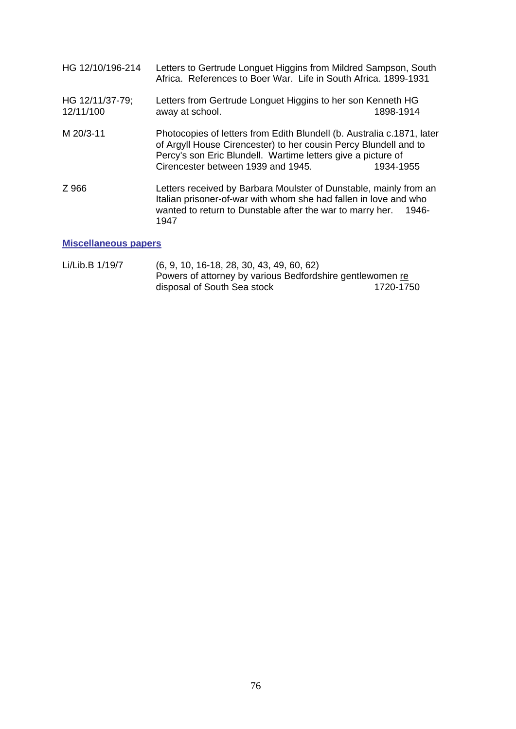| | |
|---|---|
| HG 12/10/196-214 | Letters to Gertrude Longuet Higgins from Mildred Sampson, South Africa. References to Boer War. Life in South Africa. 1899-1931 |
| HG 12/11/37-79; 12/11/100 | Letters from Gertrude Longuet Higgins to her son Kenneth HG away at school. 1898-1914 |
| M 20/3-11 | Photocopies of letters from Edith Blundell (b. Australia c.1871, later of Argyll House Cirencester) to her cousin Percy Blundell and to Percy's son Eric Blundell. Wartime letters give a picture of Cirencester between 1939 and 1945. 1934-1955 |
| Z 966 | Letters received by Barbara Moulster of Dunstable, mainly from an Italian prisoner-of-war with whom she had fallen in love and who wanted to return to Dunstable after the war to marry her. 1946-1947 |

## Miscellaneous papers

| | |
|---|---|
| Li/Lib.B 1/19/7 | (6, 9, 10, 16-18, 28, 30, 43, 49, 60, 62) Powers of attorney by various Bedfordshire gentlewomen re disposal of South Sea stock 1720-1750 |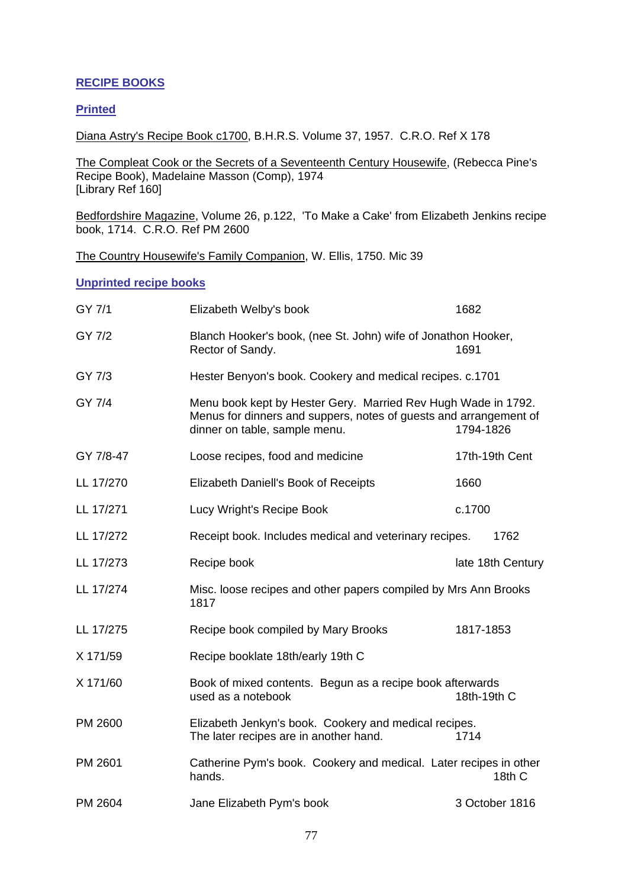## RECIPE BOOKS

### Printed

Diana Astry's Recipe Book c1700, B.H.R.S. Volume 37, 1957. C.R.O. Ref X 178

The Compleat Cook or the Secrets of a Seventeenth Century Housewife, (Rebecca Pine's Recipe Book), Madelaine Masson (Comp), 1974
[Library Ref 160]

Bedfordshire Magazine, Volume 26, p.122, 'To Make a Cake' from Elizabeth Jenkins recipe book, 1714. C.R.O. Ref PM 2600

The Country Housewife's Family Companion, W. Ellis, 1750. Mic 39

### Unprinted recipe books

| | | |
|---|---|---|
| GY 7/1 | Elizabeth Welby's book | 1682 |
| GY 7/2 | Blanch Hooker's book, (nee St. John) wife of Jonathon Hooker, Rector of Sandy. | 1691 |
| GY 7/3 | Hester Benyon's book. Cookery and medical recipes. c.1701 | |
| GY 7/4 | Menu book kept by Hester Gery. Married Rev Hugh Wade in 1792. Menus for dinners and suppers, notes of guests and arrangement of dinner on table, sample menu. | 1794-1826 |
| GY 7/8-47 | Loose recipes, food and medicine | 17th-19th Cent |
| LL 17/270 | Elizabeth Daniell's Book of Receipts | 1660 |
| LL 17/271 | Lucy Wright's Recipe Book | c.1700 |
| LL 17/272 | Receipt book. Includes medical and veterinary recipes. | 1762 |
| LL 17/273 | Recipe book | late 18th Century |
| LL 17/274 | Misc. loose recipes and other papers compiled by Mrs Ann Brooks 1817 | |
| LL 17/275 | Recipe book compiled by Mary Brooks | 1817-1853 |
| X 171/59 | Recipe booklate 18th/early 19th C | |
| X 171/60 | Book of mixed contents. Begun as a recipe book afterwards used as a notebook | 18th-19th C |
| PM 2600 | Elizabeth Jenkyn's book. Cookery and medical recipes. The later recipes are in another hand. | 1714 |
| PM 2601 | Catherine Pym's book. Cookery and medical. Later recipes in other hands. | 18th C |
| PM 2604 | Jane Elizabeth Pym's book | 3 October 1816 |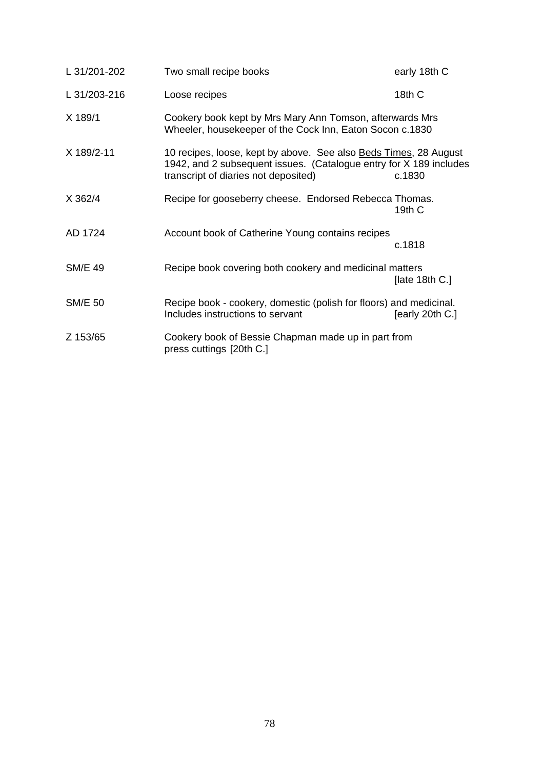| | | |
|---|---|---|
| L 31/201-202 | Two small recipe books | early 18th C |
| L 31/203-216 | Loose recipes | 18th C |
| X 189/1 | Cookery book kept by Mrs Mary Ann Tomson, afterwards Mrs Wheeler, housekeeper of the Cock Inn, Eaton Socon c.1830 | |
| X 189/2-11 | 10 recipes, loose, kept by above. See also <u>Beds Times</u>, 28 August 1942, and 2 subsequent issues. (Catalogue entry for X 189 includes transcript of diaries not deposited) | c.1830 |
| X 362/4 | Recipe for gooseberry cheese. Endorsed Rebecca Thomas. | 19th C |
| AD 1724 | Account book of Catherine Young contains recipes | c.1818 |
| SM/E 49 | Recipe book covering both cookery and medicinal matters | [late 18th C.] |
| SM/E 50 | Recipe book - cookery, domestic (polish for floors) and medicinal. Includes instructions to servant | [early 20th C.] |
| Z 153/65 | Cookery book of Bessie Chapman made up in part from press cuttings [20th C.] | |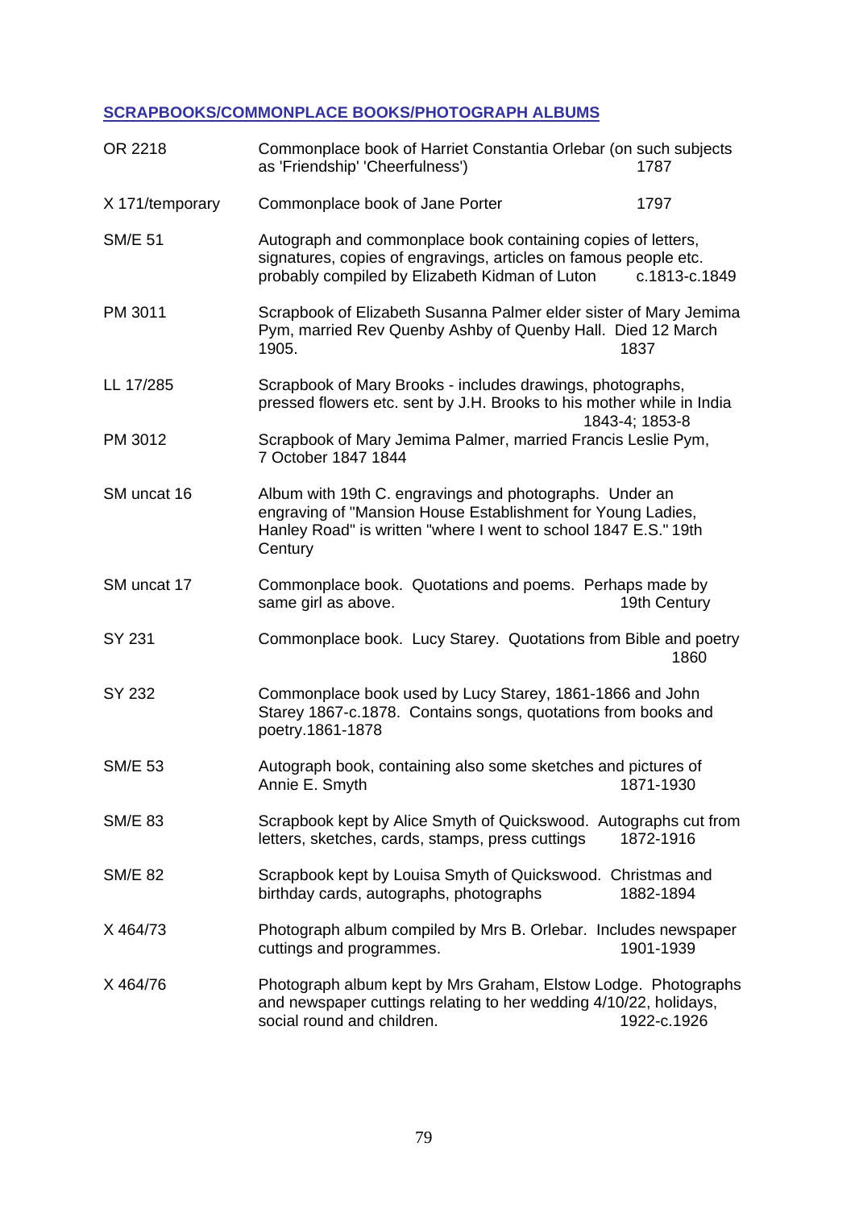## SCRAPBOOKS/COMMONPLACE BOOKS/PHOTOGRAPH ALBUMS

| Reference | Description | Date |
|---|---|---|
| OR 2218 | Commonplace book of Harriet Constantia Orlebar (on such subjects as 'Friendship' 'Cheerfulness') | 1787 |
| X 171/temporary | Commonplace book of Jane Porter | 1797 |
| SM/E 51 | Autograph and commonplace book containing copies of letters, signatures, copies of engravings, articles on famous people etc. probably compiled by Elizabeth Kidman of Luton | c.1813-c.1849 |
| PM 3011 | Scrapbook of Elizabeth Susanna Palmer elder sister of Mary Jemima Pym, married Rev Quenby Ashby of Quenby Hall. Died 12 March 1905. | 1837 |
| LL 17/285 | Scrapbook of Mary Brooks - includes drawings, photographs, pressed flowers etc. sent by J.H. Brooks to his mother while in India | 1843-4; 1853-8 |
| PM 3012 | Scrapbook of Mary Jemima Palmer, married Francis Leslie Pym, 7 October 1847 | 1844 |
| SM uncat 16 | Album with 19th C. engravings and photographs. Under an engraving of "Mansion House Establishment for Young Ladies, Hanley Road" is written "where I went to school 1847 E.S." | 19th Century |
| SM uncat 17 | Commonplace book. Quotations and poems. Perhaps made by same girl as above. | 19th Century |
| SY 231 | Commonplace book. Lucy Starey. Quotations from Bible and poetry | 1860 |
| SY 232 | Commonplace book used by Lucy Starey, 1861-1866 and John Starey 1867-c.1878. Contains songs, quotations from books and poetry. | 1861-1878 |
| SM/E 53 | Autograph book, containing also some sketches and pictures of Annie E. Smyth | 1871-1930 |
| SM/E 83 | Scrapbook kept by Alice Smyth of Quickswood. Autographs cut from letters, sketches, cards, stamps, press cuttings | 1872-1916 |
| SM/E 82 | Scrapbook kept by Louisa Smyth of Quickswood. Christmas and birthday cards, autographs, photographs | 1882-1894 |
| X 464/73 | Photograph album compiled by Mrs B. Orlebar. Includes newspaper cuttings and programmes. | 1901-1939 |
| X 464/76 | Photograph album kept by Mrs Graham, Elstow Lodge. Photographs and newspaper cuttings relating to her wedding 4/10/22, holidays, social round and children. | 1922-c.1926 |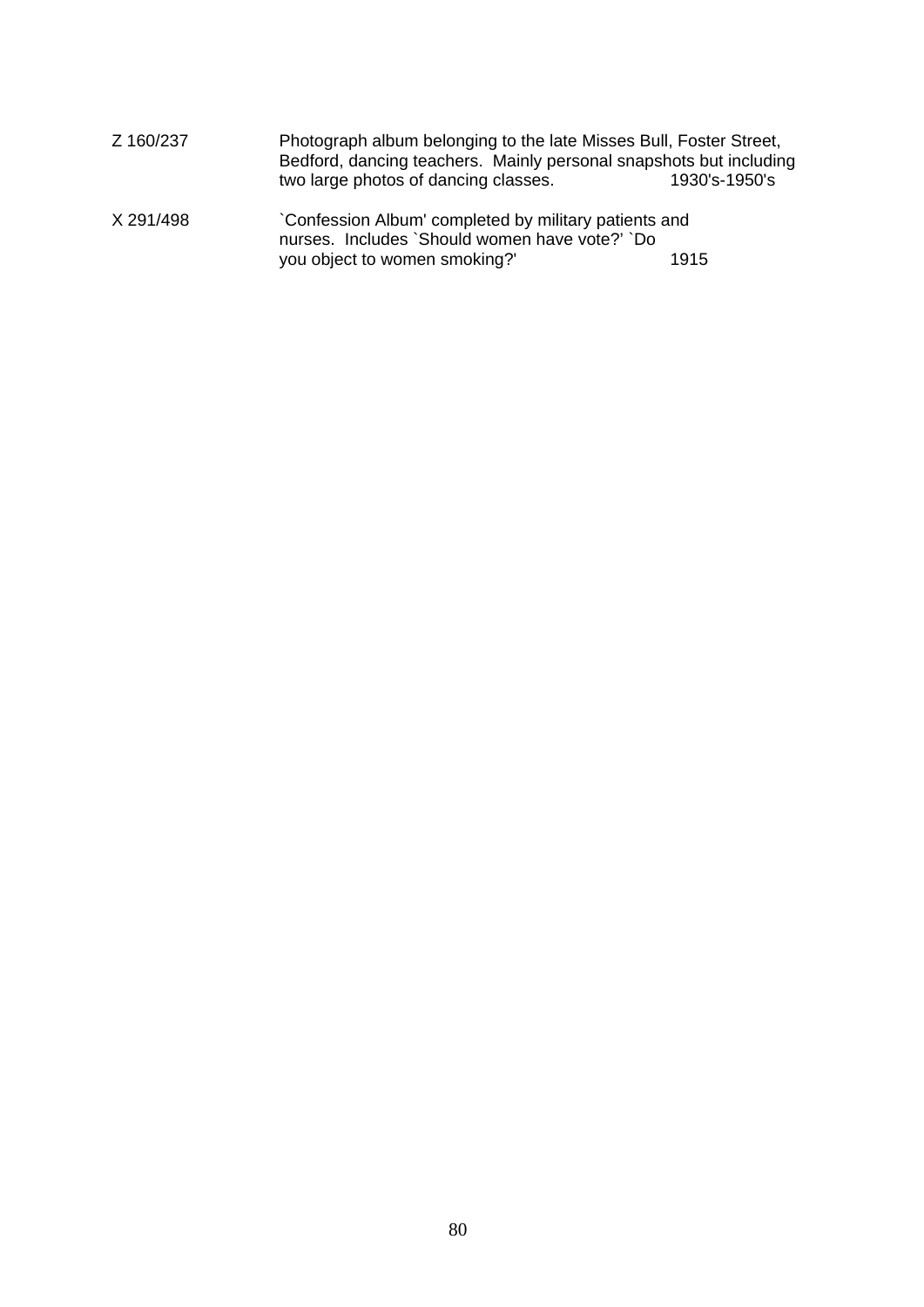| | | |
|---|---|---|
| Z 160/237 | Photograph album belonging to the late Misses Bull, Foster Street, Bedford, dancing teachers. Mainly personal snapshots but including two large photos of dancing classes. | 1930's-1950's |
| X 291/498 | `Confession Album' completed by military patients and nurses. Includes `Should women have vote?' `Do you object to women smoking?' | 1915 |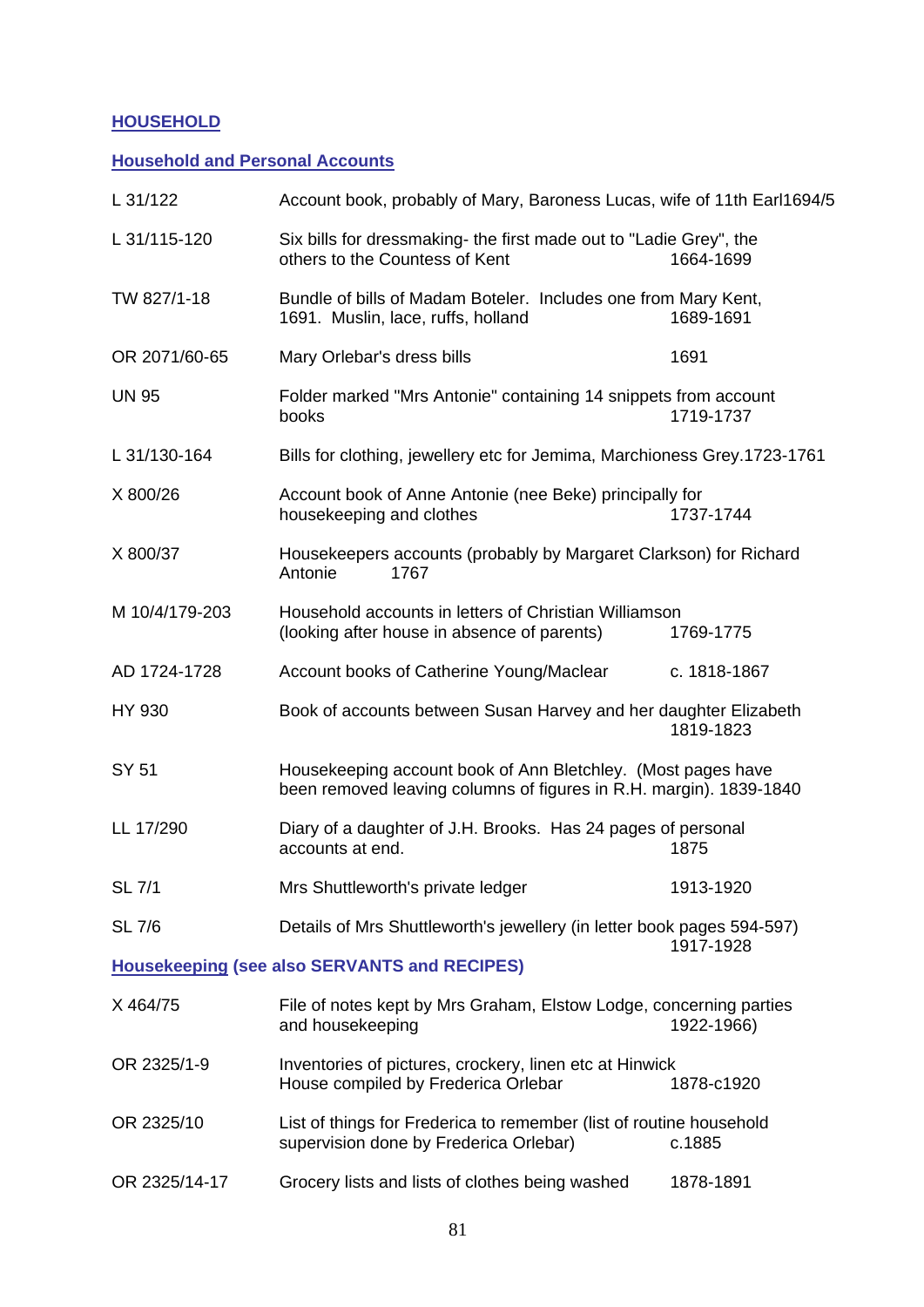## HOUSEHOLD

### Household and Personal Accounts

| | | |
|---|---|---|
| L 31/122 | Account book, probably of Mary, Baroness Lucas, wife of 11th Earl | 1694/5 |
| L 31/115-120 | Six bills for dressmaking- the first made out to "Ladie Grey", the others to the Countess of Kent | 1664-1699 |
| TW 827/1-18 | Bundle of bills of Madam Boteler. Includes one from Mary Kent, 1691. Muslin, lace, ruffs, holland | 1689-1691 |
| OR 2071/60-65 | Mary Orlebar's dress bills | 1691 |
| UN 95 | Folder marked "Mrs Antonie" containing 14 snippets from account books | 1719-1737 |
| L 31/130-164 | Bills for clothing, jewellery etc for Jemima, Marchioness Grey. | 1723-1761 |
| X 800/26 | Account book of Anne Antonie (nee Beke) principally for housekeeping and clothes | 1737-1744 |
| X 800/37 | Housekeepers accounts (probably by Margaret Clarkson) for Richard Antonie | 1767 |
| M 10/4/179-203 | Household accounts in letters of Christian Williamson (looking after house in absence of parents) | 1769-1775 |
| AD 1724-1728 | Account books of Catherine Young/Maclear | c. 1818-1867 |
| HY 930 | Book of accounts between Susan Harvey and her daughter Elizabeth | 1819-1823 |
| SY 51 | Housekeeping account book of Ann Bletchley. (Most pages have been removed leaving columns of figures in R.H. margin). | 1839-1840 |
| LL 17/290 | Diary of a daughter of J.H. Brooks. Has 24 pages of personal accounts at end. | 1875 |
| SL 7/1 | Mrs Shuttleworth's private ledger | 1913-1920 |
| SL 7/6 | Details of Mrs Shuttleworth's jewellery (in letter book pages 594-597) | 1917-1928 |

### Housekeeping (see also SERVANTS and RECIPES)

| | | |
|---|---|---|
| X 464/75 | File of notes kept by Mrs Graham, Elstow Lodge, concerning parties and housekeeping | 1922-1966) |
| OR 2325/1-9 | Inventories of pictures, crockery, linen etc at Hinwick House compiled by Frederica Orlebar | 1878-c1920 |
| OR 2325/10 | List of things for Frederica to remember (list of routine household supervision done by Frederica Orlebar) | c.1885 |
| OR 2325/14-17 | Grocery lists and lists of clothes being washed | 1878-1891 |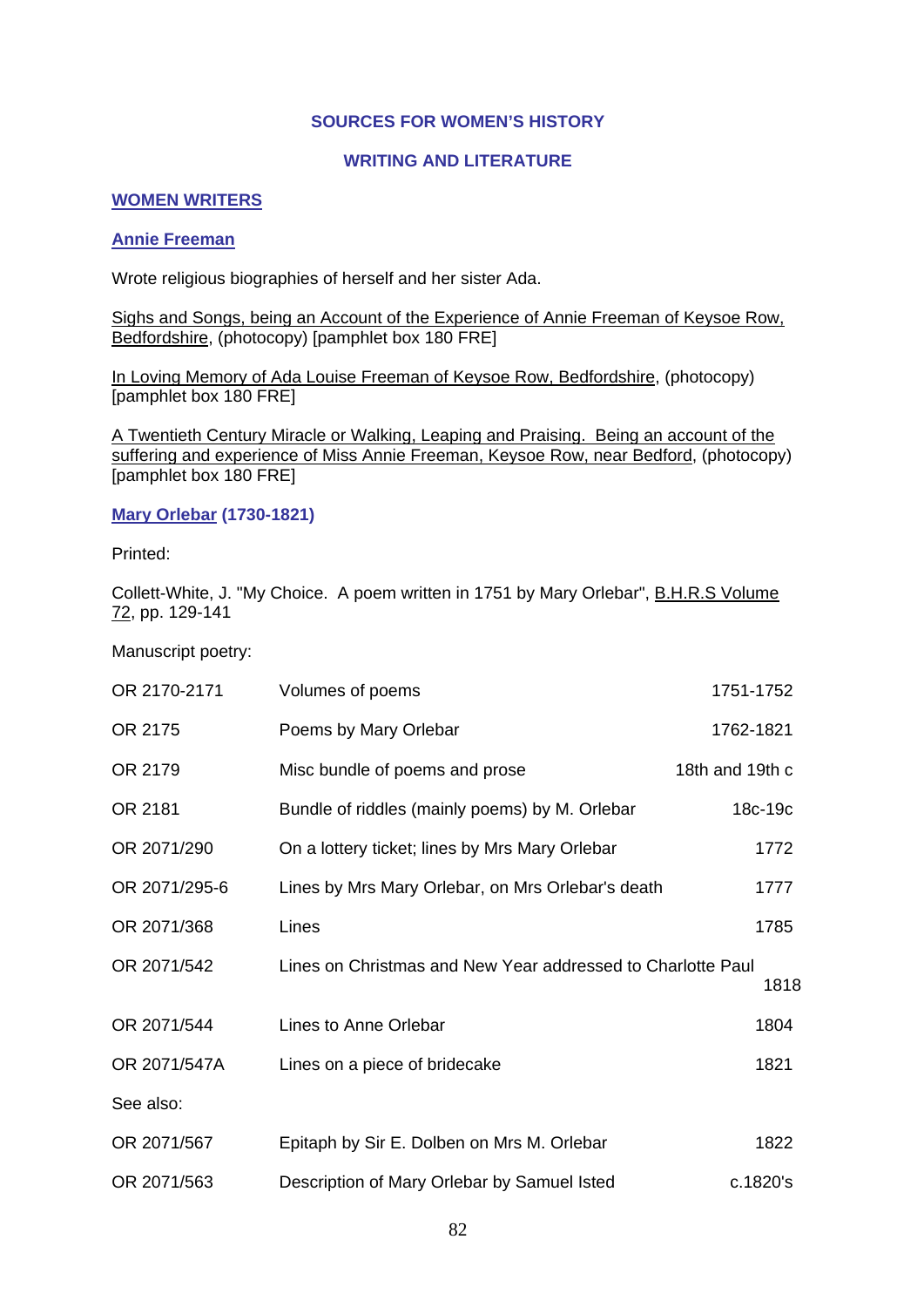# SOURCES FOR WOMEN'S HISTORY

## WRITING AND LITERATURE

### WOMEN WRITERS

#### Annie Freeman

Wrote religious biographies of herself and her sister Ada.

Sighs and Songs, being an Account of the Experience of Annie Freeman of Keysoe Row, Bedfordshire, (photocopy) [pamphlet box 180 FRE]

In Loving Memory of Ada Louise Freeman of Keysoe Row, Bedfordshire, (photocopy) [pamphlet box 180 FRE]

A Twentieth Century Miracle or Walking, Leaping and Praising. Being an account of the suffering and experience of Miss Annie Freeman, Keysoe Row, near Bedford, (photocopy) [pamphlet box 180 FRE]

#### Mary Orlebar (1730-1821)

Printed:

Collett-White, J. "My Choice. A poem written in 1751 by Mary Orlebar", B.H.R.S Volume 72, pp. 129-141

Manuscript poetry:

| | | |
|---|---|---|
| OR 2170-2171 | Volumes of poems | 1751-1752 |
| OR 2175 | Poems by Mary Orlebar | 1762-1821 |
| OR 2179 | Misc bundle of poems and prose | 18th and 19th c |
| OR 2181 | Bundle of riddles (mainly poems) by M. Orlebar | 18c-19c |
| OR 2071/290 | On a lottery ticket; lines by Mrs Mary Orlebar | 1772 |
| OR 2071/295-6 | Lines by Mrs Mary Orlebar, on Mrs Orlebar's death | 1777 |
| OR 2071/368 | Lines | 1785 |
| OR 2071/542 | Lines on Christmas and New Year addressed to Charlotte Paul | 1818 |
| OR 2071/544 | Lines to Anne Orlebar | 1804 |
| OR 2071/547A | Lines on a piece of bridecake | 1821 |

See also:

| | | |
|---|---|---|
| OR 2071/567 | Epitaph by Sir E. Dolben on Mrs M. Orlebar | 1822 |
| OR 2071/563 | Description of Mary Orlebar by Samuel Isted | c.1820's |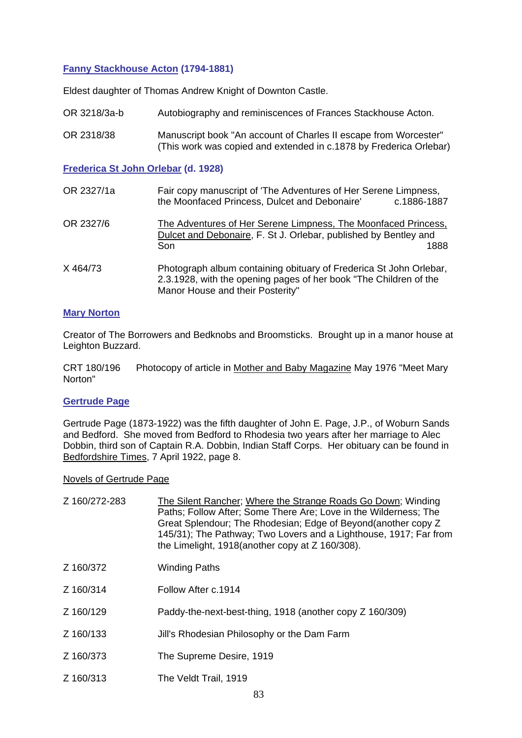### Fanny Stackhouse Acton (1794-1881)

Eldest daughter of Thomas Andrew Knight of Downton Castle.

| | |
|---|---|
| OR 3218/3a-b | Autobiography and reminiscences of Frances Stackhouse Acton. |
| OR 2318/38 | Manuscript book "An account of Charles II escape from Worcester" (This work was copied and extended in c.1878 by Frederica Orlebar) |

### Frederica St John Orlebar (d. 1928)

| | |
|---|---|
| OR 2327/1a | Fair copy manuscript of 'The Adventures of Her Serene Limpness, the Moonfaced Princess, Dulcet and Debonaire' c.1886-1887 |
| OR 2327/6 | <u>The Adventures of Her Serene Limpness, The Moonfaced Princess, Dulcet and Debonaire</u>, F. St J. Orlebar, published by Bentley and Son 1888 |
| X 464/73 | Photograph album containing obituary of Frederica St John Orlebar, 2.3.1928, with the opening pages of her book "The Children of the Manor House and their Posterity" |

### Mary Norton

Creator of The Borrowers and Bedknobs and Broomsticks. Brought up in a manor house at Leighton Buzzard.

CRT 180/196 Photocopy of article in <u>Mother and Baby Magazine</u> May 1976 "Meet Mary Norton"

### Gertrude Page

Gertrude Page (1873-1922) was the fifth daughter of John E. Page, J.P., of Woburn Sands and Bedford. She moved from Bedford to Rhodesia two years after her marriage to Alec Dobbin, third son of Captain R.A. Dobbin, Indian Staff Corps. Her obituary can be found in <u>Bedfordshire Times</u>, 7 April 1922, page 8.

<u>Novels of Gertrude Page</u>

| | |
|---|---|
| Z 160/272-283 | <u>The Silent Rancher</u>; <u>Where the Strange Roads Go Down</u>; Winding Paths; Follow After; Some There Are; Love in the Wilderness; The Great Splendour; The Rhodesian; Edge of Beyond(another copy Z 145/31); The Pathway; Two Lovers and a Lighthouse, 1917; Far from the Limelight, 1918(another copy at Z 160/308). |
| Z 160/372 | Winding Paths |
| Z 160/314 | Follow After c.1914 |
| Z 160/129 | Paddy-the-next-best-thing, 1918 (another copy Z 160/309) |
| Z 160/133 | Jill's Rhodesian Philosophy or the Dam Farm |
| Z 160/373 | The Supreme Desire, 1919 |
| Z 160/313 | The Veldt Trail, 1919 |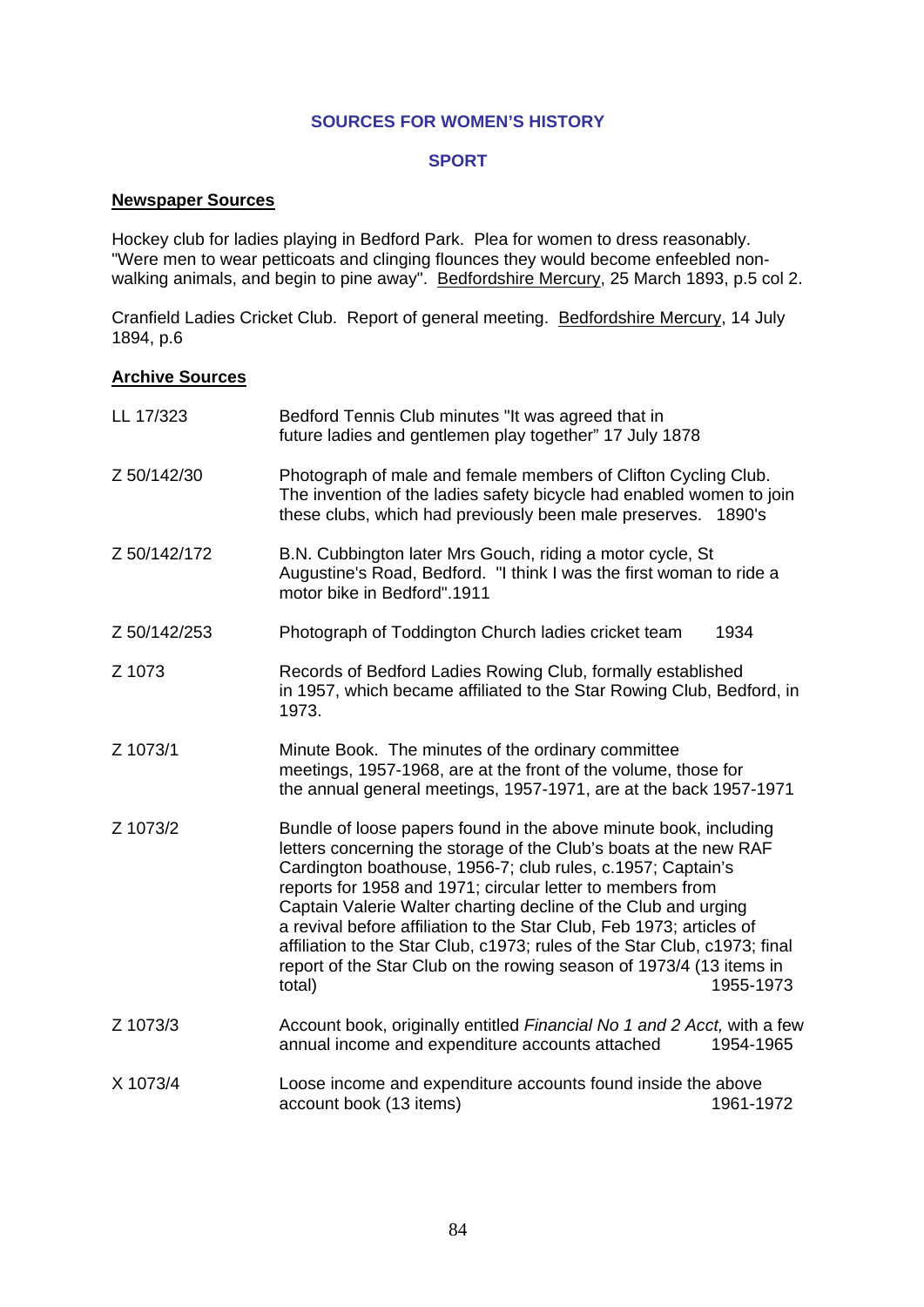## SOURCES FOR WOMEN'S HISTORY

## SPORT

**Newspaper Sources**

Hockey club for ladies playing in Bedford Park. Plea for women to dress reasonably. "Were men to wear petticoats and clinging flounces they would become enfeebled non-walking animals, and begin to pine away". Bedfordshire Mercury, 25 March 1893, p.5 col 2.

Cranfield Ladies Cricket Club. Report of general meeting. Bedfordshire Mercury, 14 July 1894, p.6

**Archive Sources**

| | | |
|---|---|---|
| LL 17/323 | Bedford Tennis Club minutes "It was agreed that in future ladies and gentlemen play together" 17 July 1878 | |
| Z 50/142/30 | Photograph of male and female members of Clifton Cycling Club. The invention of the ladies safety bicycle had enabled women to join these clubs, which had previously been male preserves. | 1890's |
| Z 50/142/172 | B.N. Cubbington later Mrs Gouch, riding a motor cycle, St Augustine's Road, Bedford. "I think I was the first woman to ride a motor bike in Bedford".1911 | |
| Z 50/142/253 | Photograph of Toddington Church ladies cricket team | 1934 |
| Z 1073 | Records of Bedford Ladies Rowing Club, formally established in 1957, which became affiliated to the Star Rowing Club, Bedford, in 1973. | |
| Z 1073/1 | Minute Book. The minutes of the ordinary committee meetings, 1957-1968, are at the front of the volume, those for the annual general meetings, 1957-1971, are at the back | 1957-1971 |
| Z 1073/2 | Bundle of loose papers found in the above minute book, including letters concerning the storage of the Club's boats at the new RAF Cardington boathouse, 1956-7; club rules, c.1957; Captain's reports for 1958 and 1971; circular letter to members from Captain Valerie Walter charting decline of the Club and urging a revival before affiliation to the Star Club, Feb 1973; articles of affiliation to the Star Club, c1973; rules of the Star Club, c1973; final report of the Star Club on the rowing season of 1973/4 (13 items in total) | 1955-1973 |
| Z 1073/3 | Account book, originally entitled *Financial No 1 and 2 Acct,* with a few annual income and expenditure accounts attached | 1954-1965 |
| X 1073/4 | Loose income and expenditure accounts found inside the above account book (13 items) | 1961-1972 |